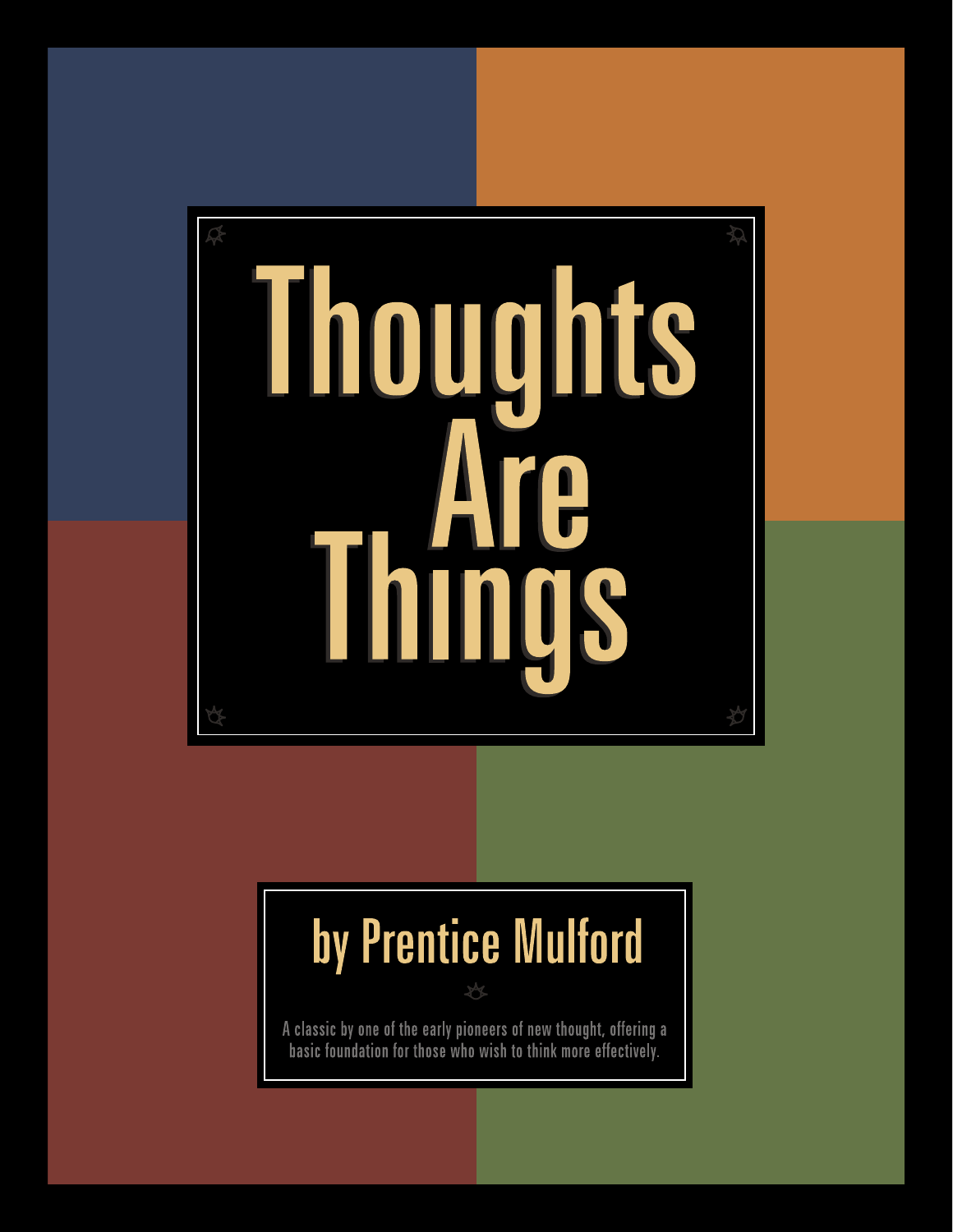# Thoughts Are Things

## by Prentice Mulford

A classic by one of the early pioneers of new thought, offering a basic foundation for those who wish to think more effectively.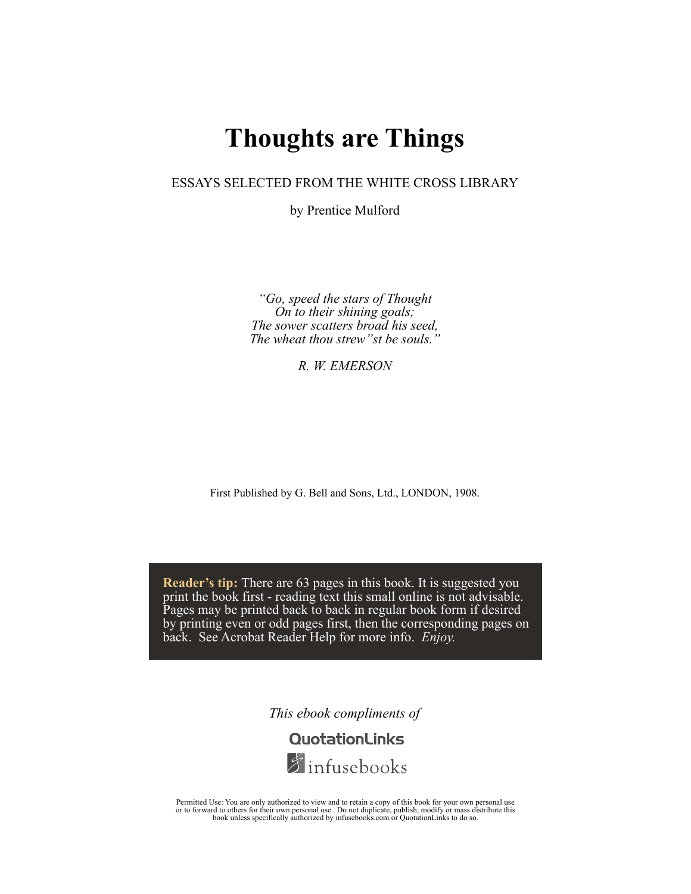# Thoughts are Things

ESSAYS SELECTED FROM THE WHITE CROSS LIBRARY

by Prentice Mulford

*"Go, speed the stars of Thought*
*On to their shining goals;*
*The sower scatters broad his seed,*
*The wheat thou strew"st be souls."*

*R. W. EMERSON*

First Published by G. Bell and Sons, Ltd., LONDON, 1908.

**Reader's tip:** There are 63 pages in this book. It is suggested you print the book first - reading text this small online is not advisable. Pages may be printed back to back in regular book form if desired by printing even or odd pages first, then the corresponding pages on back. See Acrobat Reader Help for more info. *Enjoy.*

*This ebook compliments of*

QuotationLinks

infusebooks

Permitted Use: You are only authorized to view and to retain a copy of this book for your own personal use or to forward to others for their own personal use. Do not duplicate, publish, modify or mass distribute this book unless specifically authorized by infusebooks.com or QuotationLinks to do so.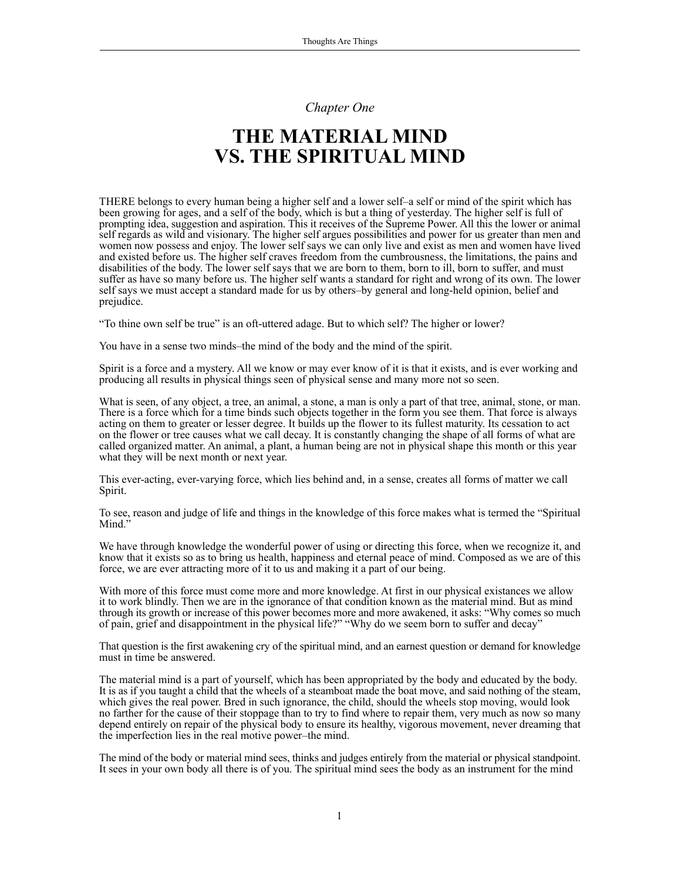*Chapter One*

# THE MATERIAL MIND VS. THE SPIRITUAL MIND

THERE belongs to every human being a higher self and a lower self–a self or mind of the spirit which has been growing for ages, and a self of the body, which is but a thing of yesterday. The higher self is full of prompting idea, suggestion and aspiration. This it receives of the Supreme Power. All this the lower or animal self regards as wild and visionary. The higher self argues possibilities and power for us greater than men and women now possess and enjoy. The lower self says we can only live and exist as men and women have lived and existed before us. The higher self craves freedom from the cumbrousness, the limitations, the pains and disabilities of the body. The lower self says that we are born to them, born to ill, born to suffer, and must suffer as have so many before us. The higher self wants a standard for right and wrong of its own. The lower self says we must accept a standard made for us by others–by general and long-held opinion, belief and prejudice.

"To thine own self be true" is an oft-uttered adage. But to which self? The higher or lower?

You have in a sense two minds–the mind of the body and the mind of the spirit.

Spirit is a force and a mystery. All we know or may ever know of it is that it exists, and is ever working and producing all results in physical things seen of physical sense and many more not so seen.

What is seen, of any object, a tree, an animal, a stone, a man is only a part of that tree, animal, stone, or man. There is a force which for a time binds such objects together in the form you see them. That force is always acting on them to greater or lesser degree. It builds up the flower to its fullest maturity. Its cessation to act on the flower or tree causes what we call decay. It is constantly changing the shape of all forms of what are called organized matter. An animal, a plant, a human being are not in physical shape this month or this year what they will be next month or next year.

This ever-acting, ever-varying force, which lies behind and, in a sense, creates all forms of matter we call Spirit.

To see, reason and judge of life and things in the knowledge of this force makes what is termed the "Spiritual Mind."

We have through knowledge the wonderful power of using or directing this force, when we recognize it, and know that it exists so as to bring us health, happiness and eternal peace of mind. Composed as we are of this force, we are ever attracting more of it to us and making it a part of our being.

With more of this force must come more and more knowledge. At first in our physical existances we allow it to work blindly. Then we are in the ignorance of that condition known as the material mind. But as mind through its growth or increase of this power becomes more and more awakened, it asks: "Why comes so much of pain, grief and disappointment in the physical life?" "Why do we seem born to suffer and decay"

That question is the first awakening cry of the spiritual mind, and an earnest question or demand for knowledge must in time be answered.

The material mind is a part of yourself, which has been appropriated by the body and educated by the body. It is as if you taught a child that the wheels of a steamboat made the boat move, and said nothing of the steam, which gives the real power. Bred in such ignorance, the child, should the wheels stop moving, would look no farther for the cause of their stoppage than to try to find where to repair them, very much as now so many depend entirely on repair of the physical body to ensure its healthy, vigorous movement, never dreaming that the imperfection lies in the real motive power–the mind.

The mind of the body or material mind sees, thinks and judges entirely from the material or physical standpoint. It sees in your own body all there is of you. The spiritual mind sees the body as an instrument for the mind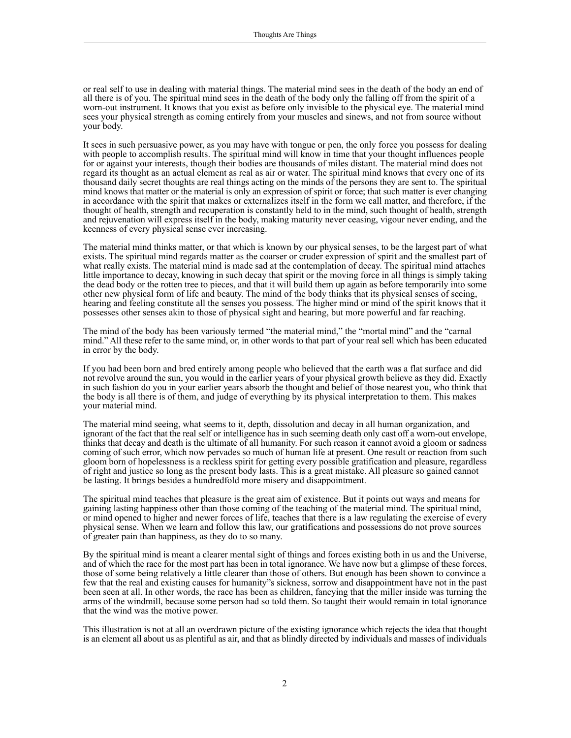or real self to use in dealing with material things. The material mind sees in the death of the body an end of all there is of you. The spiritual mind sees in the death of the body only the falling off from the spirit of a worn-out instrument. It knows that you exist as before only invisible to the physical eye. The material mind sees your physical strength as coming entirely from your muscles and sinews, and not from source without your body.

It sees in such persuasive power, as you may have with tongue or pen, the only force you possess for dealing with people to accomplish results. The spiritual mind will know in time that your thought influences people for or against your interests, though their bodies are thousands of miles distant. The material mind does not regard its thought as an actual element as real as air or water. The spiritual mind knows that every one of its thousand daily secret thoughts are real things acting on the minds of the persons they are sent to. The spiritual mind knows that matter or the material is only an expression of spirit or force; that such matter is ever changing in accordance with the spirit that makes or externalizes itself in the form we call matter, and therefore, if the thought of health, strength and recuperation is constantly held to in the mind, such thought of health, strength and rejuvenation will express itself in the body, making maturity never ceasing, vigour never ending, and the keenness of every physical sense ever increasing.

The material mind thinks matter, or that which is known by our physical senses, to be the largest part of what exists. The spiritual mind regards matter as the coarser or cruder expression of spirit and the smallest part of what really exists. The material mind is made sad at the contemplation of decay. The spiritual mind attaches little importance to decay, knowing in such decay that spirit or the moving force in all things is simply taking the dead body or the rotten tree to pieces, and that it will build them up again as before temporarily into some other new physical form of life and beauty. The mind of the body thinks that its physical senses of seeing, hearing and feeling constitute all the senses you possess. The higher mind or mind of the spirit knows that it possesses other senses akin to those of physical sight and hearing, but more powerful and far reaching.

The mind of the body has been variously termed "the material mind," the "mortal mind" and the "carnal mind." All these refer to the same mind, or, in other words to that part of your real sell which has been educated in error by the body.

If you had been born and bred entirely among people who believed that the earth was a flat surface and did not revolve around the sun, you would in the earlier years of your physical growth believe as they did. Exactly in such fashion do you in your earlier years absorb the thought and belief of those nearest you, who think that the body is all there is of them, and judge of everything by its physical interpretation to them. This makes your material mind.

The material mind seeing, what seems to it, depth, dissolution and decay in all human organization, and ignorant of the fact that the real self or intelligence has in such seeming death only cast off a worn-out envelope, thinks that decay and death is the ultimate of all humanity. For such reason it cannot avoid a gloom or sadness coming of such error, which now pervades so much of human life at present. One result or reaction from such gloom born of hopelessness is a reckless spirit for getting every possible gratification and pleasure, regardless of right and justice so long as the present body lasts. This is a great mistake. All pleasure so gained cannot be lasting. It brings besides a hundredfold more misery and disappointment.

The spiritual mind teaches that pleasure is the great aim of existence. But it points out ways and means for gaining lasting happiness other than those coming of the teaching of the material mind. The spiritual mind, or mind opened to higher and newer forces of life, teaches that there is a law regulating the exercise of every physical sense. When we learn and follow this law, our gratifications and possessions do not prove sources of greater pain than happiness, as they do to so many.

By the spiritual mind is meant a clearer mental sight of things and forces existing both in us and the Universe, and of which the race for the most part has been in total ignorance. We have now but a glimpse of these forces, those of some being relatively a little clearer than those of others. But enough has been shown to convince a few that the real and existing causes for humanity"s sickness, sorrow and disappointment have not in the past been seen at all. In other words, the race has been as children, fancying that the miller inside was turning the arms of the windmill, because some person had so told them. So taught their would remain in total ignorance that the wind was the motive power.

This illustration is not at all an overdrawn picture of the existing ignorance which rejects the idea that thought is an element all about us as plentiful as air, and that as blindly directed by individuals and masses of individuals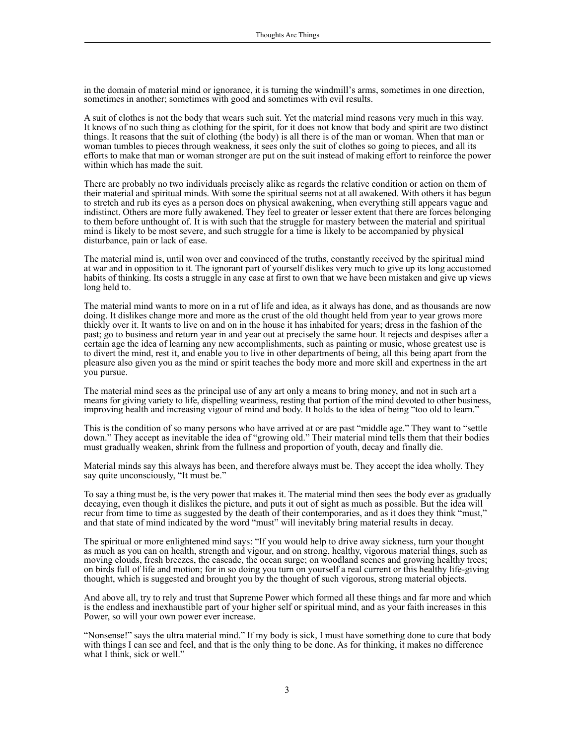in the domain of material mind or ignorance, it is turning the windmill's arms, sometimes in one direction, sometimes in another; sometimes with good and sometimes with evil results.

A suit of clothes is not the body that wears such suit. Yet the material mind reasons very much in this way. It knows of no such thing as clothing for the spirit, for it does not know that body and spirit are two distinct things. It reasons that the suit of clothing (the body) is all there is of the man or woman. When that man or woman tumbles to pieces through weakness, it sees only the suit of clothes so going to pieces, and all its efforts to make that man or woman stronger are put on the suit instead of making effort to reinforce the power within which has made the suit.

There are probably no two individuals precisely alike as regards the relative condition or action on them of their material and spiritual minds. With some the spiritual seems not at all awakened. With others it has begun to stretch and rub its eyes as a person does on physical awakening, when everything still appears vague and indistinct. Others are more fully awakened. They feel to greater or lesser extent that there are forces belonging to them before unthought of. It is with such that the struggle for mastery between the material and spiritual mind is likely to be most severe, and such struggle for a time is likely to be accompanied by physical disturbance, pain or lack of ease.

The material mind is, until won over and convinced of the truths, constantly received by the spiritual mind at war and in opposition to it. The ignorant part of yourself dislikes very much to give up its long accustomed habits of thinking. Its costs a struggle in any case at first to own that we have been mistaken and give up views long held to.

The material mind wants to more on in a rut of life and idea, as it always has done, and as thousands are now doing. It dislikes change more and more as the crust of the old thought held from year to year grows more thickly over it. It wants to live on and on in the house it has inhabited for years; dress in the fashion of the past; go to business and return year in and year out at precisely the same hour. It rejects and despises after a certain age the idea of learning any new accomplishments, such as painting or music, whose greatest use is to divert the mind, rest it, and enable you to live in other departments of being, all this being apart from the pleasure also given you as the mind or spirit teaches the body more and more skill and expertness in the art you pursue.

The material mind sees as the principal use of any art only a means to bring money, and not in such art a means for giving variety to life, dispelling weariness, resting that portion of the mind devoted to other business, improving health and increasing vigour of mind and body. It holds to the idea of being "too old to learn."

This is the condition of so many persons who have arrived at or are past "middle age." They want to "settle down." They accept as inevitable the idea of "growing old." Their material mind tells them that their bodies must gradually weaken, shrink from the fullness and proportion of youth, decay and finally die.

Material minds say this always has been, and therefore always must be. They accept the idea wholly. They say quite unconsciously, "It must be."

To say a thing must be, is the very power that makes it. The material mind then sees the body ever as gradually decaying, even though it dislikes the picture, and puts it out of sight as much as possible. But the idea will recur from time to time as suggested by the death of their contemporaries, and as it does they think "must," and that state of mind indicated by the word "must" will inevitably bring material results in decay.

The spiritual or more enlightened mind says: "If you would help to drive away sickness, turn your thought as much as you can on health, strength and vigour, and on strong, healthy, vigorous material things, such as moving clouds, fresh breezes, the cascade, the ocean surge; on woodland scenes and growing healthy trees; on birds full of life and motion; for in so doing you turn on yourself a real current or this healthy life-giving thought, which is suggested and brought you by the thought of such vigorous, strong material objects.

And above all, try to rely and trust that Supreme Power which formed all these things and far more and which is the endless and inexhaustible part of your higher self or spiritual mind, and as your faith increases in this Power, so will your own power ever increase.

"Nonsense!" says the ultra material mind." If my body is sick, I must have something done to cure that body with things I can see and feel, and that is the only thing to be done. As for thinking, it makes no difference what I think, sick or well."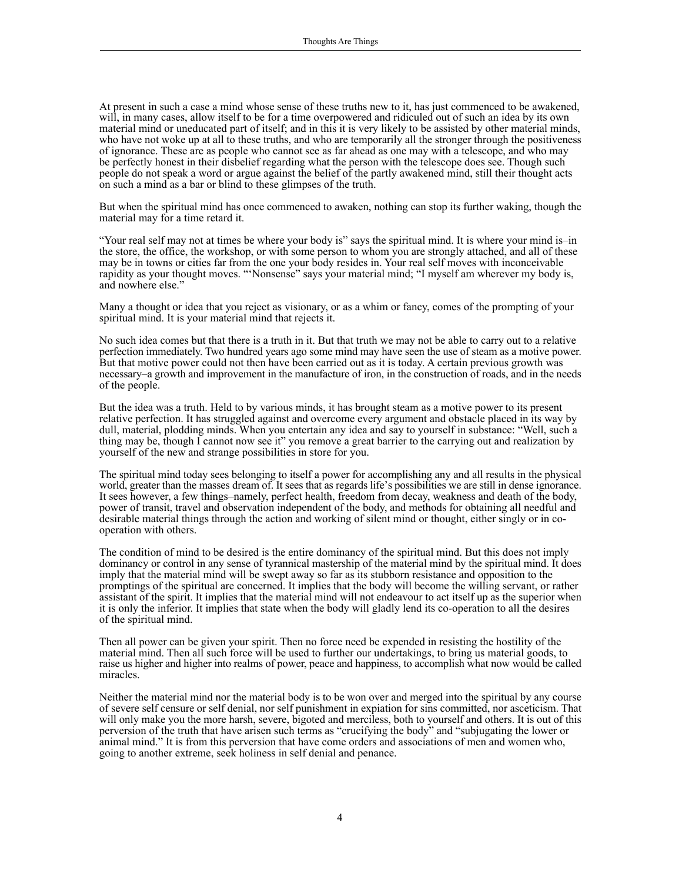At present in such a case a mind whose sense of these truths new to it, has just commenced to be awakened, will, in many cases, allow itself to be for a time overpowered and ridiculed out of such an idea by its own material mind or uneducated part of itself; and in this it is very likely to be assisted by other material minds, who have not woke up at all to these truths, and who are temporarily all the stronger through the positiveness of ignorance. These are as people who cannot see as far ahead as one may with a telescope, and who may be perfectly honest in their disbelief regarding what the person with the telescope does see. Though such people do not speak a word or argue against the belief of the partly awakened mind, still their thought acts on such a mind as a bar or blind to these glimpses of the truth.

But when the spiritual mind has once commenced to awaken, nothing can stop its further waking, though the material may for a time retard it.

"Your real self may not at times be where your body is" says the spiritual mind. It is where your mind is–in the store, the office, the workshop, or with some person to whom you are strongly attached, and all of these may be in towns or cities far from the one your body resides in. Your real self moves with inconceivable rapidity as your thought moves. "'Nonsense" says your material mind; "I myself am wherever my body is, and nowhere else."

Many a thought or idea that you reject as visionary, or as a whim or fancy, comes of the prompting of your spiritual mind. It is your material mind that rejects it.

No such idea comes but that there is a truth in it. But that truth we may not be able to carry out to a relative perfection immediately. Two hundred years ago some mind may have seen the use of steam as a motive power. But that motive power could not then have been carried out as it is today. A certain previous growth was necessary–a growth and improvement in the manufacture of iron, in the construction of roads, and in the needs of the people.

But the idea was a truth. Held to by various minds, it has brought steam as a motive power to its present relative perfection. It has struggled against and overcome every argument and obstacle placed in its way by dull, material, plodding minds. When you entertain any idea and say to yourself in substance: "Well, such a thing may be, though I cannot now see it" you remove a great barrier to the carrying out and realization by yourself of the new and strange possibilities in store for you.

The spiritual mind today sees belonging to itself a power for accomplishing any and all results in the physical world, greater than the masses dream of. It sees that as regards life's possibilities we are still in dense ignorance. It sees however, a few things–namely, perfect health, freedom from decay, weakness and death of the body, power of transit, travel and observation independent of the body, and methods for obtaining all needful and desirable material things through the action and working of silent mind or thought, either singly or in co-operation with others.

The condition of mind to be desired is the entire dominancy of the spiritual mind. But this does not imply dominancy or control in any sense of tyrannical mastership of the material mind by the spiritual mind. It does imply that the material mind will be swept away so far as its stubborn resistance and opposition to the promptings of the spiritual are concerned. It implies that the body will become the willing servant, or rather assistant of the spirit. It implies that the material mind will not endeavour to act itself up as the superior when it is only the inferior. It implies that state when the body will gladly lend its co-operation to all the desires of the spiritual mind.

Then all power can be given your spirit. Then no force need be expended in resisting the hostility of the material mind. Then all such force will be used to further our undertakings, to bring us material goods, to raise us higher and higher into realms of power, peace and happiness, to accomplish what now would be called miracles.

Neither the material mind nor the material body is to be won over and merged into the spiritual by any course of severe self censure or self denial, nor self punishment in expiation for sins committed, nor asceticism. That will only make you the more harsh, severe, bigoted and merciless, both to yourself and others. It is out of this perversion of the truth that have arisen such terms as "crucifying the body" and "subjugating the lower or animal mind." It is from this perversion that have come orders and associations of men and women who, going to another extreme, seek holiness in self denial and penance.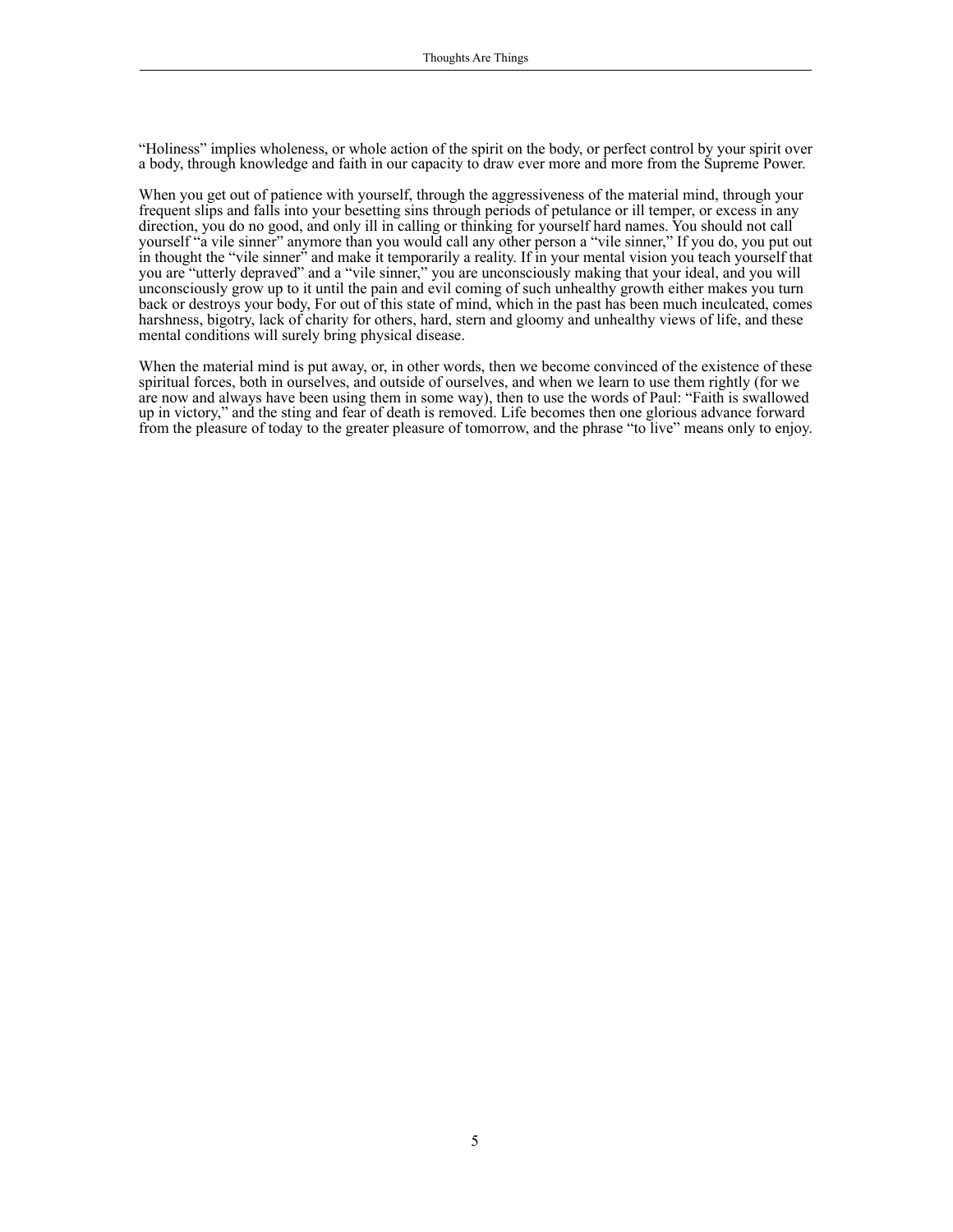“Holiness” implies wholeness, or whole action of the spirit on the body, or perfect control by your spirit over a body, through knowledge and faith in our capacity to draw ever more and more from the Supreme Power.

When you get out of patience with yourself, through the aggressiveness of the material mind, through your frequent slips and falls into your besetting sins through periods of petulance or ill temper, or excess in any direction, you do no good, and only ill in calling or thinking for yourself hard names. You should not call yourself “a vile sinner” anymore than you would call any other person a “vile sinner,” If you do, you put out in thought the “vile sinner” and make it temporarily a reality. If in your mental vision you teach yourself that you are “utterly depraved” and a “vile sinner,” you are unconsciously making that your ideal, and you will unconsciously grow up to it until the pain and evil coming of such unhealthy growth either makes you turn back or destroys your body, For out of this state of mind, which in the past has been much inculcated, comes harshness, bigotry, lack of charity for others, hard, stern and gloomy and unhealthy views of life, and these mental conditions will surely bring physical disease.

When the material mind is put away, or, in other words, then we become convinced of the existence of these spiritual forces, both in ourselves, and outside of ourselves, and when we learn to use them rightly (for we are now and always have been using them in some way), then to use the words of Paul: “Faith is swallowed up in victory,” and the sting and fear of death is removed. Life becomes then one glorious advance forward from the pleasure of today to the greater pleasure of tomorrow, and the phrase “to live” means only to enjoy.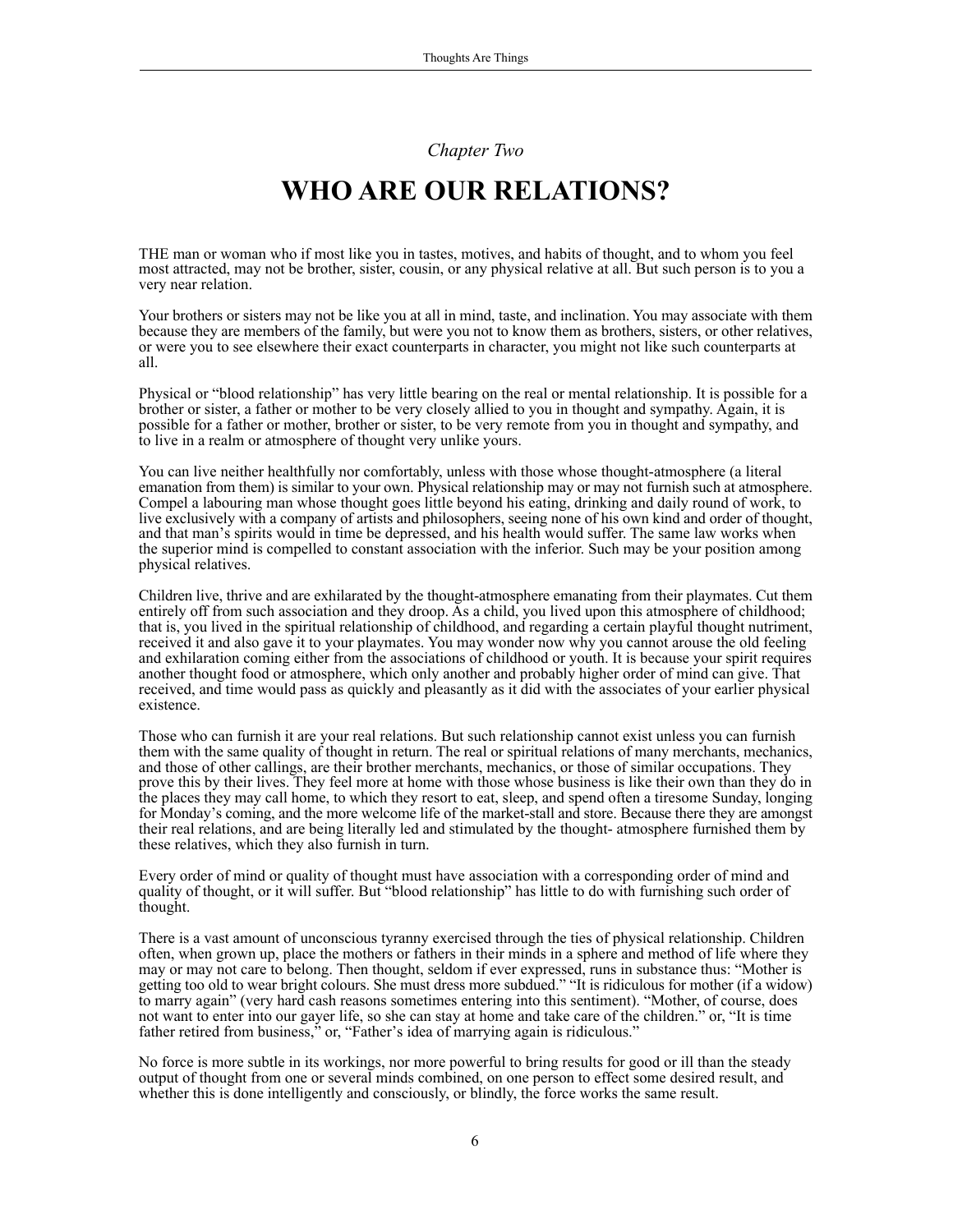*Chapter Two*

# WHO ARE OUR RELATIONS?

THE man or woman who if most like you in tastes, motives, and habits of thought, and to whom you feel most attracted, may not be brother, sister, cousin, or any physical relative at all. But such person is to you a very near relation.

Your brothers or sisters may not be like you at all in mind, taste, and inclination. You may associate with them because they are members of the family, but were you not to know them as brothers, sisters, or other relatives, or were you to see elsewhere their exact counterparts in character, you might not like such counterparts at all.

Physical or "blood relationship" has very little bearing on the real or mental relationship. It is possible for a brother or sister, a father or mother to be very closely allied to you in thought and sympathy. Again, it is possible for a father or mother, brother or sister, to be very remote from you in thought and sympathy, and to live in a realm or atmosphere of thought very unlike yours.

You can live neither healthfully nor comfortably, unless with those whose thought-atmosphere (a literal emanation from them) is similar to your own. Physical relationship may or may not furnish such at atmosphere. Compel a labouring man whose thought goes little beyond his eating, drinking and daily round of work, to live exclusively with a company of artists and philosophers, seeing none of his own kind and order of thought, and that man's spirits would in time be depressed, and his health would suffer. The same law works when the superior mind is compelled to constant association with the inferior. Such may be your position among physical relatives.

Children live, thrive and are exhilarated by the thought-atmosphere emanating from their playmates. Cut them entirely off from such association and they droop. As a child, you lived upon this atmosphere of childhood; that is, you lived in the spiritual relationship of childhood, and regarding a certain playful thought nutriment, received it and also gave it to your playmates. You may wonder now why you cannot arouse the old feeling and exhilaration coming either from the associations of childhood or youth. It is because your spirit requires another thought food or atmosphere, which only another and probably higher order of mind can give. That received, and time would pass as quickly and pleasantly as it did with the associates of your earlier physical existence.

Those who can furnish it are your real relations. But such relationship cannot exist unless you can furnish them with the same quality of thought in return. The real or spiritual relations of many merchants, mechanics, and those of other callings, are their brother merchants, mechanics, or those of similar occupations. They prove this by their lives. They feel more at home with those whose business is like their own than they do in the places they may call home, to which they resort to eat, sleep, and spend often a tiresome Sunday, longing for Monday's coming, and the more welcome life of the market-stall and store. Because there they are amongst their real relations, and are being literally led and stimulated by the thought- atmosphere furnished them by these relatives, which they also furnish in turn.

Every order of mind or quality of thought must have association with a corresponding order of mind and quality of thought, or it will suffer. But "blood relationship" has little to do with furnishing such order of thought.

There is a vast amount of unconscious tyranny exercised through the ties of physical relationship. Children often, when grown up, place the mothers or fathers in their minds in a sphere and method of life where they may or may not care to belong. Then thought, seldom if ever expressed, runs in substance thus: "Mother is getting too old to wear bright colours. She must dress more subdued." "It is ridiculous for mother (if a widow) to marry again" (very hard cash reasons sometimes entering into this sentiment). "Mother, of course, does not want to enter into our gayer life, so she can stay at home and take care of the children." or, "It is time father retired from business," or, "Father's idea of marrying again is ridiculous."

No force is more subtle in its workings, nor more powerful to bring results for good or ill than the steady output of thought from one or several minds combined, on one person to effect some desired result, and whether this is done intelligently and consciously, or blindly, the force works the same result.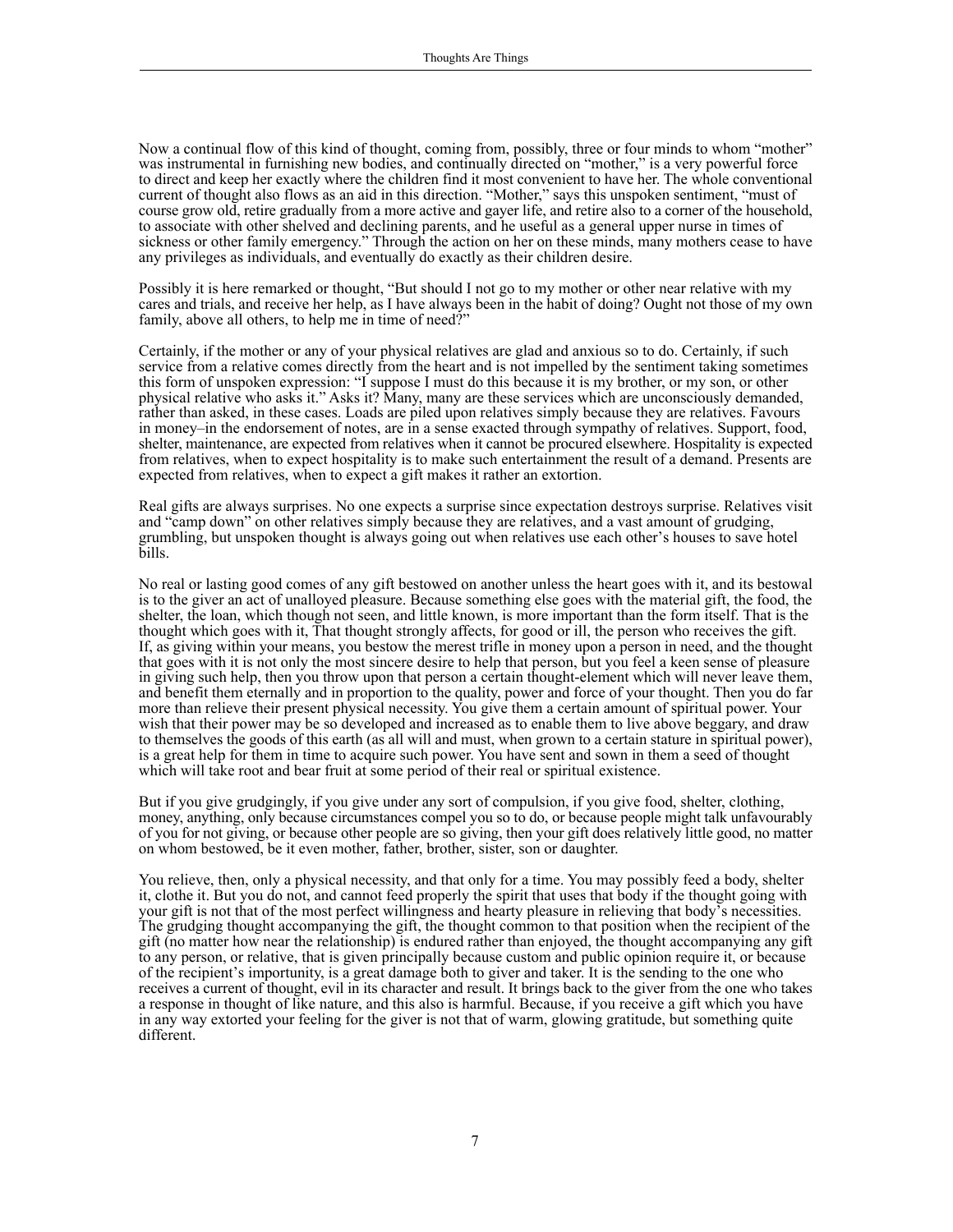Now a continual flow of this kind of thought, coming from, possibly, three or four minds to whom "mother" was instrumental in furnishing new bodies, and continually directed on "mother," is a very powerful force to direct and keep her exactly where the children find it most convenient to have her. The whole conventional current of thought also flows as an aid in this direction. "Mother," says this unspoken sentiment, "must of course grow old, retire gradually from a more active and gayer life, and retire also to a corner of the household, to associate with other shelved and declining parents, and he useful as a general upper nurse in times of sickness or other family emergency." Through the action on her on these minds, many mothers cease to have any privileges as individuals, and eventually do exactly as their children desire.

Possibly it is here remarked or thought, "But should I not go to my mother or other near relative with my cares and trials, and receive her help, as I have always been in the habit of doing? Ought not those of my own family, above all others, to help me in time of need?"

Certainly, if the mother or any of your physical relatives are glad and anxious so to do. Certainly, if such service from a relative comes directly from the heart and is not impelled by the sentiment taking sometimes this form of unspoken expression: "I suppose I must do this because it is my brother, or my son, or other physical relative who asks it." Asks it? Many, many are these services which are unconsciously demanded, rather than asked, in these cases. Loads are piled upon relatives simply because they are relatives. Favours in money–in the endorsement of notes, are in a sense exacted through sympathy of relatives. Support, food, shelter, maintenance, are expected from relatives when it cannot be procured elsewhere. Hospitality is expected from relatives, when to expect hospitality is to make such entertainment the result of a demand. Presents are expected from relatives, when to expect a gift makes it rather an extortion.

Real gifts are always surprises. No one expects a surprise since expectation destroys surprise. Relatives visit and "camp down" on other relatives simply because they are relatives, and a vast amount of grudging, grumbling, but unspoken thought is always going out when relatives use each other's houses to save hotel bills.

No real or lasting good comes of any gift bestowed on another unless the heart goes with it, and its bestowal is to the giver an act of unalloyed pleasure. Because something else goes with the material gift, the food, the shelter, the loan, which though not seen, and little known, is more important than the form itself. That is the thought which goes with it, That thought strongly affects, for good or ill, the person who receives the gift. If, as giving within your means, you bestow the merest trifle in money upon a person in need, and the thought that goes with it is not only the most sincere desire to help that person, but you feel a keen sense of pleasure in giving such help, then you throw upon that person a certain thought-element which will never leave them, and benefit them eternally and in proportion to the quality, power and force of your thought. Then you do far more than relieve their present physical necessity. You give them a certain amount of spiritual power. Your wish that their power may be so developed and increased as to enable them to live above beggary, and draw to themselves the goods of this earth (as all will and must, when grown to a certain stature in spiritual power), is a great help for them in time to acquire such power. You have sent and sown in them a seed of thought which will take root and bear fruit at some period of their real or spiritual existence.

But if you give grudgingly, if you give under any sort of compulsion, if you give food, shelter, clothing, money, anything, only because circumstances compel you so to do, or because people might talk unfavourably of you for not giving, or because other people are so giving, then your gift does relatively little good, no matter on whom bestowed, be it even mother, father, brother, sister, son or daughter.

You relieve, then, only a physical necessity, and that only for a time. You may possibly feed a body, shelter it, clothe it. But you do not, and cannot feed properly the spirit that uses that body if the thought going with your gift is not that of the most perfect willingness and hearty pleasure in relieving that body's necessities. The grudging thought accompanying the gift, the thought common to that position when the recipient of the gift (no matter how near the relationship) is endured rather than enjoyed, the thought accompanying any gift to any person, or relative, that is given principally because custom and public opinion require it, or because of the recipient's importunity, is a great damage both to giver and taker. It is the sending to the one who receives a current of thought, evil in its character and result. It brings back to the giver from the one who takes a response in thought of like nature, and this also is harmful. Because, if you receive a gift which you have in any way extorted your feeling for the giver is not that of warm, glowing gratitude, but something quite different.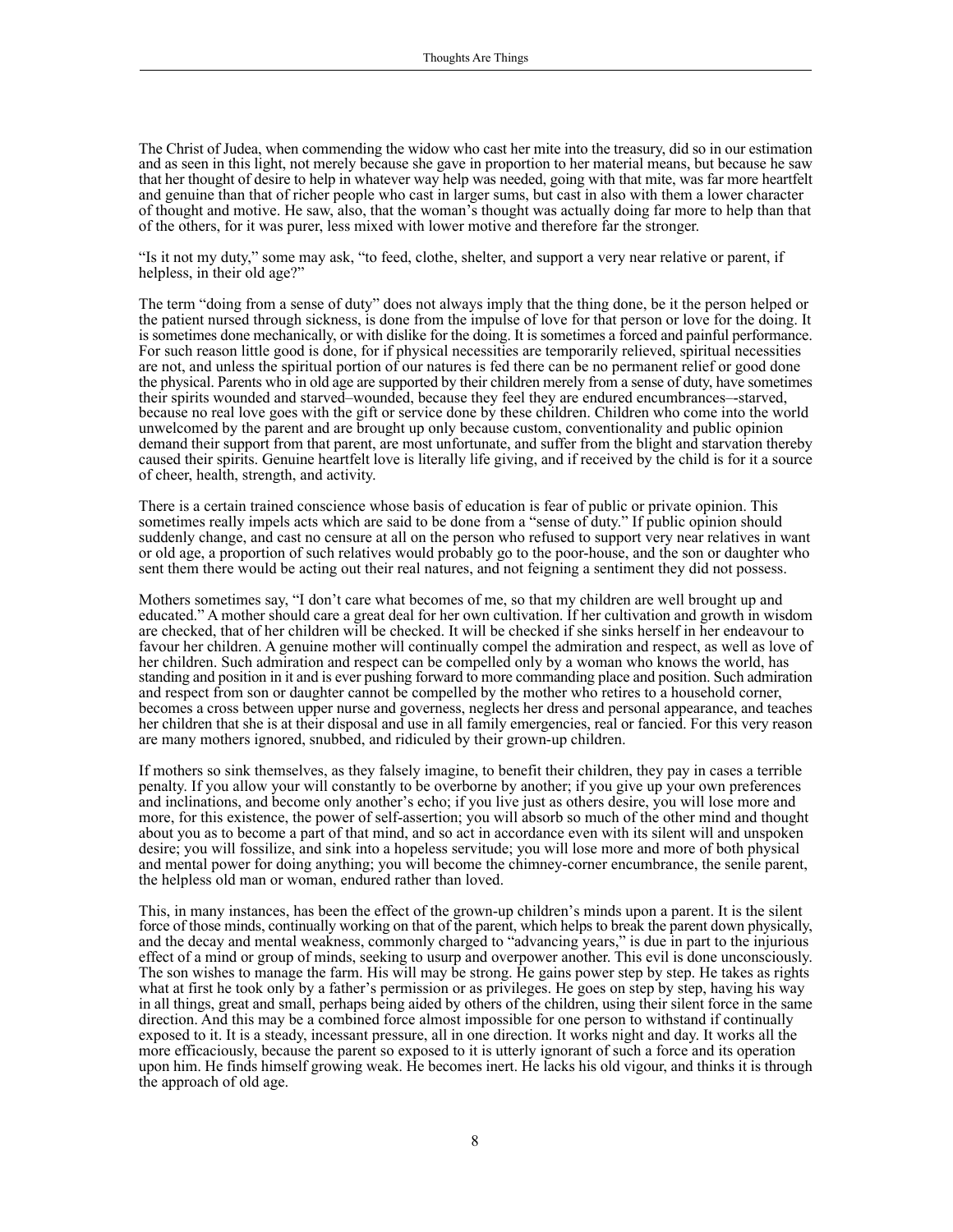The Christ of Judea, when commending the widow who cast her mite into the treasury, did so in our estimation and as seen in this light, not merely because she gave in proportion to her material means, but because he saw that her thought of desire to help in whatever way help was needed, going with that mite, was far more heartfelt and genuine than that of richer people who cast in larger sums, but cast in also with them a lower character of thought and motive. He saw, also, that the woman's thought was actually doing far more to help than that of the others, for it was purer, less mixed with lower motive and therefore far the stronger.

"Is it not my duty," some may ask, "to feed, clothe, shelter, and support a very near relative or parent, if helpless, in their old age?"

The term "doing from a sense of duty" does not always imply that the thing done, be it the person helped or the patient nursed through sickness, is done from the impulse of love for that person or love for the doing. It is sometimes done mechanically, or with dislike for the doing. It is sometimes a forced and painful performance. For such reason little good is done, for if physical necessities are temporarily relieved, spiritual necessities are not, and unless the spiritual portion of our natures is fed there can be no permanent relief or good done the physical. Parents who in old age are supported by their children merely from a sense of duty, have sometimes their spirits wounded and starved–wounded, because they feel they are endured encumbrances–-starved, because no real love goes with the gift or service done by these children. Children who come into the world unwelcomed by the parent and are brought up only because custom, conventionality and public opinion demand their support from that parent, are most unfortunate, and suffer from the blight and starvation thereby caused their spirits. Genuine heartfelt love is literally life giving, and if received by the child is for it a source of cheer, health, strength, and activity.

There is a certain trained conscience whose basis of education is fear of public or private opinion. This sometimes really impels acts which are said to be done from a "sense of duty." If public opinion should suddenly change, and cast no censure at all on the person who refused to support very near relatives in want or old age, a proportion of such relatives would probably go to the poor-house, and the son or daughter who sent them there would be acting out their real natures, and not feigning a sentiment they did not possess.

Mothers sometimes say, "I don't care what becomes of me, so that my children are well brought up and educated." A mother should care a great deal for her own cultivation. If her cultivation and growth in wisdom are checked, that of her children will be checked. It will be checked if she sinks herself in her endeavour to favour her children. A genuine mother will continually compel the admiration and respect, as well as love of her children. Such admiration and respect can be compelled only by a woman who knows the world, has standing and position in it and is ever pushing forward to more commanding place and position. Such admiration and respect from son or daughter cannot be compelled by the mother who retires to a household corner, becomes a cross between upper nurse and governess, neglects her dress and personal appearance, and teaches her children that she is at their disposal and use in all family emergencies, real or fancied. For this very reason are many mothers ignored, snubbed, and ridiculed by their grown-up children.

If mothers so sink themselves, as they falsely imagine, to benefit their children, they pay in cases a terrible penalty. If you allow your will constantly to be overborne by another; if you give up your own preferences and inclinations, and become only another's echo; if you live just as others desire, you will lose more and more, for this existence, the power of self-assertion; you will absorb so much of the other mind and thought about you as to become a part of that mind, and so act in accordance even with its silent will and unspoken desire; you will fossilize, and sink into a hopeless servitude; you will lose more and more of both physical and mental power for doing anything; you will become the chimney-corner encumbrance, the senile parent, the helpless old man or woman, endured rather than loved.

This, in many instances, has been the effect of the grown-up children's minds upon a parent. It is the silent force of those minds, continually working on that of the parent, which helps to break the parent down physically, and the decay and mental weakness, commonly charged to "advancing years," is due in part to the injurious effect of a mind or group of minds, seeking to usurp and overpower another. This evil is done unconsciously. The son wishes to manage the farm. His will may be strong. He gains power step by step. He takes as rights what at first he took only by a father's permission or as privileges. He goes on step by step, having his way in all things, great and small, perhaps being aided by others of the children, using their silent force in the same direction. And this may be a combined force almost impossible for one person to withstand if continually exposed to it. It is a steady, incessant pressure, all in one direction. It works night and day. It works all the more efficaciously, because the parent so exposed to it is utterly ignorant of such a force and its operation upon him. He finds himself growing weak. He becomes inert. He lacks his old vigour, and thinks it is through the approach of old age.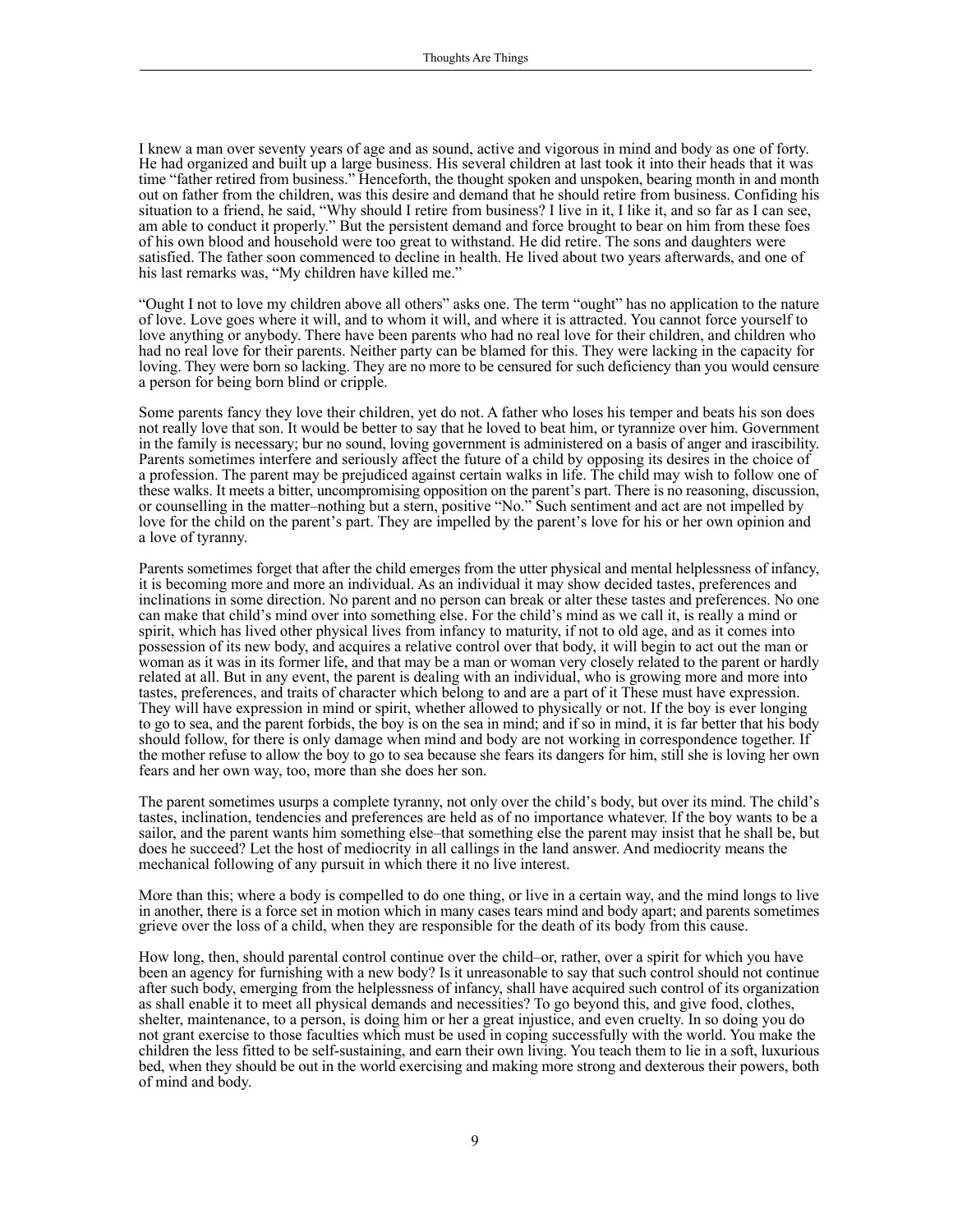I knew a man over seventy years of age and as sound, active and vigorous in mind and body as one of forty. He had organized and built up a large business. His several children at last took it into their heads that it was time "father retired from business." Henceforth, the thought spoken and unspoken, bearing month in and month out on father from the children, was this desire and demand that he should retire from business. Confiding his situation to a friend, he said, "Why should I retire from business? I live in it, I like it, and so far as I can see, am able to conduct it properly." But the persistent demand and force brought to bear on him from these foes of his own blood and household were too great to withstand. He did retire. The sons and daughters were satisfied. The father soon commenced to decline in health. He lived about two years afterwards, and one of his last remarks was, "My children have killed me."

"Ought I not to love my children above all others" asks one. The term "ought" has no application to the nature of love. Love goes where it will, and to whom it will, and where it is attracted. You cannot force yourself to love anything or anybody. There have been parents who had no real love for their children, and children who had no real love for their parents. Neither party can be blamed for this. They were lacking in the capacity for loving. They were born so lacking. They are no more to be censured for such deficiency than you would censure a person for being born blind or cripple.

Some parents fancy they love their children, yet do not. A father who loses his temper and beats his son does not really love that son. It would be better to say that he loved to beat him, or tyrannize over him. Government in the family is necessary; bur no sound, loving government is administered on a basis of anger and irascibility. Parents sometimes interfere and seriously affect the future of a child by opposing its desires in the choice of a profession. The parent may be prejudiced against certain walks in life. The child may wish to follow one of these walks. It meets a bitter, uncompromising opposition on the parent's part. There is no reasoning, discussion, or counselling in the matter–nothing but a stern, positive "No." Such sentiment and act are not impelled by love for the child on the parent's part. They are impelled by the parent's love for his or her own opinion and a love of tyranny.

Parents sometimes forget that after the child emerges from the utter physical and mental helplessness of infancy, it is becoming more and more an individual. As an individual it may show decided tastes, preferences and inclinations in some direction. No parent and no person can break or alter these tastes and preferences. No one can make that child's mind over into something else. For the child's mind as we call it, is really a mind or spirit, which has lived other physical lives from infancy to maturity, if not to old age, and as it comes into possession of its new body, and acquires a relative control over that body, it will begin to act out the man or woman as it was in its former life, and that may be a man or woman very closely related to the parent or hardly related at all. But in any event, the parent is dealing with an individual, who is growing more and more into tastes, preferences, and traits of character which belong to and are a part of it These must have expression. They will have expression in mind or spirit, whether allowed to physically or not. If the boy is ever longing to go to sea, and the parent forbids, the boy is on the sea in mind; and if so in mind, it is far better that his body should follow, for there is only damage when mind and body are not working in correspondence together. If the mother refuse to allow the boy to go to sea because she fears its dangers for him, still she is loving her own fears and her own way, too, more than she does her son.

The parent sometimes usurps a complete tyranny, not only over the child's body, but over its mind. The child's tastes, inclination, tendencies and preferences are held as of no importance whatever. If the boy wants to be a sailor, and the parent wants him something else–that something else the parent may insist that he shall be, but does he succeed? Let the host of mediocrity in all callings in the land answer. And mediocrity means the mechanical following of any pursuit in which there it no live interest.

More than this; where a body is compelled to do one thing, or live in a certain way, and the mind longs to live in another, there is a force set in motion which in many cases tears mind and body apart; and parents sometimes grieve over the loss of a child, when they are responsible for the death of its body from this cause.

How long, then, should parental control continue over the child–or, rather, over a spirit for which you have been an agency for furnishing with a new body? Is it unreasonable to say that such control should not continue after such body, emerging from the helplessness of infancy, shall have acquired such control of its organization as shall enable it to meet all physical demands and necessities? To go beyond this, and give food, clothes, shelter, maintenance, to a person, is doing him or her a great injustice, and even cruelty. In so doing you do not grant exercise to those faculties which must be used in coping successfully with the world. You make the children the less fitted to be self-sustaining, and earn their own living. You teach them to lie in a soft, luxurious bed, when they should be out in the world exercising and making more strong and dexterous their powers, both of mind and body.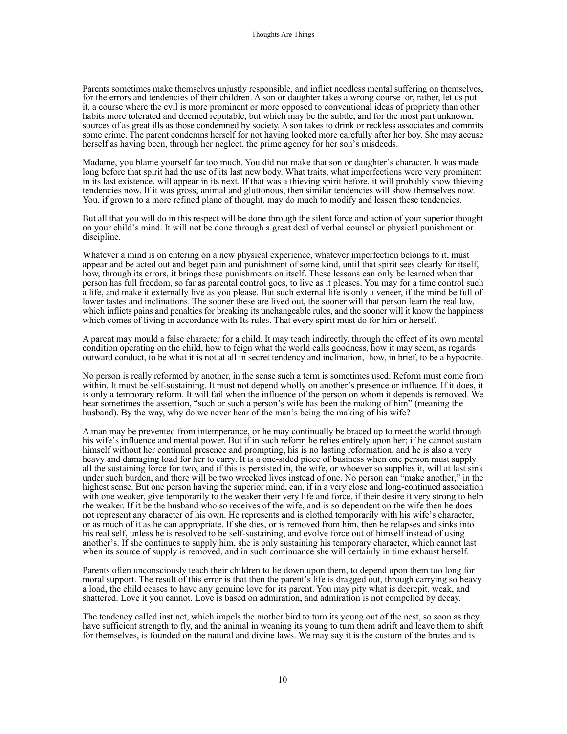Parents sometimes make themselves unjustly responsible, and inflict needless mental suffering on themselves, for the errors and tendencies of their children. A son or daughter takes a wrong course–or, rather, let us put it, a course where the evil is more prominent or more opposed to conventional ideas of propriety than other habits more tolerated and deemed reputable, but which may be the subtle, and for the most part unknown, sources of as great ills as those condemned by society. A son takes to drink or reckless associates and commits some crime. The parent condemns herself for not having looked more carefully after her boy. She may accuse herself as having been, through her neglect, the prime agency for her son's misdeeds.

Madame, you blame yourself far too much. You did not make that son or daughter's character. It was made long before that spirit had the use of its last new body. What traits, what imperfections were very prominent in its last existence, will appear in its next. If that was a thieving spirit before, it will probably show thieving tendencies now. If it was gross, animal and gluttonous, then similar tendencies will show themselves now. You, if grown to a more refined plane of thought, may do much to modify and lessen these tendencies.

But all that you will do in this respect will be done through the silent force and action of your superior thought on your child's mind. It will not be done through a great deal of verbal counsel or physical punishment or discipline.

Whatever a mind is on entering on a new physical experience, whatever imperfection belongs to it, must appear and be acted out and beget pain and punishment of some kind, until that spirit sees clearly for itself, how, through its errors, it brings these punishments on itself. These lessons can only be learned when that person has full freedom, so far as parental control goes, to live as it pleases. You may for a time control such a life, and make it externally live as you please. But such external life is only a veneer, if the mind be full of lower tastes and inclinations. The sooner these are lived out, the sooner will that person learn the real law, which inflicts pains and penalties for breaking its unchangeable rules, and the sooner will it know the happiness which comes of living in accordance with Its rules. That every spirit must do for him or herself.

A parent may mould a false character for a child. It may teach indirectly, through the effect of its own mental condition operating on the child, how to feign what the world calls goodness, how it may seem, as regards outward conduct, to be what it is not at all in secret tendency and inclination,–how, in brief, to be a hypocrite.

No person is really reformed by another, in the sense such a term is sometimes used. Reform must come from within. It must be self-sustaining. It must not depend wholly on another's presence or influence. If it does, it is only a temporary reform. It will fail when the influence of the person on whom it depends is removed. We hear sometimes the assertion, "such or such a person's wife has been the making of him" (meaning the husband). By the way, why do we never hear of the man's being the making of his wife?

A man may be prevented from intemperance, or he may continually be braced up to meet the world through his wife's influence and mental power. But if in such reform he relies entirely upon her; if he cannot sustain himself without her continual presence and prompting, his is no lasting reformation, and he is also a very heavy and damaging load for her to carry. It is a one-sided piece of business when one person must supply all the sustaining force for two, and if this is persisted in, the wife, or whoever so supplies it, will at last sink under such burden, and there will be two wrecked lives instead of one. No person can "make another," in the highest sense. But one person having the superior mind, can, if in a very close and long-continued association with one weaker, give temporarily to the weaker their very life and force, if their desire it very strong to help the weaker. If it be the husband who so receives of the wife, and is so dependent on the wife then he does not represent any character of his own. He represents and is clothed temporarily with his wife's character, or as much of it as he can appropriate. If she dies, or is removed from him, then he relapses and sinks into his real self, unless he is resolved to be self-sustaining, and evolve force out of himself instead of using another's. If she continues to supply him, she is only sustaining his temporary character, which cannot last when its source of supply is removed, and in such continuance she will certainly in time exhaust herself.

Parents often unconsciously teach their children to lie down upon them, to depend upon them too long for moral support. The result of this error is that then the parent's life is dragged out, through carrying so heavy a load, the child ceases to have any genuine love for its parent. You may pity what is decrepit, weak, and shattered. Love it you cannot. Love is based on admiration, and admiration is not compelled by decay.

The tendency called instinct, which impels the mother bird to turn its young out of the nest, so soon as they have sufficient strength to fly, and the animal in weaning its young to turn them adrift and leave them to shift for themselves, is founded on the natural and divine laws. We may say it is the custom of the brutes and is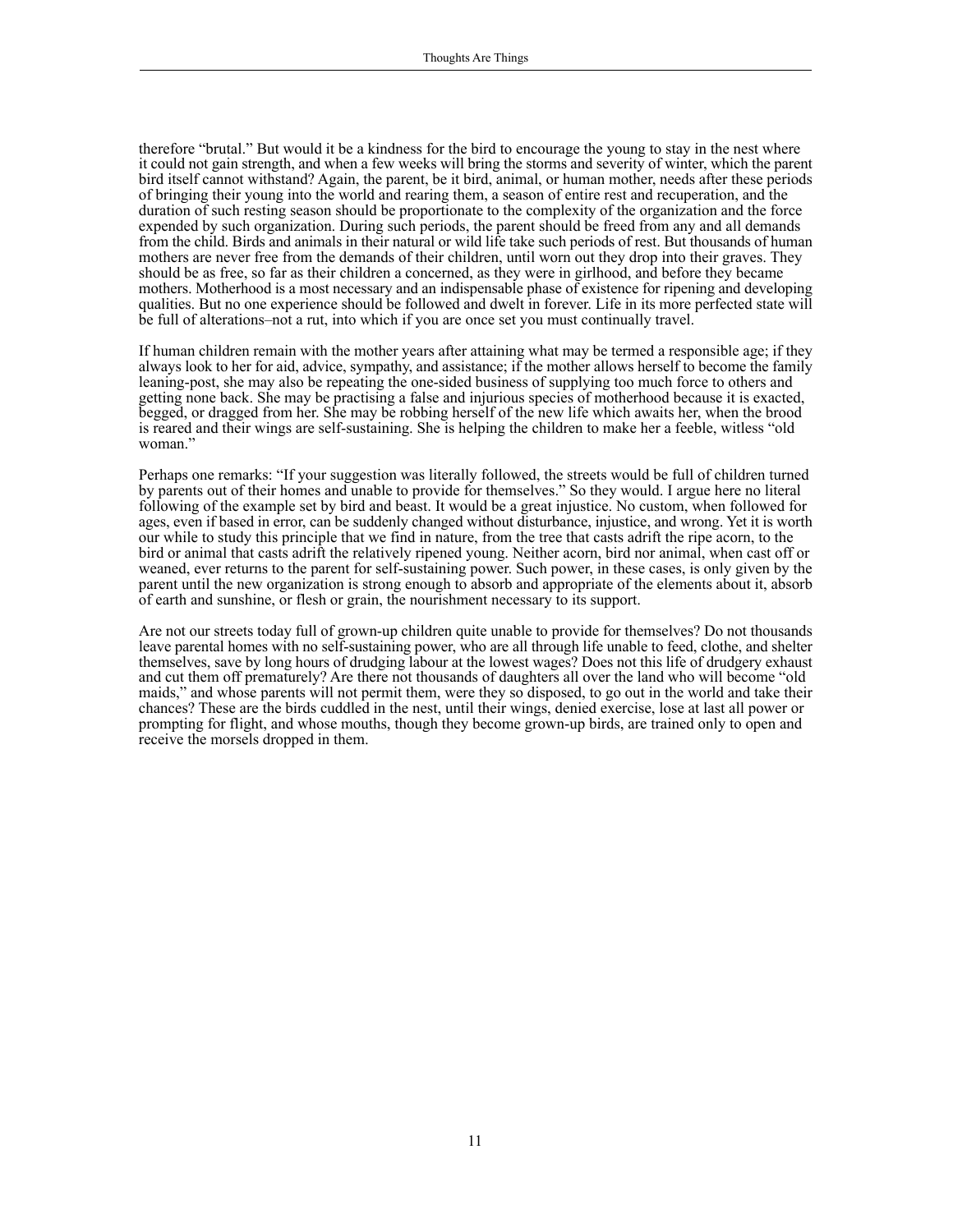therefore "brutal." But would it be a kindness for the bird to encourage the young to stay in the nest where it could not gain strength, and when a few weeks will bring the storms and severity of winter, which the parent bird itself cannot withstand? Again, the parent, be it bird, animal, or human mother, needs after these periods of bringing their young into the world and rearing them, a season of entire rest and recuperation, and the duration of such resting season should be proportionate to the complexity of the organization and the force expended by such organization. During such periods, the parent should be freed from any and all demands from the child. Birds and animals in their natural or wild life take such periods of rest. But thousands of human mothers are never free from the demands of their children, until worn out they drop into their graves. They should be as free, so far as their children a concerned, as they were in girlhood, and before they became mothers. Motherhood is a most necessary and an indispensable phase of existence for ripening and developing qualities. But no one experience should be followed and dwelt in forever. Life in its more perfected state will be full of alterations–not a rut, into which if you are once set you must continually travel.

If human children remain with the mother years after attaining what may be termed a responsible age; if they always look to her for aid, advice, sympathy, and assistance; if the mother allows herself to become the family leaning-post, she may also be repeating the one-sided business of supplying too much force to others and getting none back. She may be practising a false and injurious species of motherhood because it is exacted, begged, or dragged from her. She may be robbing herself of the new life which awaits her, when the brood is reared and their wings are self-sustaining. She is helping the children to make her a feeble, witless "old woman."

Perhaps one remarks: "If your suggestion was literally followed, the streets would be full of children turned by parents out of their homes and unable to provide for themselves." So they would. I argue here no literal following of the example set by bird and beast. It would be a great injustice. No custom, when followed for ages, even if based in error, can be suddenly changed without disturbance, injustice, and wrong. Yet it is worth our while to study this principle that we find in nature, from the tree that casts adrift the ripe acorn, to the bird or animal that casts adrift the relatively ripened young. Neither acorn, bird nor animal, when cast off or weaned, ever returns to the parent for self-sustaining power. Such power, in these cases, is only given by the parent until the new organization is strong enough to absorb and appropriate of the elements about it, absorb of earth and sunshine, or flesh or grain, the nourishment necessary to its support.

Are not our streets today full of grown-up children quite unable to provide for themselves? Do not thousands leave parental homes with no self-sustaining power, who are all through life unable to feed, clothe, and shelter themselves, save by long hours of drudging labour at the lowest wages? Does not this life of drudgery exhaust and cut them off prematurely? Are there not thousands of daughters all over the land who will become "old maids," and whose parents will not permit them, were they so disposed, to go out in the world and take their chances? These are the birds cuddled in the nest, until their wings, denied exercise, lose at last all power or prompting for flight, and whose mouths, though they become grown-up birds, are trained only to open and receive the morsels dropped in them.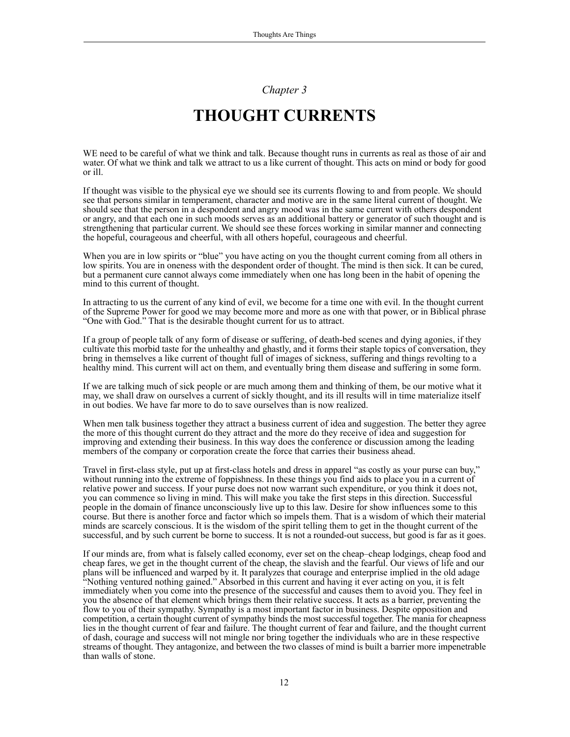*Chapter 3*

# THOUGHT CURRENTS

WE need to be careful of what we think and talk. Because thought runs in currents as real as those of air and water. Of what we think and talk we attract to us a like current of thought. This acts on mind or body for good or ill.

If thought was visible to the physical eye we should see its currents flowing to and from people. We should see that persons similar in temperament, character and motive are in the same literal current of thought. We should see that the person in a despondent and angry mood was in the same current with others despondent or angry, and that each one in such moods serves as an additional battery or generator of such thought and is strengthening that particular current. We should see these forces working in similar manner and connecting the hopeful, courageous and cheerful, with all others hopeful, courageous and cheerful.

When you are in low spirits or "blue" you have acting on you the thought current coming from all others in low spirits. You are in oneness with the despondent order of thought. The mind is then sick. It can be cured, but a permanent cure cannot always come immediately when one has long been in the habit of opening the mind to this current of thought.

In attracting to us the current of any kind of evil, we become for a time one with evil. In the thought current of the Supreme Power for good we may become more and more as one with that power, or in Biblical phrase "One with God." That is the desirable thought current for us to attract.

If a group of people talk of any form of disease or suffering, of death-bed scenes and dying agonies, if they cultivate this morbid taste for the unhealthy and ghastly, and it forms their staple topics of conversation, they bring in themselves a like current of thought full of images of sickness, suffering and things revolting to a healthy mind. This current will act on them, and eventually bring them disease and suffering in some form.

If we are talking much of sick people or are much among them and thinking of them, be our motive what it may, we shall draw on ourselves a current of sickly thought, and its ill results will in time materialize itself in out bodies. We have far more to do to save ourselves than is now realized.

When men talk business together they attract a business current of idea and suggestion. The better they agree the more of this thought current do they attract and the more do they receive of idea and suggestion for improving and extending their business. In this way does the conference or discussion among the leading members of the company or corporation create the force that carries their business ahead.

Travel in first-class style, put up at first-class hotels and dress in apparel "as costly as your purse can buy," without running into the extreme of foppishness. In these things you find aids to place you in a current of relative power and success. If your purse does not now warrant such expenditure, or you think it does not, you can commence so living in mind. This will make you take the first steps in this direction. Successful people in the domain of finance unconsciously live up to this law. Desire for show influences some to this course. But there is another force and factor which so impels them. That is a wisdom of which their material minds are scarcely conscious. It is the wisdom of the spirit telling them to get in the thought current of the successful, and by such current be borne to success. It is not a rounded-out success, but good is far as it goes.

If our minds are, from what is falsely called economy, ever set on the cheap–cheap lodgings, cheap food and cheap fares, we get in the thought current of the cheap, the slavish and the fearful. Our views of life and our plans will be influenced and warped by it. It paralyzes that courage and enterprise implied in the old adage "Nothing ventured nothing gained." Absorbed in this current and having it ever acting on you, it is felt immediately when you come into the presence of the successful and causes them to avoid you. They feel in you the absence of that element which brings them their relative success. It acts as a barrier, preventing the flow to you of their sympathy. Sympathy is a most important factor in business. Despite opposition and competition, a certain thought current of sympathy binds the most successful together. The mania for cheapness lies in the thought current of fear and failure. The thought current of fear and failure, and the thought current of dash, courage and success will not mingle nor bring together the individuals who are in these respective streams of thought. They antagonize, and between the two classes of mind is built a barrier more impenetrable than walls of stone.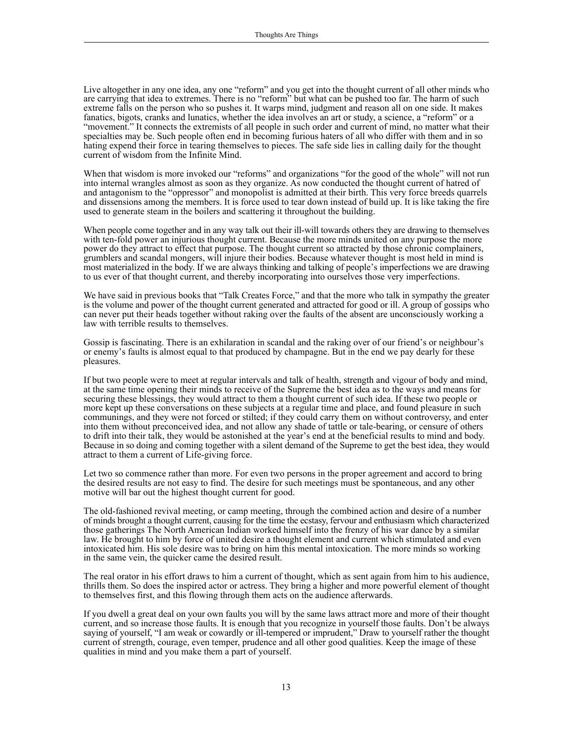Live altogether in any one idea, any one “reform” and you get into the thought current of all other minds who are carrying that idea to extremes. There is no “reform” but what can be pushed too far. The harm of such extreme falls on the person who so pushes it. It warps mind, judgment and reason all on one side. It makes fanatics, bigots, cranks and lunatics, whether the idea involves an art or study, a science, a “reform” or a “movement.” It connects the extremists of all people in such order and current of mind, no matter what their specialties may be. Such people often end in becoming furious haters of all who differ with them and in so hating expend their force in tearing themselves to pieces. The safe side lies in calling daily for the thought current of wisdom from the Infinite Mind.

When that wisdom is more invoked our “reforms” and organizations “for the good of the whole” will not run into internal wrangles almost as soon as they organize. As now conducted the thought current of hatred of and antagonism to the “oppressor” and monopolist is admitted at their birth. This very force breeds quarrels and dissensions among the members. It is force used to tear down instead of build up. It is like taking the fire used to generate steam in the boilers and scattering it throughout the building.

When people come together and in any way talk out their ill-will towards others they are drawing to themselves with ten-fold power an injurious thought current. Because the more minds united on any purpose the more power do they attract to effect that purpose. The thought current so attracted by those chronic complainers, grumblers and scandal mongers, will injure their bodies. Because whatever thought is most held in mind is most materialized in the body. If we are always thinking and talking of people’s imperfections we are drawing to us ever of that thought current, and thereby incorporating into ourselves those very imperfections.

We have said in previous books that “Talk Creates Force,” and that the more who talk in sympathy the greater is the volume and power of the thought current generated and attracted for good or ill. A group of gossips who can never put their heads together without raking over the faults of the absent are unconsciously working a law with terrible results to themselves.

Gossip is fascinating. There is an exhilaration in scandal and the raking over of our friend’s or neighbour’s or enemy’s faults is almost equal to that produced by champagne. But in the end we pay dearly for these pleasures.

If but two people were to meet at regular intervals and talk of health, strength and vigour of body and mind, at the same time opening their minds to receive of the Supreme the best idea as to the ways and means for securing these blessings, they would attract to them a thought current of such idea. If these two people or more kept up these conversations on these subjects at a regular time and place, and found pleasure in such communings, and they were not forced or stilted; if they could carry them on without controversy, and enter into them without preconceived idea, and not allow any shade of tattle or tale-bearing, or censure of others to drift into their talk, they would be astonished at the year’s end at the beneficial results to mind and body. Because in so doing and coming together with a silent demand of the Supreme to get the best idea, they would attract to them a current of Life-giving force.

Let two so commence rather than more. For even two persons in the proper agreement and accord to bring the desired results are not easy to find. The desire for such meetings must be spontaneous, and any other motive will bar out the highest thought current for good.

The old-fashioned revival meeting, or camp meeting, through the combined action and desire of a number of minds brought a thought current, causing for the time the ecstasy, fervour and enthusiasm which characterized those gatherings The North American Indian worked himself into the frenzy of his war dance by a similar law. He brought to him by force of united desire a thought element and current which stimulated and even intoxicated him. His sole desire was to bring on him this mental intoxication. The more minds so working in the same vein, the quicker came the desired result.

The real orator in his effort draws to him a current of thought, which as sent again from him to his audience, thrills them. So does the inspired actor or actress. They bring a higher and more powerful element of thought to themselves first, and this flowing through them acts on the audience afterwards.

If you dwell a great deal on your own faults you will by the same laws attract more and more of their thought current, and so increase those faults. It is enough that you recognize in yourself those faults. Don’t be always saying of yourself, “I am weak or cowardly or ill-tempered or imprudent,” Draw to yourself rather the thought current of strength, courage, even temper, prudence and all other good qualities. Keep the image of these qualities in mind and you make them a part of yourself.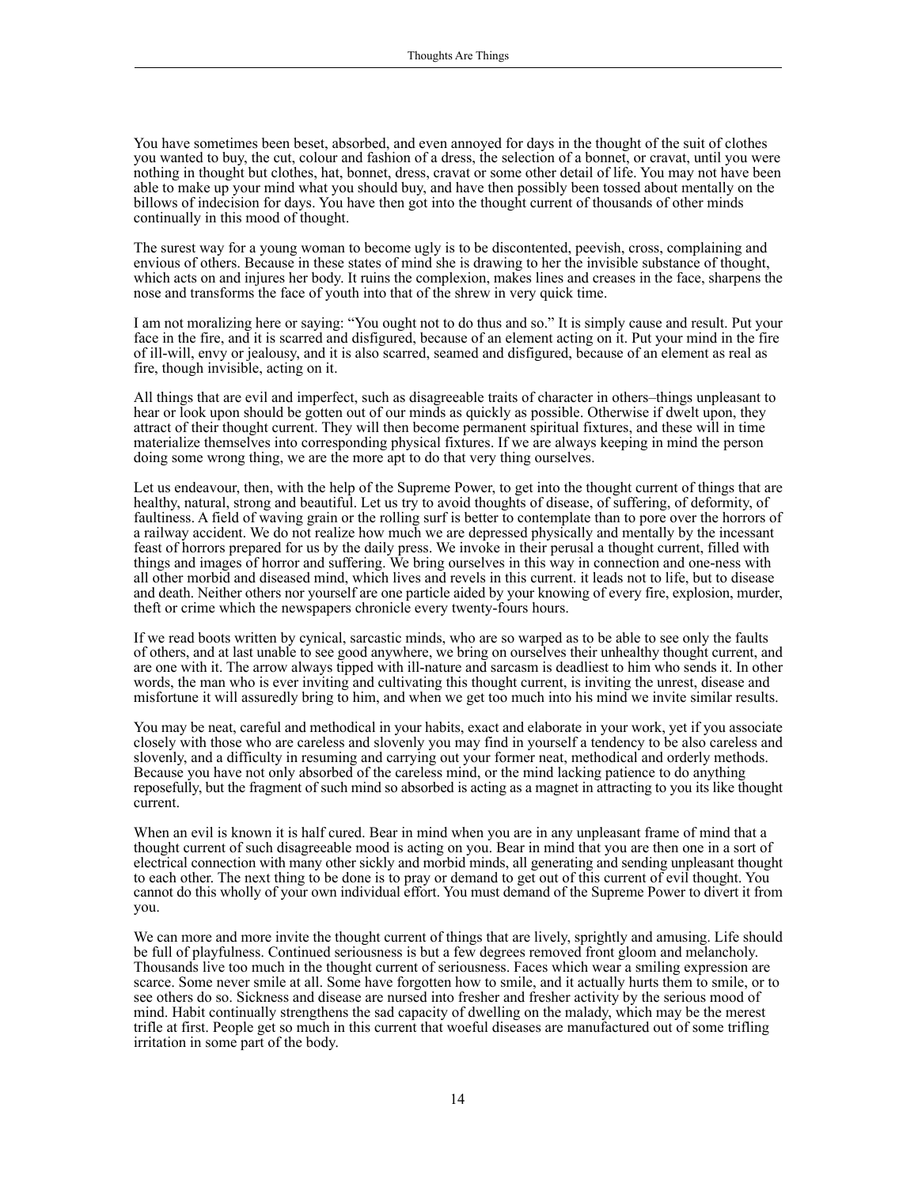You have sometimes been beset, absorbed, and even annoyed for days in the thought of the suit of clothes you wanted to buy, the cut, colour and fashion of a dress, the selection of a bonnet, or cravat, until you were nothing in thought but clothes, hat, bonnet, dress, cravat or some other detail of life. You may not have been able to make up your mind what you should buy, and have then possibly been tossed about mentally on the billows of indecision for days. You have then got into the thought current of thousands of other minds continually in this mood of thought.

The surest way for a young woman to become ugly is to be discontented, peevish, cross, complaining and envious of others. Because in these states of mind she is drawing to her the invisible substance of thought, which acts on and injures her body. It ruins the complexion, makes lines and creases in the face, sharpens the nose and transforms the face of youth into that of the shrew in very quick time.

I am not moralizing here or saying: "You ought not to do thus and so." It is simply cause and result. Put your face in the fire, and it is scarred and disfigured, because of an element acting on it. Put your mind in the fire of ill-will, envy or jealousy, and it is also scarred, seamed and disfigured, because of an element as real as fire, though invisible, acting on it.

All things that are evil and imperfect, such as disagreeable traits of character in others–things unpleasant to hear or look upon should be gotten out of our minds as quickly as possible. Otherwise if dwelt upon, they attract of their thought current. They will then become permanent spiritual fixtures, and these will in time materialize themselves into corresponding physical fixtures. If we are always keeping in mind the person doing some wrong thing, we are the more apt to do that very thing ourselves.

Let us endeavour, then, with the help of the Supreme Power, to get into the thought current of things that are healthy, natural, strong and beautiful. Let us try to avoid thoughts of disease, of suffering, of deformity, of faultiness. A field of waving grain or the rolling surf is better to contemplate than to pore over the horrors of a railway accident. We do not realize how much we are depressed physically and mentally by the incessant feast of horrors prepared for us by the daily press. We invoke in their perusal a thought current, filled with things and images of horror and suffering. We bring ourselves in this way in connection and one-ness with all other morbid and diseased mind, which lives and revels in this current. it leads not to life, but to disease and death. Neither others nor yourself are one particle aided by your knowing of every fire, explosion, murder, theft or crime which the newspapers chronicle every twenty-fours hours.

If we read boots written by cynical, sarcastic minds, who are so warped as to be able to see only the faults of others, and at last unable to see good anywhere, we bring on ourselves their unhealthy thought current, and are one with it. The arrow always tipped with ill-nature and sarcasm is deadliest to him who sends it. In other words, the man who is ever inviting and cultivating this thought current, is inviting the unrest, disease and misfortune it will assuredly bring to him, and when we get too much into his mind we invite similar results.

You may be neat, careful and methodical in your habits, exact and elaborate in your work, yet if you associate closely with those who are careless and slovenly you may find in yourself a tendency to be also careless and slovenly, and a difficulty in resuming and carrying out your former neat, methodical and orderly methods. Because you have not only absorbed of the careless mind, or the mind lacking patience to do anything reposefully, but the fragment of such mind so absorbed is acting as a magnet in attracting to you its like thought current.

When an evil is known it is half cured. Bear in mind when you are in any unpleasant frame of mind that a thought current of such disagreeable mood is acting on you. Bear in mind that you are then one in a sort of electrical connection with many other sickly and morbid minds, all generating and sending unpleasant thought to each other. The next thing to be done is to pray or demand to get out of this current of evil thought. You cannot do this wholly of your own individual effort. You must demand of the Supreme Power to divert it from you.

We can more and more invite the thought current of things that are lively, sprightly and amusing. Life should be full of playfulness. Continued seriousness is but a few degrees removed front gloom and melancholy. Thousands live too much in the thought current of seriousness. Faces which wear a smiling expression are scarce. Some never smile at all. Some have forgotten how to smile, and it actually hurts them to smile, or to see others do so. Sickness and disease are nursed into fresher and fresher activity by the serious mood of mind. Habit continually strengthens the sad capacity of dwelling on the malady, which may be the merest trifle at first. People get so much in this current that woeful diseases are manufactured out of some trifling irritation in some part of the body.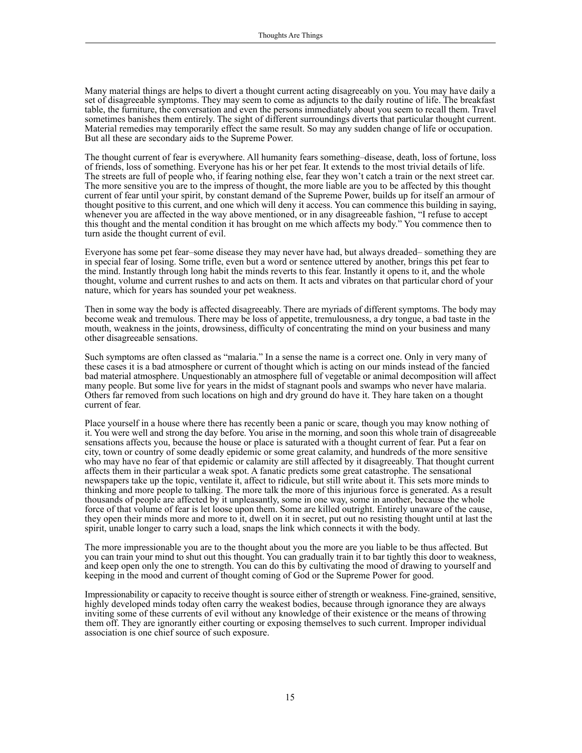Many material things are helps to divert a thought current acting disagreeably on you. You may have daily a set of disagreeable symptoms. They may seem to come as adjuncts to the daily routine of life. The breakfast table, the furniture, the conversation and even the persons immediately about you seem to recall them. Travel sometimes banishes them entirely. The sight of different surroundings diverts that particular thought current. Material remedies may temporarily effect the same result. So may any sudden change of life or occupation. But all these are secondary aids to the Supreme Power.

The thought current of fear is everywhere. All humanity fears something–disease, death, loss of fortune, loss of friends, loss of something. Everyone has his or her pet fear. It extends to the most trivial details of life. The streets are full of people who, if fearing nothing else, fear they won't catch a train or the next street car. The more sensitive you are to the impress of thought, the more liable are you to be affected by this thought current of fear until your spirit, by constant demand of the Supreme Power, builds up for itself an armour of thought positive to this current, and one which will deny it access. You can commence this building in saying, whenever you are affected in the way above mentioned, or in any disagreeable fashion, "I refuse to accept this thought and the mental condition it has brought on me which affects my body." You commence then to turn aside the thought current of evil.

Everyone has some pet fear–some disease they may never have had, but always dreaded– something they are in special fear of losing. Some trifle, even but a word or sentence uttered by another, brings this pet fear to the mind. Instantly through long habit the minds reverts to this fear. Instantly it opens to it, and the whole thought, volume and current rushes to and acts on them. It acts and vibrates on that particular chord of your nature, which for years has sounded your pet weakness.

Then in some way the body is affected disagreeably. There are myriads of different symptoms. The body may become weak and tremulous. There may be loss of appetite, tremulousness, a dry tongue, a bad taste in the mouth, weakness in the joints, drowsiness, difficulty of concentrating the mind on your business and many other disagreeable sensations.

Such symptoms are often classed as "malaria." In a sense the name is a correct one. Only in very many of these cases it is a bad atmosphere or current of thought which is acting on our minds instead of the fancied bad material atmosphere. Unquestionably an atmosphere full of vegetable or animal decomposition will affect many people. But some live for years in the midst of stagnant pools and swamps who never have malaria. Others far removed from such locations on high and dry ground do have it. They hare taken on a thought current of fear.

Place yourself in a house where there has recently been a panic or scare, though you may know nothing of it. You were well and strong the day before. You arise in the morning, and soon this whole train of disagreeable sensations affects you, because the house or place is saturated with a thought current of fear. Put a fear on city, town or country of some deadly epidemic or some great calamity, and hundreds of the more sensitive who may have no fear of that epidemic or calamity are still affected by it disagreeably. That thought current affects them in their particular a weak spot. A fanatic predicts some great catastrophe. The sensational newspapers take up the topic, ventilate it, affect to ridicule, but still write about it. This sets more minds to thinking and more people to talking. The more talk the more of this injurious force is generated. As a result thousands of people are affected by it unpleasantly, some in one way, some in another, because the whole force of that volume of fear is let loose upon them. Some are killed outright. Entirely unaware of the cause, they open their minds more and more to it, dwell on it in secret, put out no resisting thought until at last the spirit, unable longer to carry such a load, snaps the link which connects it with the body.

The more impressionable you are to the thought about you the more are you liable to be thus affected. But you can train your mind to shut out this thought. You can gradually train it to bar tightly this door to weakness, and keep open only the one to strength. You can do this by cultivating the mood of drawing to yourself and keeping in the mood and current of thought coming of God or the Supreme Power for good.

Impressionability or capacity to receive thought is source either of strength or weakness. Fine-grained, sensitive, highly developed minds today often carry the weakest bodies, because through ignorance they are always inviting some of these currents of evil without any knowledge of their existence or the means of throwing them off. They are ignorantly either courting or exposing themselves to such current. Improper individual association is one chief source of such exposure.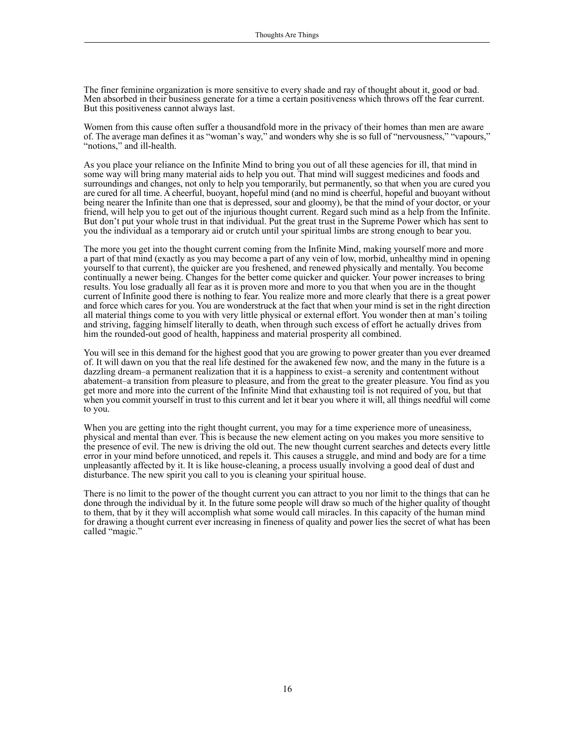The finer feminine organization is more sensitive to every shade and ray of thought about it, good or bad. Men absorbed in their business generate for a time a certain positiveness which throws off the fear current. But this positiveness cannot always last.

Women from this cause often suffer a thousandfold more in the privacy of their homes than men are aware of. The average man defines it as "woman's way," and wonders why she is so full of "nervousness," "vapours," "notions," and ill-health.

As you place your reliance on the Infinite Mind to bring you out of all these agencies for ill, that mind in some way will bring many material aids to help you out. That mind will suggest medicines and foods and surroundings and changes, not only to help you temporarily, but permanently, so that when you are cured you are cured for all time. A cheerful, buoyant, hopeful mind (and no mind is cheerful, hopeful and buoyant without being nearer the Infinite than one that is depressed, sour and gloomy), be that the mind of your doctor, or your friend, will help you to get out of the injurious thought current. Regard such mind as a help from the Infinite. But don't put your whole trust in that individual. Put the great trust in the Supreme Power which has sent to you the individual as a temporary aid or crutch until your spiritual limbs are strong enough to bear you.

The more you get into the thought current coming from the Infinite Mind, making yourself more and more a part of that mind (exactly as you may become a part of any vein of low, morbid, unhealthy mind in opening yourself to that current), the quicker are you freshened, and renewed physically and mentally. You become continually a newer being. Changes for the better come quicker and quicker. Your power increases to bring results. You lose gradually all fear as it is proven more and more to you that when you are in the thought current of Infinite good there is nothing to fear. You realize more and more clearly that there is a great power and force which cares for you. You are wonderstruck at the fact that when your mind is set in the right direction all material things come to you with very little physical or external effort. You wonder then at man's toiling and striving, fagging himself literally to death, when through such excess of effort he actually drives from him the rounded-out good of health, happiness and material prosperity all combined.

You will see in this demand for the highest good that you are growing to power greater than you ever dreamed of. It will dawn on you that the real life destined for the awakened few now, and the many in the future is a dazzling dream–a permanent realization that it is a happiness to exist–a serenity and contentment without abatement–a transition from pleasure to pleasure, and from the great to the greater pleasure. You find as you get more and more into the current of the Infinite Mind that exhausting toil is not required of you, but that when you commit yourself in trust to this current and let it bear you where it will, all things needful will come to you.

When you are getting into the right thought current, you may for a time experience more of uneasiness, physical and mental than ever. This is because the new element acting on you makes you more sensitive to the presence of evil. The new is driving the old out. The new thought current searches and detects every little error in your mind before unnoticed, and repels it. This causes a struggle, and mind and body are for a time unpleasantly affected by it. It is like house-cleaning, a process usually involving a good deal of dust and disturbance. The new spirit you call to you is cleaning your spiritual house.

There is no limit to the power of the thought current you can attract to you nor limit to the things that can he done through the individual by it. In the future some people will draw so much of the higher quality of thought to them, that by it they will accomplish what some would call miracles. In this capacity of the human mind for drawing a thought current ever increasing in fineness of quality and power lies the secret of what has been called "magic."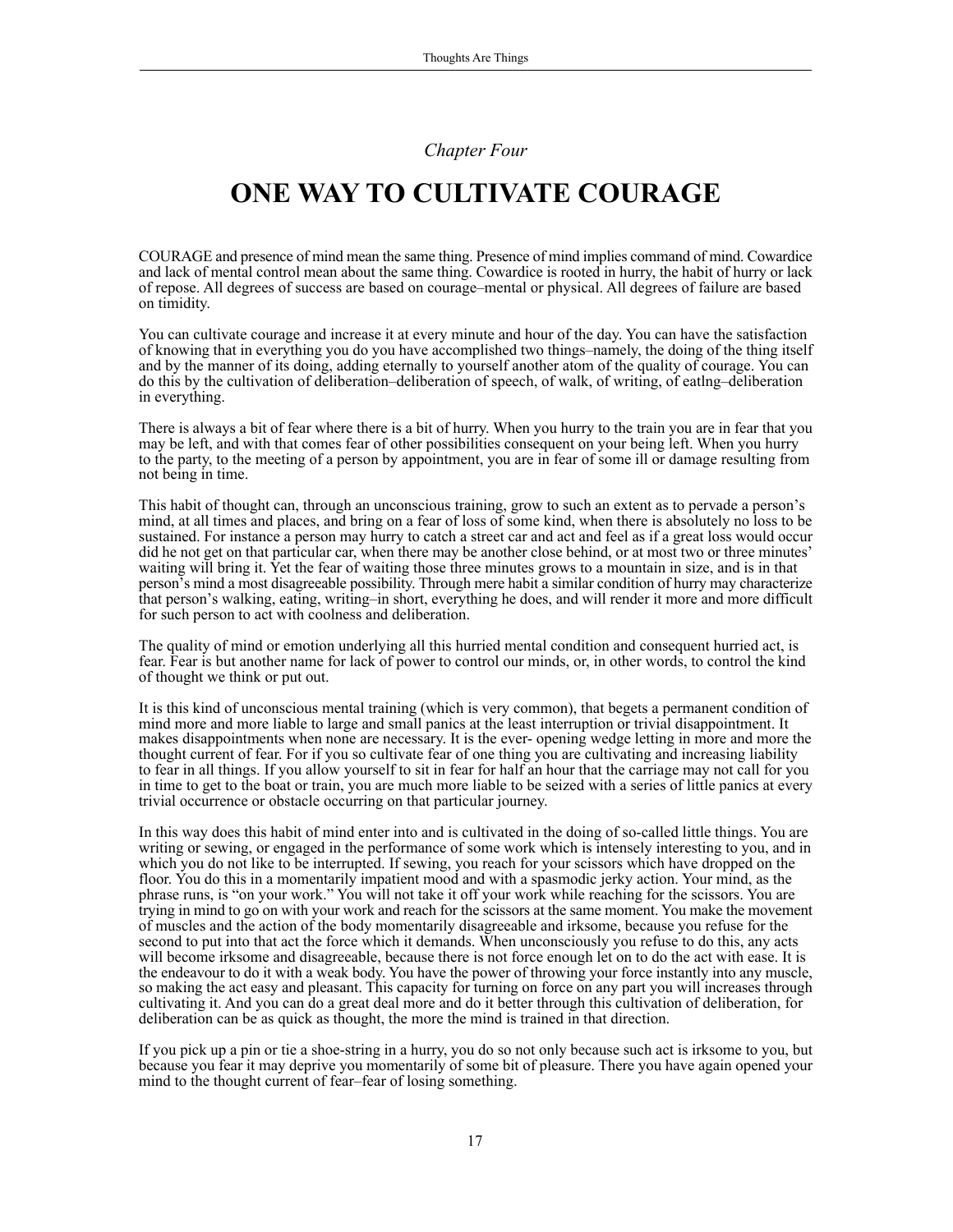*Chapter Four*

# ONE WAY TO CULTIVATE COURAGE

COURAGE and presence of mind mean the same thing. Presence of mind implies command of mind. Cowardice and lack of mental control mean about the same thing. Cowardice is rooted in hurry, the habit of hurry or lack of repose. All degrees of success are based on courage–mental or physical. All degrees of failure are based on timidity.

You can cultivate courage and increase it at every minute and hour of the day. You can have the satisfaction of knowing that in everything you do you have accomplished two things–namely, the doing of the thing itself and by the manner of its doing, adding eternally to yourself another atom of the quality of courage. You can do this by the cultivation of deliberation–deliberation of speech, of walk, of writing, of eatlng–deliberation in everything.

There is always a bit of fear where there is a bit of hurry. When you hurry to the train you are in fear that you may be left, and with that comes fear of other possibilities consequent on your being left. When you hurry to the party, to the meeting of a person by appointment, you are in fear of some ill or damage resulting from not being in time.

This habit of thought can, through an unconscious training, grow to such an extent as to pervade a person's mind, at all times and places, and bring on a fear of loss of some kind, when there is absolutely no loss to be sustained. For instance a person may hurry to catch a street car and act and feel as if a great loss would occur did he not get on that particular car, when there may be another close behind, or at most two or three minutes' waiting will bring it. Yet the fear of waiting those three minutes grows to a mountain in size, and is in that person's mind a most disagreeable possibility. Through mere habit a similar condition of hurry may characterize that person's walking, eating, writing–in short, everything he does, and will render it more and more difficult for such person to act with coolness and deliberation.

The quality of mind or emotion underlying all this hurried mental condition and consequent hurried act, is fear. Fear is but another name for lack of power to control our minds, or, in other words, to control the kind of thought we think or put out.

It is this kind of unconscious mental training (which is very common), that begets a permanent condition of mind more and more liable to large and small panics at the least interruption or trivial disappointment. It makes disappointments when none are necessary. It is the ever- opening wedge letting in more and more the thought current of fear. For if you so cultivate fear of one thing you are cultivating and increasing liability to fear in all things. If you allow yourself to sit in fear for half an hour that the carriage may not call for you in time to get to the boat or train, you are much more liable to be seized with a series of little panics at every trivial occurrence or obstacle occurring on that particular journey.

In this way does this habit of mind enter into and is cultivated in the doing of so-called little things. You are writing or sewing, or engaged in the performance of some work which is intensely interesting to you, and in which you do not like to be interrupted. If sewing, you reach for your scissors which have dropped on the floor. You do this in a momentarily impatient mood and with a spasmodic jerky action. Your mind, as the phrase runs, is "on your work." You will not take it off your work while reaching for the scissors. You are trying in mind to go on with your work and reach for the scissors at the same moment. You make the movement of muscles and the action of the body momentarily disagreeable and irksome, because you refuse for the second to put into that act the force which it demands. When unconsciously you refuse to do this, any acts will become irksome and disagreeable, because there is not force enough let on to do the act with ease. It is the endeavour to do it with a weak body. You have the power of throwing your force instantly into any muscle, so making the act easy and pleasant. This capacity for turning on force on any part you will increases through cultivating it. And you can do a great deal more and do it better through this cultivation of deliberation, for deliberation can be as quick as thought, the more the mind is trained in that direction.

If you pick up a pin or tie a shoe-string in a hurry, you do so not only because such act is irksome to you, but because you fear it may deprive you momentarily of some bit of pleasure. There you have again opened your mind to the thought current of fear–fear of losing something.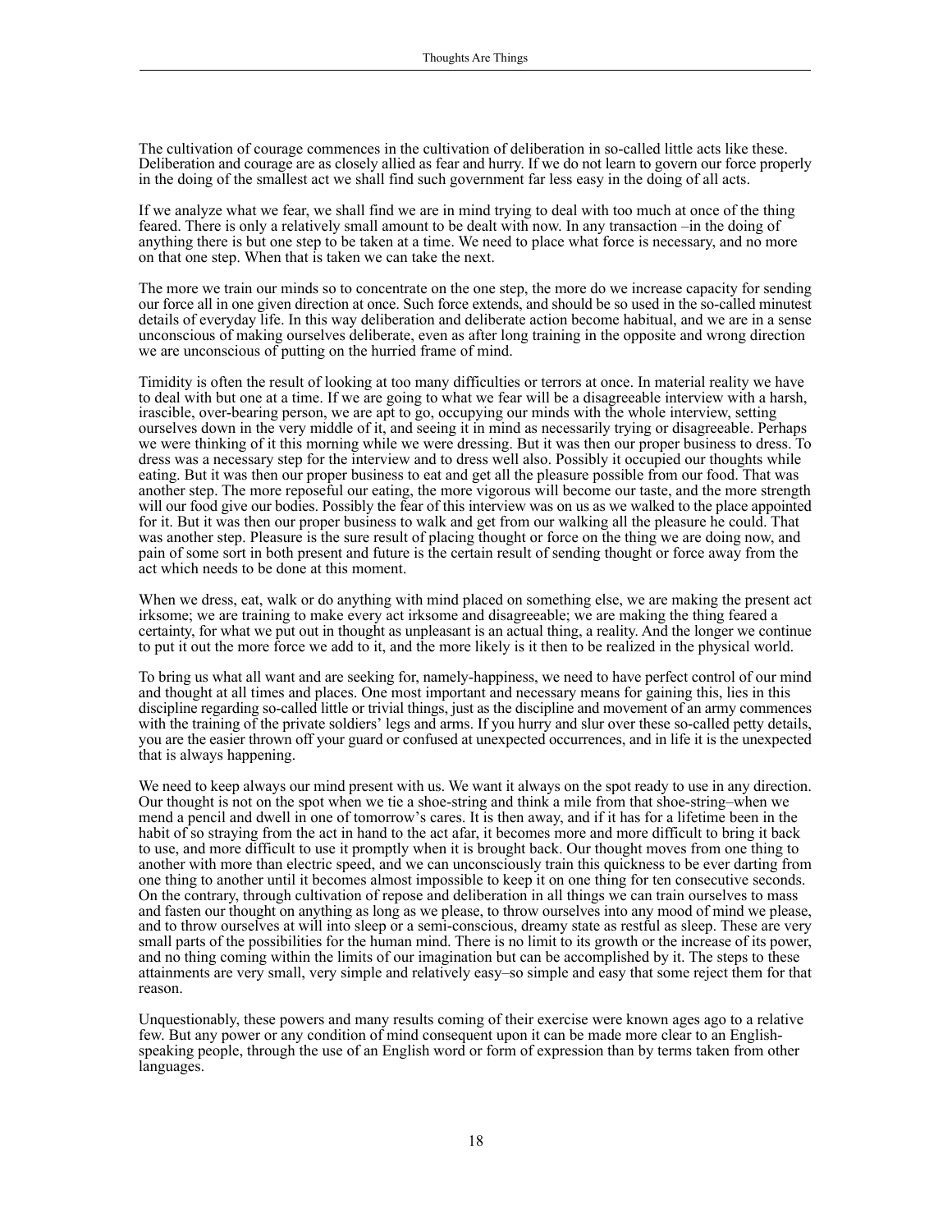The cultivation of courage commences in the cultivation of deliberation in so-called little acts like these. Deliberation and courage are as closely allied as fear and hurry. If we do not learn to govern our force properly in the doing of the smallest act we shall find such government far less easy in the doing of all acts.

If we analyze what we fear, we shall find we are in mind trying to deal with too much at once of the thing feared. There is only a relatively small amount to be dealt with now. In any transaction –in the doing of anything there is but one step to be taken at a time. We need to place what force is necessary, and no more on that one step. When that is taken we can take the next.

The more we train our minds so to concentrate on the one step, the more do we increase capacity for sending our force all in one given direction at once. Such force extends, and should be so used in the so-called minutest details of everyday life. In this way deliberation and deliberate action become habitual, and we are in a sense unconscious of making ourselves deliberate, even as after long training in the opposite and wrong direction we are unconscious of putting on the hurried frame of mind.

Timidity is often the result of looking at too many difficulties or terrors at once. In material reality we have to deal with but one at a time. If we are going to what we fear will be a disagreeable interview with a harsh, irascible, over-bearing person, we are apt to go, occupying our minds with the whole interview, setting ourselves down in the very middle of it, and seeing it in mind as necessarily trying or disagreeable. Perhaps we were thinking of it this morning while we were dressing. But it was then our proper business to dress. To dress was a necessary step for the interview and to dress well also. Possibly it occupied our thoughts while eating. But it was then our proper business to eat and get all the pleasure possible from our food. That was another step. The more reposeful our eating, the more vigorous will become our taste, and the more strength will our food give our bodies. Possibly the fear of this interview was on us as we walked to the place appointed for it. But it was then our proper business to walk and get from our walking all the pleasure he could. That was another step. Pleasure is the sure result of placing thought or force on the thing we are doing now, and pain of some sort in both present and future is the certain result of sending thought or force away from the act which needs to be done at this moment.

When we dress, eat, walk or do anything with mind placed on something else, we are making the present act irksome; we are training to make every act irksome and disagreeable; we are making the thing feared a certainty, for what we put out in thought as unpleasant is an actual thing, a reality. And the longer we continue to put it out the more force we add to it, and the more likely is it then to be realized in the physical world.

To bring us what all want and are seeking for, namely-happiness, we need to have perfect control of our mind and thought at all times and places. One most important and necessary means for gaining this, lies in this discipline regarding so-called little or trivial things, just as the discipline and movement of an army commences with the training of the private soldiers' legs and arms. If you hurry and slur over these so-called petty details, you are the easier thrown off your guard or confused at unexpected occurrences, and in life it is the unexpected that is always happening.

We need to keep always our mind present with us. We want it always on the spot ready to use in any direction. Our thought is not on the spot when we tie a shoe-string and think a mile from that shoe-string–when we mend a pencil and dwell in one of tomorrow's cares. It is then away, and if it has for a lifetime been in the habit of so straying from the act in hand to the act afar, it becomes more and more difficult to bring it back to use, and more difficult to use it promptly when it is brought back. Our thought moves from one thing to another with more than electric speed, and we can unconsciously train this quickness to be ever darting from one thing to another until it becomes almost impossible to keep it on one thing for ten consecutive seconds. On the contrary, through cultivation of repose and deliberation in all things we can train ourselves to mass and fasten our thought on anything as long as we please, to throw ourselves into any mood of mind we please, and to throw ourselves at will into sleep or a semi-conscious, dreamy state as restful as sleep. These are very small parts of the possibilities for the human mind. There is no limit to its growth or the increase of its power, and no thing coming within the limits of our imagination but can be accomplished by it. The steps to these attainments are very small, very simple and relatively easy–so simple and easy that some reject them for that reason.

Unquestionably, these powers and many results coming of their exercise were known ages ago to a relative few. But any power or any condition of mind consequent upon it can be made more clear to an English-speaking people, through the use of an English word or form of expression than by terms taken from other languages.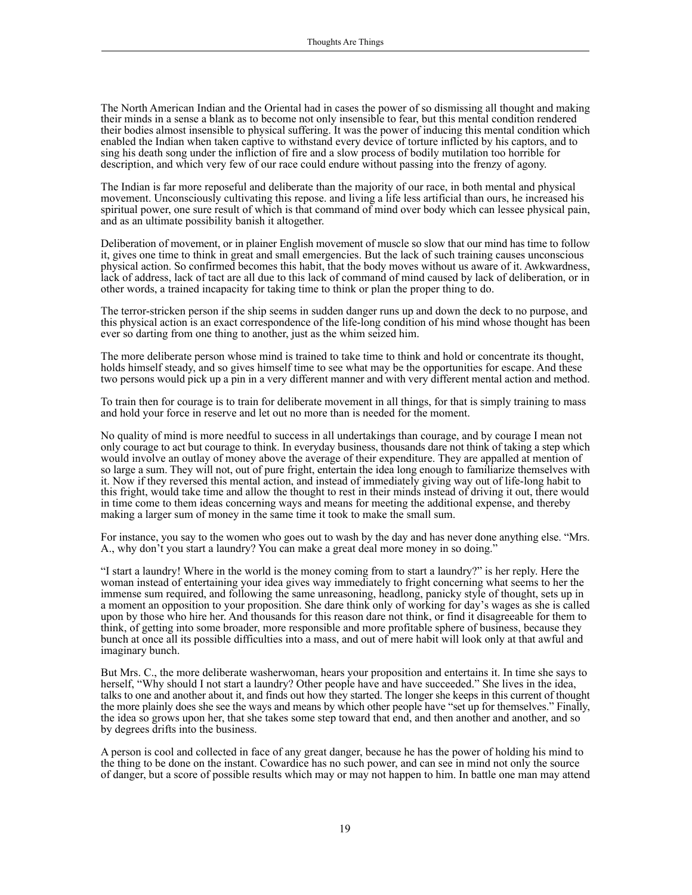The North American Indian and the Oriental had in cases the power of so dismissing all thought and making their minds in a sense a blank as to become not only insensible to fear, but this mental condition rendered their bodies almost insensible to physical suffering. It was the power of inducing this mental condition which enabled the Indian when taken captive to withstand every device of torture inflicted by his captors, and to sing his death song under the infliction of fire and a slow process of bodily mutilation too horrible for description, and which very few of our race could endure without passing into the frenzy of agony.

The Indian is far more reposeful and deliberate than the majority of our race, in both mental and physical movement. Unconsciously cultivating this repose. and living a life less artificial than ours, he increased his spiritual power, one sure result of which is that command of mind over body which can lessee physical pain, and as an ultimate possibility banish it altogether.

Deliberation of movement, or in plainer English movement of muscle so slow that our mind has time to follow it, gives one time to think in great and small emergencies. But the lack of such training causes unconscious physical action. So confirmed becomes this habit, that the body moves without us aware of it. Awkwardness, lack of address, lack of tact are all due to this lack of command of mind caused by lack of deliberation, or in other words, a trained incapacity for taking time to think or plan the proper thing to do.

The terror-stricken person if the ship seems in sudden danger runs up and down the deck to no purpose, and this physical action is an exact correspondence of the life-long condition of his mind whose thought has been ever so darting from one thing to another, just as the whim seized him.

The more deliberate person whose mind is trained to take time to think and hold or concentrate its thought, holds himself steady, and so gives himself time to see what may be the opportunities for escape. And these two persons would pick up a pin in a very different manner and with very different mental action and method.

To train then for courage is to train for deliberate movement in all things, for that is simply training to mass and hold your force in reserve and let out no more than is needed for the moment.

No quality of mind is more needful to success in all undertakings than courage, and by courage I mean not only courage to act but courage to think. In everyday business, thousands dare not think of taking a step which would involve an outlay of money above the average of their expenditure. They are appalled at mention of so large a sum. They will not, out of pure fright, entertain the idea long enough to familiarize themselves with it. Now if they reversed this mental action, and instead of immediately giving way out of life-long habit to this fright, would take time and allow the thought to rest in their minds instead of driving it out, there would in time come to them ideas concerning ways and means for meeting the additional expense, and thereby making a larger sum of money in the same time it took to make the small sum.

For instance, you say to the women who goes out to wash by the day and has never done anything else. "Mrs. A., why don't you start a laundry? You can make a great deal more money in so doing."

"I start a laundry! Where in the world is the money coming from to start a laundry?" is her reply. Here the woman instead of entertaining your idea gives way immediately to fright concerning what seems to her the immense sum required, and following the same unreasoning, headlong, panicky style of thought, sets up in a moment an opposition to your proposition. She dare think only of working for day's wages as she is called upon by those who hire her. And thousands for this reason dare not think, or find it disagreeable for them to think, of getting into some broader, more responsible and more profitable sphere of business, because they bunch at once all its possible difficulties into a mass, and out of mere habit will look only at that awful and imaginary bunch.

But Mrs. C., the more deliberate washerwoman, hears your proposition and entertains it. In time she says to herself, "Why should I not start a laundry? Other people have and have succeeded." She lives in the idea, talks to one and another about it, and finds out how they started. The longer she keeps in this current of thought the more plainly does she see the ways and means by which other people have "set up for themselves." Finally, the idea so grows upon her, that she takes some step toward that end, and then another and another, and so by degrees drifts into the business.

A person is cool and collected in face of any great danger, because he has the power of holding his mind to the thing to be done on the instant. Cowardice has no such power, and can see in mind not only the source of danger, but a score of possible results which may or may not happen to him. In battle one man may attend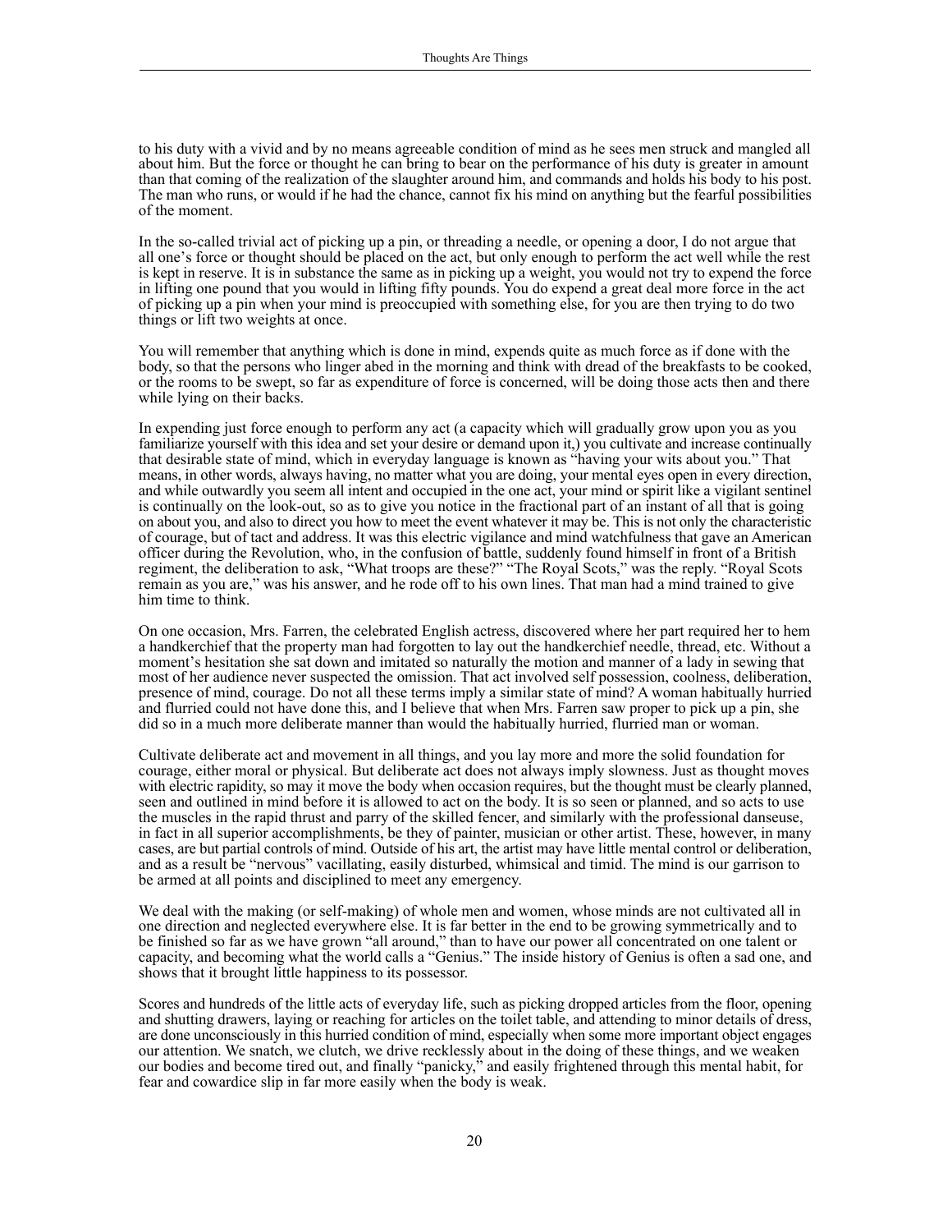to his duty with a vivid and by no means agreeable condition of mind as he sees men struck and mangled all about him. But the force or thought he can bring to bear on the performance of his duty is greater in amount than that coming of the realization of the slaughter around him, and commands and holds his body to his post. The man who runs, or would if he had the chance, cannot fix his mind on anything but the fearful possibilities of the moment.

In the so-called trivial act of picking up a pin, or threading a needle, or opening a door, I do not argue that all one's force or thought should be placed on the act, but only enough to perform the act well while the rest is kept in reserve. It is in substance the same as in picking up a weight, you would not try to expend the force in lifting one pound that you would in lifting fifty pounds. You do expend a great deal more force in the act of picking up a pin when your mind is preoccupied with something else, for you are then trying to do two things or lift two weights at once.

You will remember that anything which is done in mind, expends quite as much force as if done with the body, so that the persons who linger abed in the morning and think with dread of the breakfasts to be cooked, or the rooms to be swept, so far as expenditure of force is concerned, will be doing those acts then and there while lying on their backs.

In expending just force enough to perform any act (a capacity which will gradually grow upon you as you familiarize yourself with this idea and set your desire or demand upon it,) you cultivate and increase continually that desirable state of mind, which in everyday language is known as "having your wits about you." That means, in other words, always having, no matter what you are doing, your mental eyes open in every direction, and while outwardly you seem all intent and occupied in the one act, your mind or spirit like a vigilant sentinel is continually on the look-out, so as to give you notice in the fractional part of an instant of all that is going on about you, and also to direct you how to meet the event whatever it may be. This is not only the characteristic of courage, but of tact and address. It was this electric vigilance and mind watchfulness that gave an American officer during the Revolution, who, in the confusion of battle, suddenly found himself in front of a British regiment, the deliberation to ask, "What troops are these?" "The Royal Scots," was the reply. "Royal Scots remain as you are," was his answer, and he rode off to his own lines. That man had a mind trained to give him time to think.

On one occasion, Mrs. Farren, the celebrated English actress, discovered where her part required her to hem a handkerchief that the property man had forgotten to lay out the handkerchief needle, thread, etc. Without a moment's hesitation she sat down and imitated so naturally the motion and manner of a lady in sewing that most of her audience never suspected the omission. That act involved self possession, coolness, deliberation, presence of mind, courage. Do not all these terms imply a similar state of mind? A woman habitually hurried and flurried could not have done this, and I believe that when Mrs. Farren saw proper to pick up a pin, she did so in a much more deliberate manner than would the habitually hurried, flurried man or woman.

Cultivate deliberate act and movement in all things, and you lay more and more the solid foundation for courage, either moral or physical. But deliberate act does not always imply slowness. Just as thought moves with electric rapidity, so may it move the body when occasion requires, but the thought must be clearly planned, seen and outlined in mind before it is allowed to act on the body. It is so seen or planned, and so acts to use the muscles in the rapid thrust and parry of the skilled fencer, and similarly with the professional danseuse, in fact in all superior accomplishments, be they of painter, musician or other artist. These, however, in many cases, are but partial controls of mind. Outside of his art, the artist may have little mental control or deliberation, and as a result be "nervous" vacillating, easily disturbed, whimsical and timid. The mind is our garrison to be armed at all points and disciplined to meet any emergency.

We deal with the making (or self-making) of whole men and women, whose minds are not cultivated all in one direction and neglected everywhere else. It is far better in the end to be growing symmetrically and to be finished so far as we have grown "all around," than to have our power all concentrated on one talent or capacity, and becoming what the world calls a "Genius." The inside history of Genius is often a sad one, and shows that it brought little happiness to its possessor.

Scores and hundreds of the little acts of everyday life, such as picking dropped articles from the floor, opening and shutting drawers, laying or reaching for articles on the toilet table, and attending to minor details of dress, are done unconsciously in this hurried condition of mind, especially when some more important object engages our attention. We snatch, we clutch, we drive recklessly about in the doing of these things, and we weaken our bodies and become tired out, and finally "panicky," and easily frightened through this mental habit, for fear and cowardice slip in far more easily when the body is weak.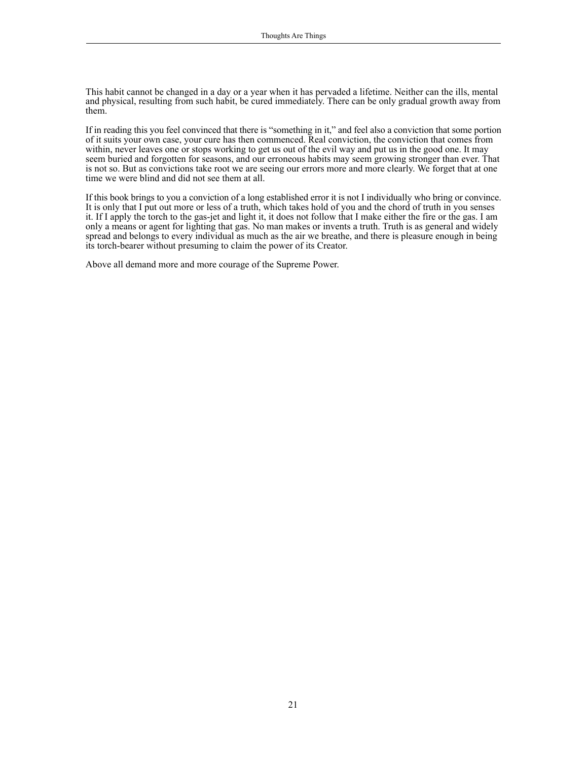This habit cannot be changed in a day or a year when it has pervaded a lifetime. Neither can the ills, mental and physical, resulting from such habit, be cured immediately. There can be only gradual growth away from them.

If in reading this you feel convinced that there is "something in it," and feel also a conviction that some portion of it suits your own case, your cure has then commenced. Real conviction, the conviction that comes from within, never leaves one or stops working to get us out of the evil way and put us in the good one. It may seem buried and forgotten for seasons, and our erroneous habits may seem growing stronger than ever. That is not so. But as convictions take root we are seeing our errors more and more clearly. We forget that at one time we were blind and did not see them at all.

If this book brings to you a conviction of a long established error it is not I individually who bring or convince. It is only that I put out more or less of a truth, which takes hold of you and the chord of truth in you senses it. If I apply the torch to the gas-jet and light it, it does not follow that I make either the fire or the gas. I am only a means or agent for lighting that gas. No man makes or invents a truth. Truth is as general and widely spread and belongs to every individual as much as the air we breathe, and there is pleasure enough in being its torch-bearer without presuming to claim the power of its Creator.

Above all demand more and more courage of the Supreme Power.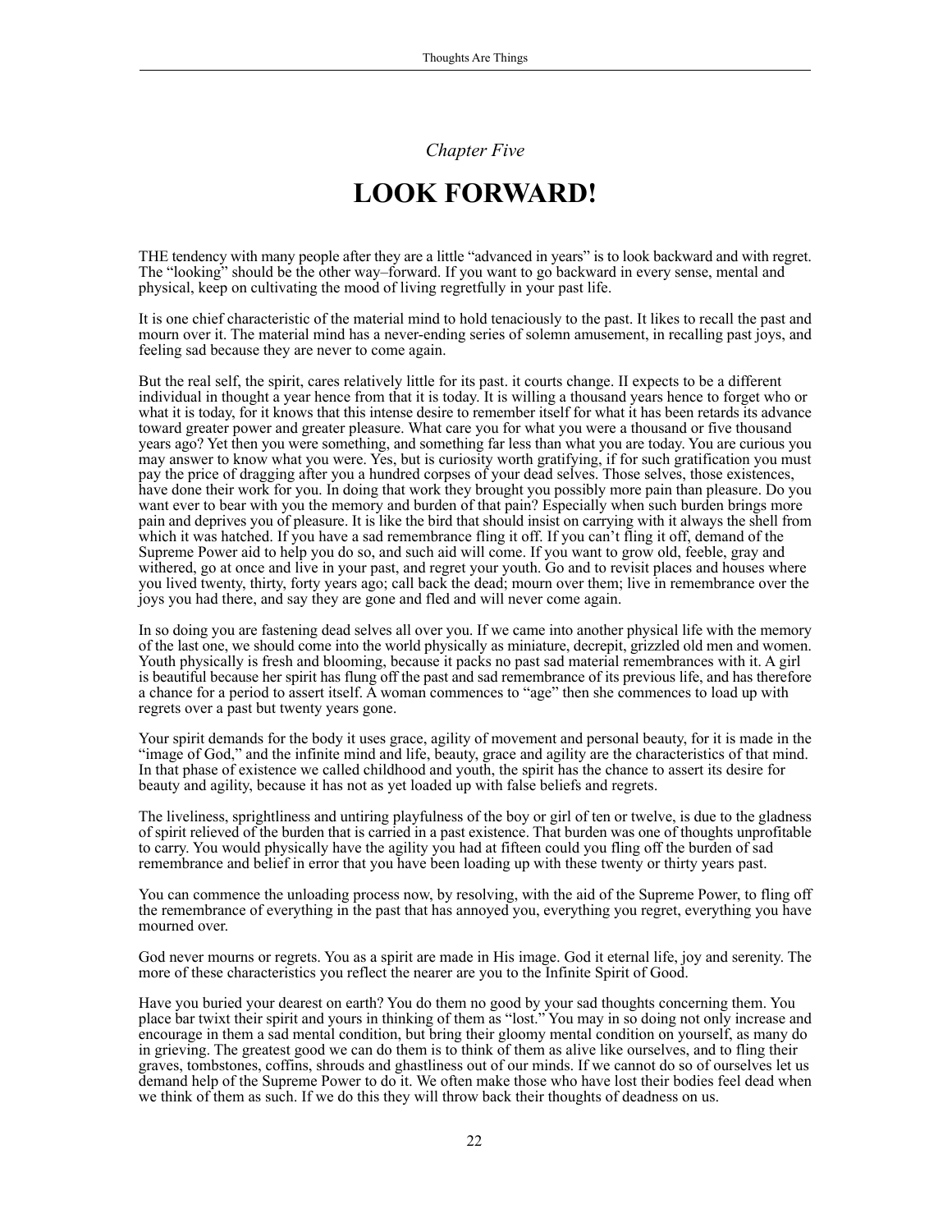*Chapter Five*

# LOOK FORWARD!

THE tendency with many people after they are a little "advanced in years" is to look backward and with regret. The "looking" should be the other way–forward. If you want to go backward in every sense, mental and physical, keep on cultivating the mood of living regretfully in your past life.

It is one chief characteristic of the material mind to hold tenaciously to the past. It likes to recall the past and mourn over it. The material mind has a never-ending series of solemn amusement, in recalling past joys, and feeling sad because they are never to come again.

But the real self, the spirit, cares relatively little for its past. it courts change. II expects to be a different individual in thought a year hence from that it is today. It is willing a thousand years hence to forget who or what it is today, for it knows that this intense desire to remember itself for what it has been retards its advance toward greater power and greater pleasure. What care you for what you were a thousand or five thousand years ago? Yet then you were something, and something far less than what you are today. You are curious you may answer to know what you were. Yes, but is curiosity worth gratifying, if for such gratification you must pay the price of dragging after you a hundred corpses of your dead selves. Those selves, those existences, have done their work for you. In doing that work they brought you possibly more pain than pleasure. Do you want ever to bear with you the memory and burden of that pain? Especially when such burden brings more pain and deprives you of pleasure. It is like the bird that should insist on carrying with it always the shell from which it was hatched. If you have a sad remembrance fling it off. If you can't fling it off, demand of the Supreme Power aid to help you do so, and such aid will come. If you want to grow old, feeble, gray and withered, go at once and live in your past, and regret your youth. Go and to revisit places and houses where you lived twenty, thirty, forty years ago; call back the dead; mourn over them; live in remembrance over the joys you had there, and say they are gone and fled and will never come again.

In so doing you are fastening dead selves all over you. If we came into another physical life with the memory of the last one, we should come into the world physically as miniature, decrepit, grizzled old men and women. Youth physically is fresh and blooming, because it packs no past sad material remembrances with it. A girl is beautiful because her spirit has flung off the past and sad remembrance of its previous life, and has therefore a chance for a period to assert itself. A woman commences to "age" then she commences to load up with regrets over a past but twenty years gone.

Your spirit demands for the body it uses grace, agility of movement and personal beauty, for it is made in the "image of God," and the infinite mind and life, beauty, grace and agility are the characteristics of that mind. In that phase of existence we called childhood and youth, the spirit has the chance to assert its desire for beauty and agility, because it has not as yet loaded up with false beliefs and regrets.

The liveliness, sprightliness and untiring playfulness of the boy or girl of ten or twelve, is due to the gladness of spirit relieved of the burden that is carried in a past existence. That burden was one of thoughts unprofitable to carry. You would physically have the agility you had at fifteen could you fling off the burden of sad remembrance and belief in error that you have been loading up with these twenty or thirty years past.

You can commence the unloading process now, by resolving, with the aid of the Supreme Power, to fling off the remembrance of everything in the past that has annoyed you, everything you regret, everything you have mourned over.

God never mourns or regrets. You as a spirit are made in His image. God it eternal life, joy and serenity. The more of these characteristics you reflect the nearer are you to the Infinite Spirit of Good.

Have you buried your dearest on earth? You do them no good by your sad thoughts concerning them. You place bar twixt their spirit and yours in thinking of them as "lost." You may in so doing not only increase and encourage in them a sad mental condition, but bring their gloomy mental condition on yourself, as many do in grieving. The greatest good we can do them is to think of them as alive like ourselves, and to fling their graves, tombstones, coffins, shrouds and ghastliness out of our minds. If we cannot do so of ourselves let us demand help of the Supreme Power to do it. We often make those who have lost their bodies feel dead when we think of them as such. If we do this they will throw back their thoughts of deadness on us.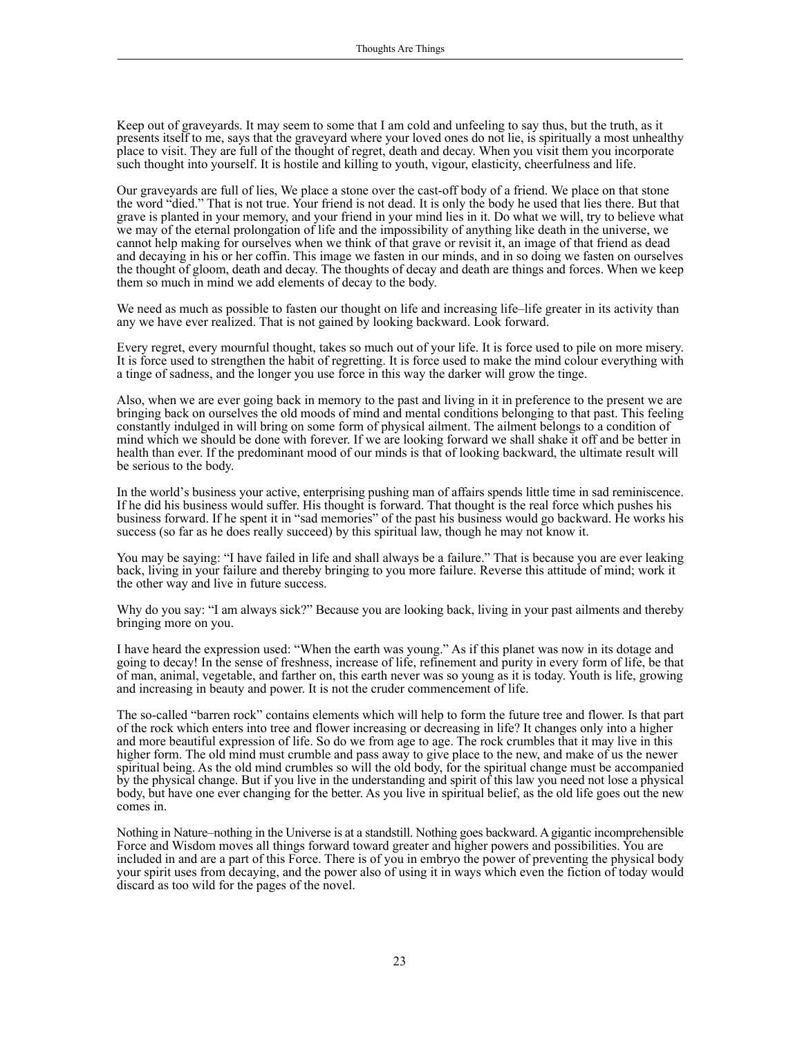Keep out of graveyards. It may seem to some that I am cold and unfeeling to say thus, but the truth, as it presents itself to me, says that the graveyard where your loved ones do not lie, is spiritually a most unhealthy place to visit. They are full of the thought of regret, death and decay. When you visit them you incorporate such thought into yourself. It is hostile and killing to youth, vigour, elasticity, cheerfulness and life.

Our graveyards are full of lies, We place a stone over the cast-off body of a friend. We place on that stone the word "died." That is not true. Your friend is not dead. It is only the body he used that lies there. But that grave is planted in your memory, and your friend in your mind lies in it. Do what we will, try to believe what we may of the eternal prolongation of life and the impossibility of anything like death in the universe, we cannot help making for ourselves when we think of that grave or revisit it, an image of that friend as dead and decaying in his or her coffin. This image we fasten in our minds, and in so doing we fasten on ourselves the thought of gloom, death and decay. The thoughts of decay and death are things and forces. When we keep them so much in mind we add elements of decay to the body.

We need as much as possible to fasten our thought on life and increasing life–life greater in its activity than any we have ever realized. That is not gained by looking backward. Look forward.

Every regret, every mournful thought, takes so much out of your life. It is force used to pile on more misery. It is force used to strengthen the habit of regretting. It is force used to make the mind colour everything with a tinge of sadness, and the longer you use force in this way the darker will grow the tinge.

Also, when we are ever going back in memory to the past and living in it in preference to the present we are bringing back on ourselves the old moods of mind and mental conditions belonging to that past. This feeling constantly indulged in will bring on some form of physical ailment. The ailment belongs to a condition of mind which we should be done with forever. If we are looking forward we shall shake it off and be better in health than ever. If the predominant mood of our minds is that of looking backward, the ultimate result will be serious to the body.

In the world's business your active, enterprising pushing man of affairs spends little time in sad reminiscence. If he did his business would suffer. His thought is forward. That thought is the real force which pushes his business forward. If he spent it in "sad memories" of the past his business would go backward. He works his success (so far as he does really succeed) by this spiritual law, though he may not know it.

You may be saying: "I have failed in life and shall always be a failure." That is because you are ever leaking back, living in your failure and thereby bringing to you more failure. Reverse this attitude of mind; work it the other way and live in future success.

Why do you say: "I am always sick?" Because you are looking back, living in your past ailments and thereby bringing more on you.

I have heard the expression used: "When the earth was young." As if this planet was now in its dotage and going to decay! In the sense of freshness, increase of life, refinement and purity in every form of life, be that of man, animal, vegetable, and farther on, this earth never was so young as it is today. Youth is life, growing and increasing in beauty and power. It is not the cruder commencement of life.

The so-called "barren rock" contains elements which will help to form the future tree and flower. Is that part of the rock which enters into tree and flower increasing or decreasing in life? It changes only into a higher and more beautiful expression of life. So do we from age to age. The rock crumbles that it may live in this higher form. The old mind must crumble and pass away to give place to the new, and make of us the newer spiritual being. As the old mind crumbles so will the old body, for the spiritual change must be accompanied by the physical change. But if you live in the understanding and spirit of this law you need not lose a physical body, but have one ever changing for the better. As you live in spiritual belief, as the old life goes out the new comes in.

Nothing in Nature–nothing in the Universe is at a standstill. Nothing goes backward. A gigantic incomprehensible Force and Wisdom moves all things forward toward greater and higher powers and possibilities. You are included in and are a part of this Force. There is of you in embryo the power of preventing the physical body your spirit uses from decaying, and the power also of using it in ways which even the fiction of today would discard as too wild for the pages of the novel.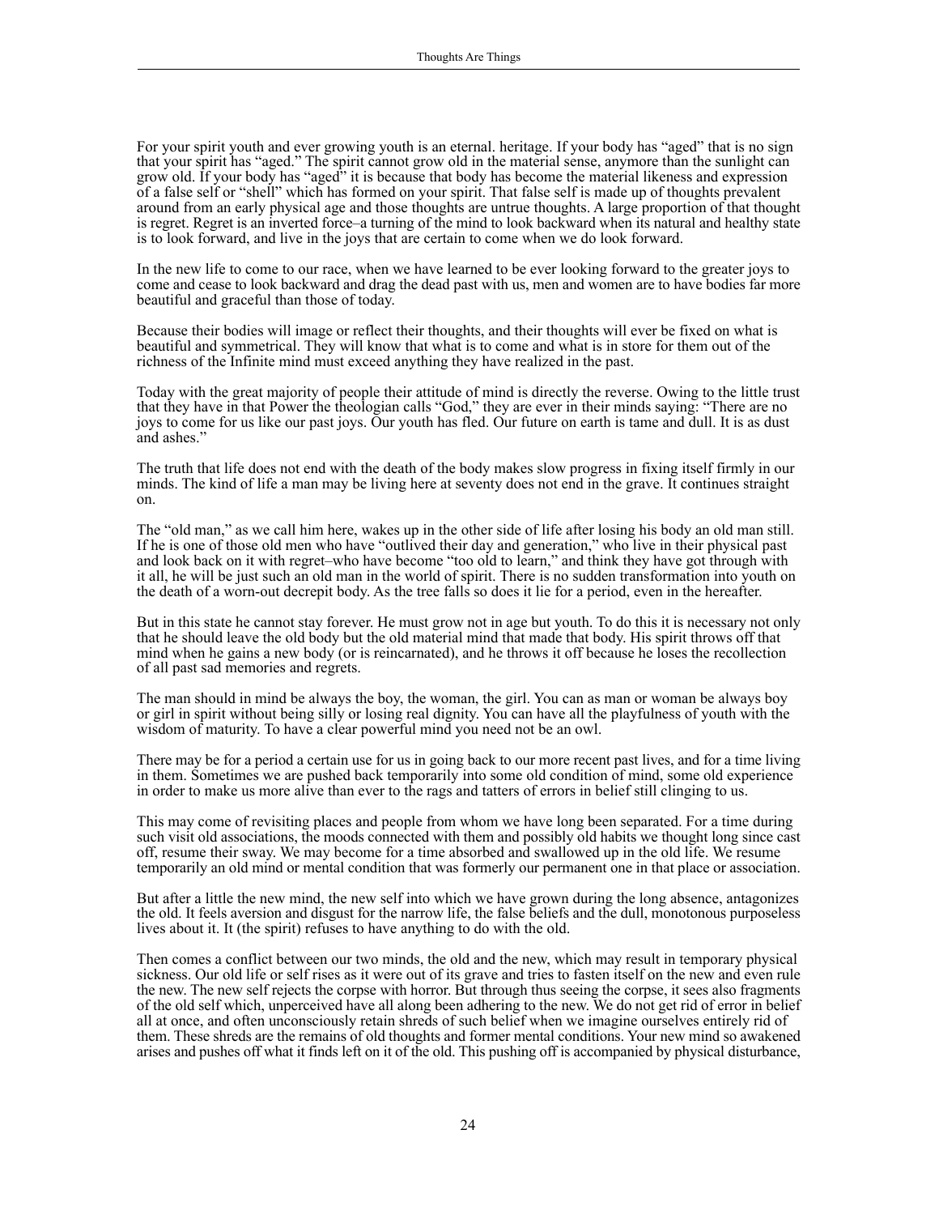For your spirit youth and ever growing youth is an eternal. heritage. If your body has "aged" that is no sign that your spirit has "aged." The spirit cannot grow old in the material sense, anymore than the sunlight can grow old. If your body has "aged" it is because that body has become the material likeness and expression of a false self or "shell" which has formed on your spirit. That false self is made up of thoughts prevalent around from an early physical age and those thoughts are untrue thoughts. A large proportion of that thought is regret. Regret is an inverted force–a turning of the mind to look backward when its natural and healthy state is to look forward, and live in the joys that are certain to come when we do look forward.

In the new life to come to our race, when we have learned to be ever looking forward to the greater joys to come and cease to look backward and drag the dead past with us, men and women are to have bodies far more beautiful and graceful than those of today.

Because their bodies will image or reflect their thoughts, and their thoughts will ever be fixed on what is beautiful and symmetrical. They will know that what is to come and what is in store for them out of the richness of the Infinite mind must exceed anything they have realized in the past.

Today with the great majority of people their attitude of mind is directly the reverse. Owing to the little trust that they have in that Power the theologian calls "God," they are ever in their minds saying: "There are no joys to come for us like our past joys. Our youth has fled. Our future on earth is tame and dull. It is as dust and ashes."

The truth that life does not end with the death of the body makes slow progress in fixing itself firmly in our minds. The kind of life a man may be living here at seventy does not end in the grave. It continues straight on.

The "old man," as we call him here, wakes up in the other side of life after losing his body an old man still. If he is one of those old men who have "outlived their day and generation," who live in their physical past and look back on it with regret–who have become "too old to learn," and think they have got through with it all, he will be just such an old man in the world of spirit. There is no sudden transformation into youth on the death of a worn-out decrepit body. As the tree falls so does it lie for a period, even in the hereafter.

But in this state he cannot stay forever. He must grow not in age but youth. To do this it is necessary not only that he should leave the old body but the old material mind that made that body. His spirit throws off that mind when he gains a new body (or is reincarnated), and he throws it off because he loses the recollection of all past sad memories and regrets.

The man should in mind be always the boy, the woman, the girl. You can as man or woman be always boy or girl in spirit without being silly or losing real dignity. You can have all the playfulness of youth with the wisdom of maturity. To have a clear powerful mind you need not be an owl.

There may be for a period a certain use for us in going back to our more recent past lives, and for a time living in them. Sometimes we are pushed back temporarily into some old condition of mind, some old experience in order to make us more alive than ever to the rags and tatters of errors in belief still clinging to us.

This may come of revisiting places and people from whom we have long been separated. For a time during such visit old associations, the moods connected with them and possibly old habits we thought long since cast off, resume their sway. We may become for a time absorbed and swallowed up in the old life. We resume temporarily an old mind or mental condition that was formerly our permanent one in that place or association.

But after a little the new mind, the new self into which we have grown during the long absence, antagonizes the old. It feels aversion and disgust for the narrow life, the false beliefs and the dull, monotonous purposeless lives about it. It (the spirit) refuses to have anything to do with the old.

Then comes a conflict between our two minds, the old and the new, which may result in temporary physical sickness. Our old life or self rises as it were out of its grave and tries to fasten itself on the new and even rule the new. The new self rejects the corpse with horror. But through thus seeing the corpse, it sees also fragments of the old self which, unperceived have all along been adhering to the new. We do not get rid of error in belief all at once, and often unconsciously retain shreds of such belief when we imagine ourselves entirely rid of them. These shreds are the remains of old thoughts and former mental conditions. Your new mind so awakened arises and pushes off what it finds left on it of the old. This pushing off is accompanied by physical disturbance,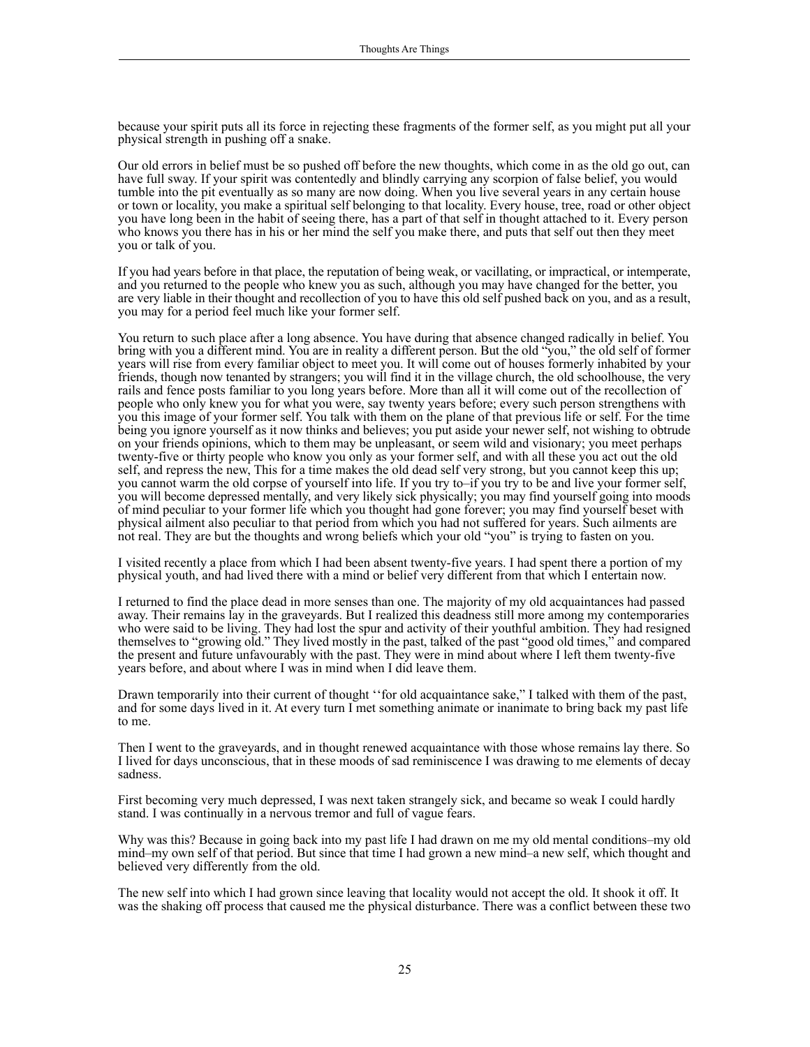because your spirit puts all its force in rejecting these fragments of the former self, as you might put all your physical strength in pushing off a snake.

Our old errors in belief must be so pushed off before the new thoughts, which come in as the old go out, can have full sway. If your spirit was contentedly and blindly carrying any scorpion of false belief, you would tumble into the pit eventually as so many are now doing. When you live several years in any certain house or town or locality, you make a spiritual self belonging to that locality. Every house, tree, road or other object you have long been in the habit of seeing there, has a part of that self in thought attached to it. Every person who knows you there has in his or her mind the self you make there, and puts that self out then they meet you or talk of you.

If you had years before in that place, the reputation of being weak, or vacillating, or impractical, or intemperate, and you returned to the people who knew you as such, although you may have changed for the better, you are very liable in their thought and recollection of you to have this old self pushed back on you, and as a result, you may for a period feel much like your former self.

You return to such place after a long absence. You have during that absence changed radically in belief. You bring with you a different mind. You are in reality a different person. But the old "you," the old self of former years will rise from every familiar object to meet you. It will come out of houses formerly inhabited by your friends, though now tenanted by strangers; you will find it in the village church, the old schoolhouse, the very rails and fence posts familiar to you long years before. More than all it will come out of the recollection of people who only knew you for what you were, say twenty years before; every such person strengthens with you this image of your former self. You talk with them on the plane of that previous life or self. For the time being you ignore yourself as it now thinks and believes; you put aside your newer self, not wishing to obtrude on your friends opinions, which to them may be unpleasant, or seem wild and visionary; you meet perhaps twenty-five or thirty people who know you only as your former self, and with all these you act out the old self, and repress the new, This for a time makes the old dead self very strong, but you cannot keep this up; you cannot warm the old corpse of yourself into life. If you try to–if you try to be and live your former self, you will become depressed mentally, and very likely sick physically; you may find yourself going into moods of mind peculiar to your former life which you thought had gone forever; you may find yourself beset with physical ailment also peculiar to that period from which you had not suffered for years. Such ailments are not real. They are but the thoughts and wrong beliefs which your old "you" is trying to fasten on you.

I visited recently a place from which I had been absent twenty-five years. I had spent there a portion of my physical youth, and had lived there with a mind or belief very different from that which I entertain now.

I returned to find the place dead in more senses than one. The majority of my old acquaintances had passed away. Their remains lay in the graveyards. But I realized this deadness still more among my contemporaries who were said to be living. They had lost the spur and activity of their youthful ambition. They had resigned themselves to "growing old." They lived mostly in the past, talked of the past "good old times," and compared the present and future unfavourably with the past. They were in mind about where I left them twenty-five years before, and about where I was in mind when I did leave them.

Drawn temporarily into their current of thought ''for old acquaintance sake," I talked with them of the past, and for some days lived in it. At every turn I met something animate or inanimate to bring back my past life to me.

Then I went to the graveyards, and in thought renewed acquaintance with those whose remains lay there. So I lived for days unconscious, that in these moods of sad reminiscence I was drawing to me elements of decay sadness.

First becoming very much depressed, I was next taken strangely sick, and became so weak I could hardly stand. I was continually in a nervous tremor and full of vague fears.

Why was this? Because in going back into my past life I had drawn on me my old mental conditions–my old mind–my own self of that period. But since that time I had grown a new mind–a new self, which thought and believed very differently from the old.

The new self into which I had grown since leaving that locality would not accept the old. It shook it off. It was the shaking off process that caused me the physical disturbance. There was a conflict between these two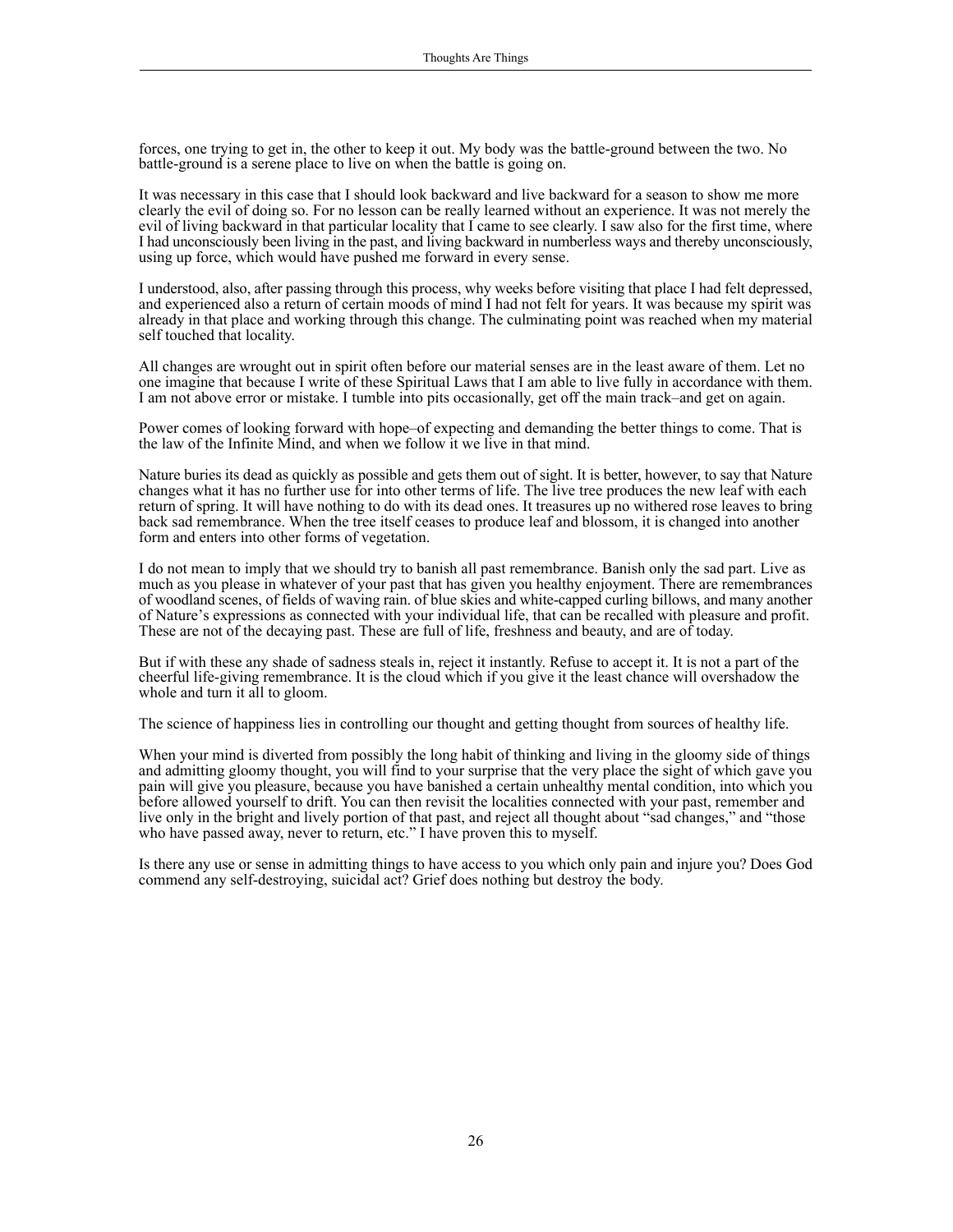forces, one trying to get in, the other to keep it out. My body was the battle-ground between the two. No battle-ground is a serene place to live on when the battle is going on.

It was necessary in this case that I should look backward and live backward for a season to show me more clearly the evil of doing so. For no lesson can be really learned without an experience. It was not merely the evil of living backward in that particular locality that I came to see clearly. I saw also for the first time, where I had unconsciously been living in the past, and living backward in numberless ways and thereby unconsciously, using up force, which would have pushed me forward in every sense.

I understood, also, after passing through this process, why weeks before visiting that place I had felt depressed, and experienced also a return of certain moods of mind I had not felt for years. It was because my spirit was already in that place and working through this change. The culminating point was reached when my material self touched that locality.

All changes are wrought out in spirit often before our material senses are in the least aware of them. Let no one imagine that because I write of these Spiritual Laws that I am able to live fully in accordance with them. I am not above error or mistake. I tumble into pits occasionally, get off the main track–and get on again.

Power comes of looking forward with hope–of expecting and demanding the better things to come. That is the law of the Infinite Mind, and when we follow it we live in that mind.

Nature buries its dead as quickly as possible and gets them out of sight. It is better, however, to say that Nature changes what it has no further use for into other terms of life. The live tree produces the new leaf with each return of spring. It will have nothing to do with its dead ones. It treasures up no withered rose leaves to bring back sad remembrance. When the tree itself ceases to produce leaf and blossom, it is changed into another form and enters into other forms of vegetation.

I do not mean to imply that we should try to banish all past remembrance. Banish only the sad part. Live as much as you please in whatever of your past that has given you healthy enjoyment. There are remembrances of woodland scenes, of fields of waving rain. of blue skies and white-capped curling billows, and many another of Nature's expressions as connected with your individual life, that can be recalled with pleasure and profit. These are not of the decaying past. These are full of life, freshness and beauty, and are of today.

But if with these any shade of sadness steals in, reject it instantly. Refuse to accept it. It is not a part of the cheerful life-giving remembrance. It is the cloud which if you give it the least chance will overshadow the whole and turn it all to gloom.

The science of happiness lies in controlling our thought and getting thought from sources of healthy life.

When your mind is diverted from possibly the long habit of thinking and living in the gloomy side of things and admitting gloomy thought, you will find to your surprise that the very place the sight of which gave you pain will give you pleasure, because you have banished a certain unhealthy mental condition, into which you before allowed yourself to drift. You can then revisit the localities connected with your past, remember and live only in the bright and lively portion of that past, and reject all thought about "sad changes," and "those who have passed away, never to return, etc." I have proven this to myself.

Is there any use or sense in admitting things to have access to you which only pain and injure you? Does God commend any self-destroying, suicidal act? Grief does nothing but destroy the body.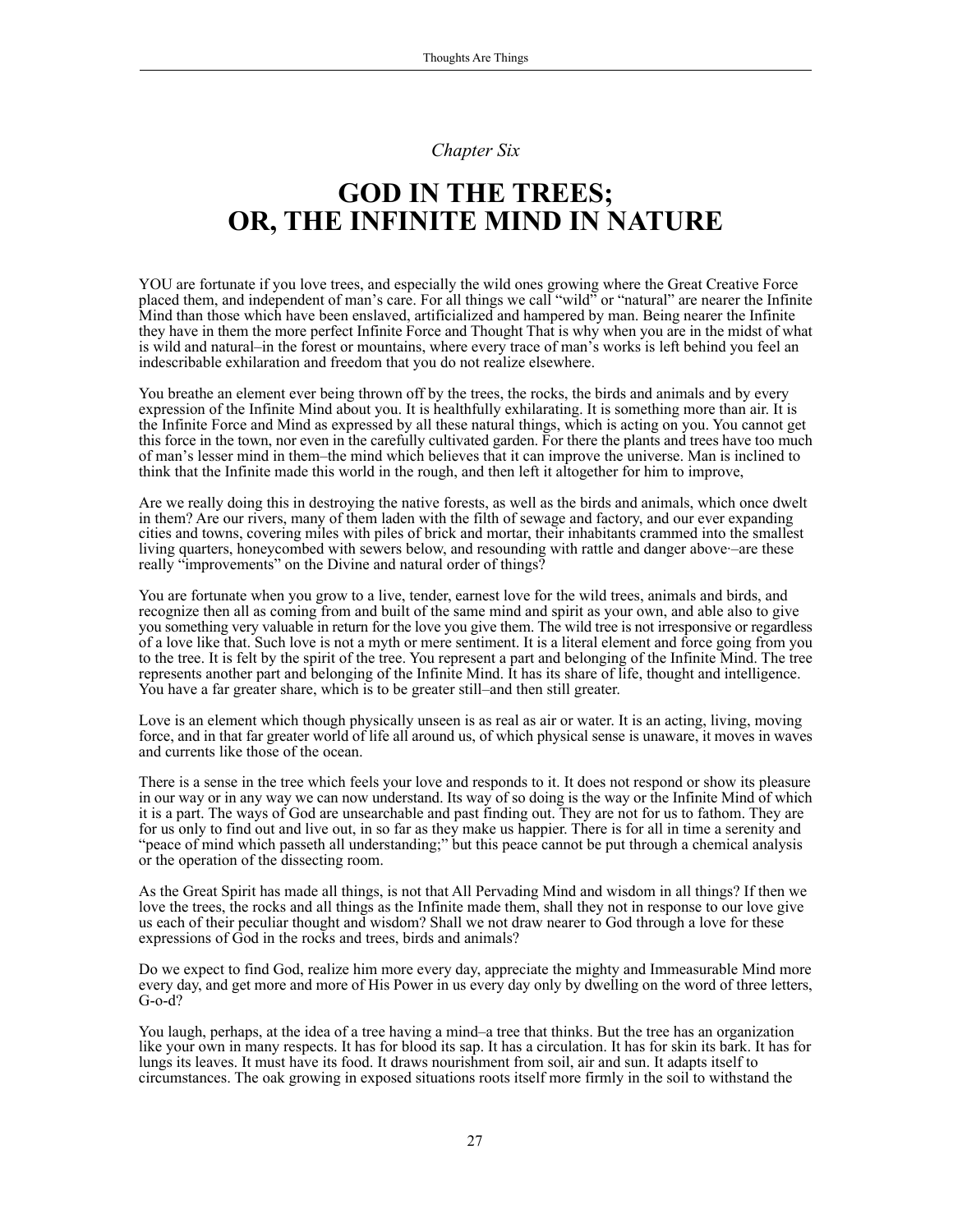*Chapter Six*

# GOD IN THE TREES; OR, THE INFINITE MIND IN NATURE

YOU are fortunate if you love trees, and especially the wild ones growing where the Great Creative Force placed them, and independent of man's care. For all things we call "wild" or "natural" are nearer the Infinite Mind than those which have been enslaved, artificialized and hampered by man. Being nearer the Infinite they have in them the more perfect Infinite Force and Thought That is why when you are in the midst of what is wild and natural–in the forest or mountains, where every trace of man's works is left behind you feel an indescribable exhilaration and freedom that you do not realize elsewhere.

You breathe an element ever being thrown off by the trees, the rocks, the birds and animals and by every expression of the Infinite Mind about you. It is healthfully exhilarating. It is something more than air. It is the Infinite Force and Mind as expressed by all these natural things, which is acting on you. You cannot get this force in the town, nor even in the carefully cultivated garden. For there the plants and trees have too much of man's lesser mind in them–the mind which believes that it can improve the universe. Man is inclined to think that the Infinite made this world in the rough, and then left it altogether for him to improve,

Are we really doing this in destroying the native forests, as well as the birds and animals, which once dwelt in them? Are our rivers, many of them laden with the filth of sewage and factory, and our ever expanding cities and towns, covering miles with piles of brick and mortar, their inhabitants crammed into the smallest living quarters, honeycombed with sewers below, and resounding with rattle and danger above·–are these really "improvements" on the Divine and natural order of things?

You are fortunate when you grow to a live, tender, earnest love for the wild trees, animals and birds, and recognize then all as coming from and built of the same mind and spirit as your own, and able also to give you something very valuable in return for the love you give them. The wild tree is not irresponsive or regardless of a love like that. Such love is not a myth or mere sentiment. It is a literal element and force going from you to the tree. It is felt by the spirit of the tree. You represent a part and belonging of the Infinite Mind. The tree represents another part and belonging of the Infinite Mind. It has its share of life, thought and intelligence. You have a far greater share, which is to be greater still–and then still greater.

Love is an element which though physically unseen is as real as air or water. It is an acting, living, moving force, and in that far greater world of life all around us, of which physical sense is unaware, it moves in waves and currents like those of the ocean.

There is a sense in the tree which feels your love and responds to it. It does not respond or show its pleasure in our way or in any way we can now understand. Its way of so doing is the way or the Infinite Mind of which it is a part. The ways of God are unsearchable and past finding out. They are not for us to fathom. They are for us only to find out and live out, in so far as they make us happier. There is for all in time a serenity and "peace of mind which passeth all understanding;" but this peace cannot be put through a chemical analysis or the operation of the dissecting room.

As the Great Spirit has made all things, is not that All Pervading Mind and wisdom in all things? If then we love the trees, the rocks and all things as the Infinite made them, shall they not in response to our love give us each of their peculiar thought and wisdom? Shall we not draw nearer to God through a love for these expressions of God in the rocks and trees, birds and animals?

Do we expect to find God, realize him more every day, appreciate the mighty and Immeasurable Mind more every day, and get more and more of His Power in us every day only by dwelling on the word of three letters, G-o-d?

You laugh, perhaps, at the idea of a tree having a mind–a tree that thinks. But the tree has an organization like your own in many respects. It has for blood its sap. It has a circulation. It has for skin its bark. It has for lungs its leaves. It must have its food. It draws nourishment from soil, air and sun. It adapts itself to circumstances. The oak growing in exposed situations roots itself more firmly in the soil to withstand the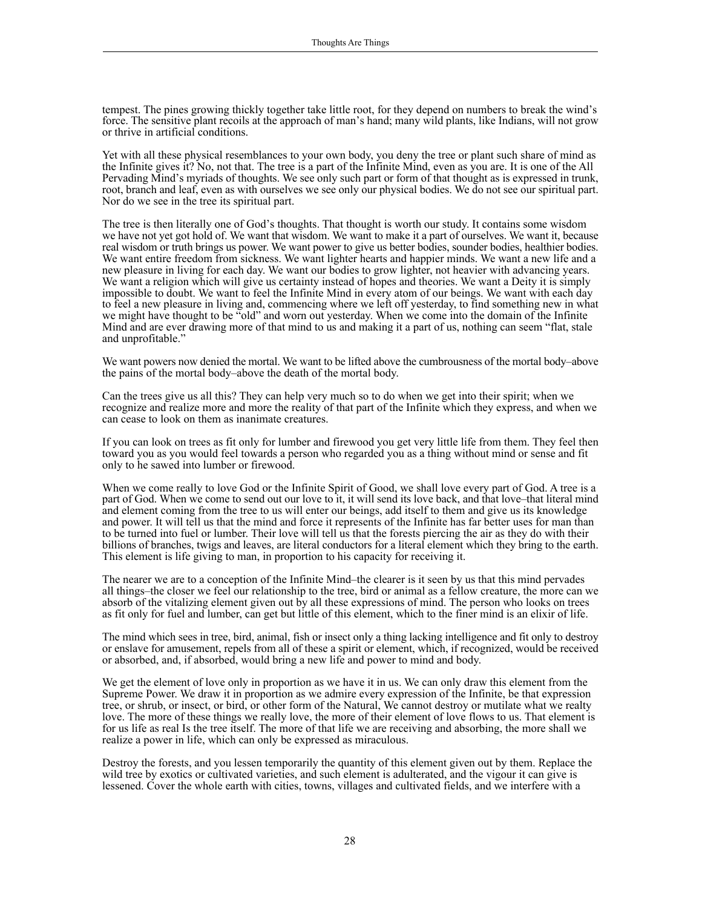tempest. The pines growing thickly together take little root, for they depend on numbers to break the wind's force. The sensitive plant recoils at the approach of man's hand; many wild plants, like Indians, will not grow or thrive in artificial conditions.

Yet with all these physical resemblances to your own body, you deny the tree or plant such share of mind as the Infinite gives it? No, not that. The tree is a part of the Infinite Mind, even as you are. It is one of the All Pervading Mind's myriads of thoughts. We see only such part or form of that thought as is expressed in trunk, root, branch and leaf, even as with ourselves we see only our physical bodies. We do not see our spiritual part. Nor do we see in the tree its spiritual part.

The tree is then literally one of God's thoughts. That thought is worth our study. It contains some wisdom we have not yet got hold of. We want that wisdom. We want to make it a part of ourselves. We want it, because real wisdom or truth brings us power. We want power to give us better bodies, sounder bodies, healthier bodies. We want entire freedom from sickness. We want lighter hearts and happier minds. We want a new life and a new pleasure in living for each day. We want our bodies to grow lighter, not heavier with advancing years. We want a religion which will give us certainty instead of hopes and theories. We want a Deity it is simply impossible to doubt. We want to feel the Infinite Mind in every atom of our beings. We want with each day to feel a new pleasure in living and, commencing where we left off yesterday, to find something new in what we might have thought to be "old" and worn out yesterday. When we come into the domain of the Infinite Mind and are ever drawing more of that mind to us and making it a part of us, nothing can seem "flat, stale and unprofitable."

We want powers now denied the mortal. We want to be lifted above the cumbrousness of the mortal body–above the pains of the mortal body–above the death of the mortal body.

Can the trees give us all this? They can help very much so to do when we get into their spirit; when we recognize and realize more and more the reality of that part of the Infinite which they express, and when we can cease to look on them as inanimate creatures.

If you can look on trees as fit only for lumber and firewood you get very little life from them. They feel then toward you as you would feel towards a person who regarded you as a thing without mind or sense and fit only to he sawed into lumber or firewood.

When we come really to love God or the Infinite Spirit of Good, we shall love every part of God. A tree is a part of God. When we come to send out our love to it, it will send its love back, and that love–that literal mind and element coming from the tree to us will enter our beings, add itself to them and give us its knowledge and power. It will tell us that the mind and force it represents of the Infinite has far better uses for man than to be turned into fuel or lumber. Their love will tell us that the forests piercing the air as they do with their billions of branches, twigs and leaves, are literal conductors for a literal element which they bring to the earth. This element is life giving to man, in proportion to his capacity for receiving it.

The nearer we are to a conception of the Infinite Mind–the clearer is it seen by us that this mind pervades all things–the closer we feel our relationship to the tree, bird or animal as a fellow creature, the more can we absorb of the vitalizing element given out by all these expressions of mind. The person who looks on trees as fit only for fuel and lumber, can get but little of this element, which to the finer mind is an elixir of life.

The mind which sees in tree, bird, animal, fish or insect only a thing lacking intelligence and fit only to destroy or enslave for amusement, repels from all of these a spirit or element, which, if recognized, would be received or absorbed, and, if absorbed, would bring a new life and power to mind and body.

We get the element of love only in proportion as we have it in us. We can only draw this element from the Supreme Power. We draw it in proportion as we admire every expression of the Infinite, be that expression tree, or shrub, or insect, or bird, or other form of the Natural, We cannot destroy or mutilate what we realty love. The more of these things we really love, the more of their element of love flows to us. That element is for us life as real Is the tree itself. The more of that life we are receiving and absorbing, the more shall we realize a power in life, which can only be expressed as miraculous.

Destroy the forests, and you lessen temporarily the quantity of this element given out by them. Replace the wild tree by exotics or cultivated varieties, and such element is adulterated, and the vigour it can give is lessened. Cover the whole earth with cities, towns, villages and cultivated fields, and we interfere with a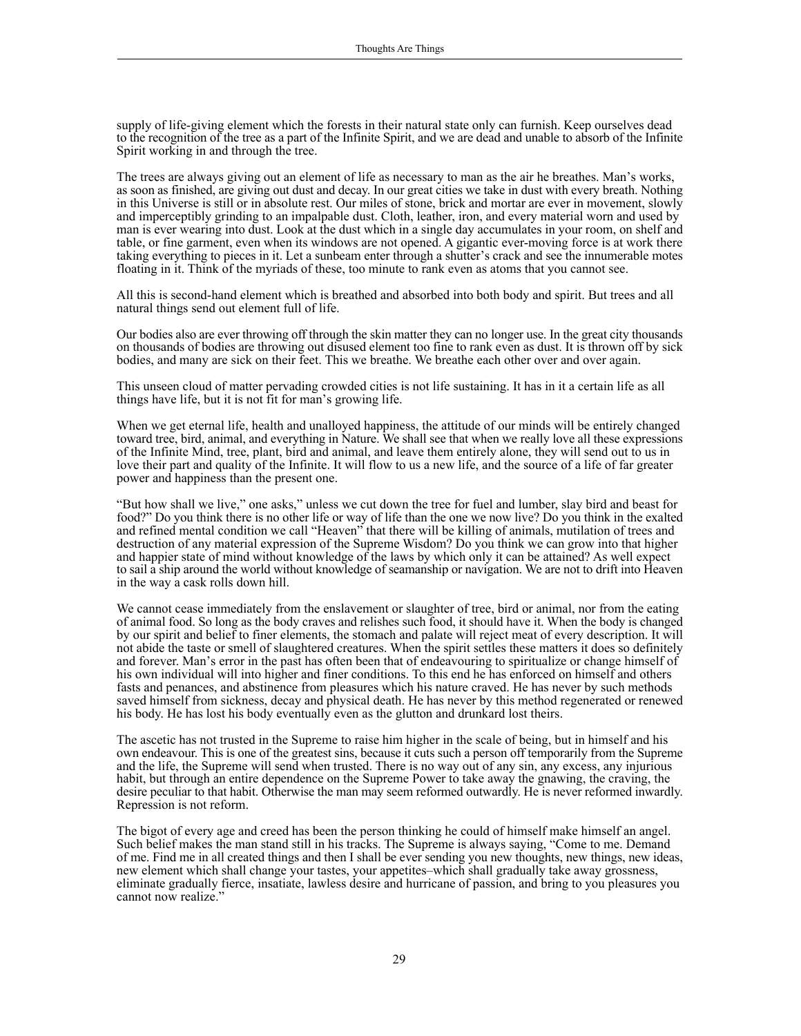supply of life-giving element which the forests in their natural state only can furnish. Keep ourselves dead to the recognition of the tree as a part of the Infinite Spirit, and we are dead and unable to absorb of the Infinite Spirit working in and through the tree.

The trees are always giving out an element of life as necessary to man as the air he breathes. Man's works, as soon as finished, are giving out dust and decay. In our great cities we take in dust with every breath. Nothing in this Universe is still or in absolute rest. Our miles of stone, brick and mortar are ever in movement, slowly and imperceptibly grinding to an impalpable dust. Cloth, leather, iron, and every material worn and used by man is ever wearing into dust. Look at the dust which in a single day accumulates in your room, on shelf and table, or fine garment, even when its windows are not opened. A gigantic ever-moving force is at work there taking everything to pieces in it. Let a sunbeam enter through a shutter's crack and see the innumerable motes floating in it. Think of the myriads of these, too minute to rank even as atoms that you cannot see.

All this is second-hand element which is breathed and absorbed into both body and spirit. But trees and all natural things send out element full of life.

Our bodies also are ever throwing off through the skin matter they can no longer use. In the great city thousands on thousands of bodies are throwing out disused element too fine to rank even as dust. It is thrown off by sick bodies, and many are sick on their feet. This we breathe. We breathe each other over and over again.

This unseen cloud of matter pervading crowded cities is not life sustaining. It has in it a certain life as all things have life, but it is not fit for man's growing life.

When we get eternal life, health and unalloyed happiness, the attitude of our minds will be entirely changed toward tree, bird, animal, and everything in Nature. We shall see that when we really love all these expressions of the Infinite Mind, tree, plant, bird and animal, and leave them entirely alone, they will send out to us in love their part and quality of the Infinite. It will flow to us a new life, and the source of a life of far greater power and happiness than the present one.

"But how shall we live," one asks," unless we cut down the tree for fuel and lumber, slay bird and beast for food?" Do you think there is no other life or way of life than the one we now live? Do you think in the exalted and refined mental condition we call "Heaven" that there will be killing of animals, mutilation of trees and destruction of any material expression of the Supreme Wisdom? Do you think we can grow into that higher and happier state of mind without knowledge of the laws by which only it can be attained? As well expect to sail a ship around the world without knowledge of seamanship or navigation. We are not to drift into Heaven in the way a cask rolls down hill.

We cannot cease immediately from the enslavement or slaughter of tree, bird or animal, nor from the eating of animal food. So long as the body craves and relishes such food, it should have it. When the body is changed by our spirit and belief to finer elements, the stomach and palate will reject meat of every description. It will not abide the taste or smell of slaughtered creatures. When the spirit settles these matters it does so definitely and forever. Man's error in the past has often been that of endeavouring to spiritualize or change himself of his own individual will into higher and finer conditions. To this end he has enforced on himself and others fasts and penances, and abstinence from pleasures which his nature craved. He has never by such methods saved himself from sickness, decay and physical death. He has never by this method regenerated or renewed his body. He has lost his body eventually even as the glutton and drunkard lost theirs.

The ascetic has not trusted in the Supreme to raise him higher in the scale of being, but in himself and his own endeavour. This is one of the greatest sins, because it cuts such a person off temporarily from the Supreme and the life, the Supreme will send when trusted. There is no way out of any sin, any excess, any injurious habit, but through an entire dependence on the Supreme Power to take away the gnawing, the craving, the desire peculiar to that habit. Otherwise the man may seem reformed outwardly. He is never reformed inwardly. Repression is not reform.

The bigot of every age and creed has been the person thinking he could of himself make himself an angel. Such belief makes the man stand still in his tracks. The Supreme is always saying, "Come to me. Demand of me. Find me in all created things and then I shall be ever sending you new thoughts, new things, new ideas, new element which shall change your tastes, your appetites–which shall gradually take away grossness, eliminate gradually fierce, insatiate, lawless desire and hurricane of passion, and bring to you pleasures you cannot now realize."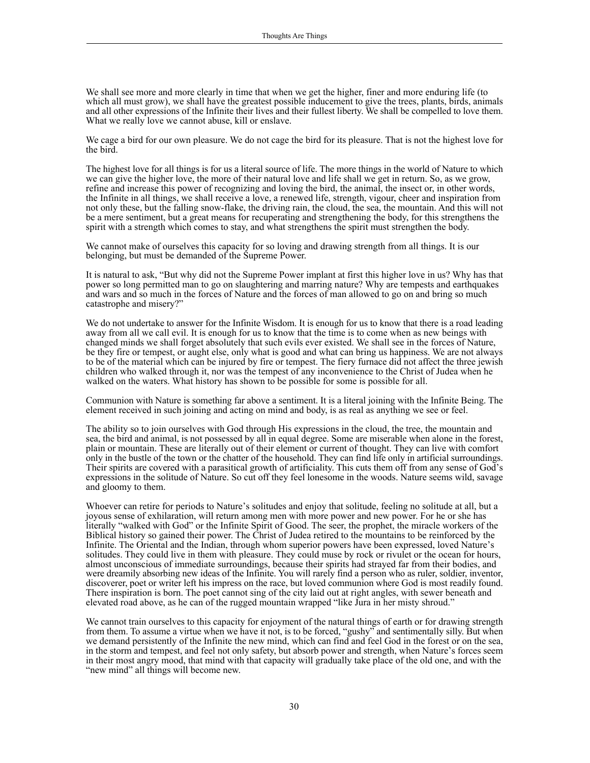We shall see more and more clearly in time that when we get the higher, finer and more enduring life (to which all must grow), we shall have the greatest possible inducement to give the trees, plants, birds, animals and all other expressions of the Infinite their lives and their fullest liberty. We shall be compelled to love them. What we really love we cannot abuse, kill or enslave.

We cage a bird for our own pleasure. We do not cage the bird for its pleasure. That is not the highest love for the bird.

The highest love for all things is for us a literal source of life. The more things in the world of Nature to which we can give the higher love, the more of their natural love and life shall we get in return. So, as we grow, refine and increase this power of recognizing and loving the bird, the animal, the insect or, in other words, the Infinite in all things, we shall receive a love, a renewed life, strength, vigour, cheer and inspiration from not only these, but the falling snow-flake, the driving rain, the cloud, the sea, the mountain. And this will not be a mere sentiment, but a great means for recuperating and strengthening the body, for this strengthens the spirit with a strength which comes to stay, and what strengthens the spirit must strengthen the body.

We cannot make of ourselves this capacity for so loving and drawing strength from all things. It is our belonging, but must be demanded of the Supreme Power.

It is natural to ask, "But why did not the Supreme Power implant at first this higher love in us? Why has that power so long permitted man to go on slaughtering and marring nature? Why are tempests and earthquakes and wars and so much in the forces of Nature and the forces of man allowed to go on and bring so much catastrophe and misery?"

We do not undertake to answer for the Infinite Wisdom. It is enough for us to know that there is a road leading away from all we call evil. It is enough for us to know that the time is to come when as new beings with changed minds we shall forget absolutely that such evils ever existed. We shall see in the forces of Nature, be they fire or tempest, or aught else, only what is good and what can bring us happiness. We are not always to be of the material which can be injured by fire or tempest. The fiery furnace did not affect the three jewish children who walked through it, nor was the tempest of any inconvenience to the Christ of Judea when he walked on the waters. What history has shown to be possible for some is possible for all.

Communion with Nature is something far above a sentiment. It is a literal joining with the Infinite Being. The element received in such joining and acting on mind and body, is as real as anything we see or feel.

The ability so to join ourselves with God through His expressions in the cloud, the tree, the mountain and sea, the bird and animal, is not possessed by all in equal degree. Some are miserable when alone in the forest, plain or mountain. These are literally out of their element or current of thought. They can live with comfort only in the bustle of the town or the chatter of the household. They can find life only in artificial surroundings. Their spirits are covered with a parasitical growth of artificiality. This cuts them off from any sense of God's expressions in the solitude of Nature. So cut off they feel lonesome in the woods. Nature seems wild, savage and gloomy to them.

Whoever can retire for periods to Nature's solitudes and enjoy that solitude, feeling no solitude at all, but a joyous sense of exhilaration, will return among men with more power and new power. For he or she has literally "walked with God" or the Infinite Spirit of Good. The seer, the prophet, the miracle workers of the Biblical history so gained their power. The Christ of Judea retired to the mountains to be reinforced by the Infinite. The Oriental and the Indian, through whom superior powers have been expressed, loved Nature's solitudes. They could live in them with pleasure. They could muse by rock or rivulet or the ocean for hours, almost unconscious of immediate surroundings, because their spirits had strayed far from their bodies, and were dreamily absorbing new ideas of the Infinite. You will rarely find a person who as ruler, soldier, inventor, discoverer, poet or writer left his impress on the race, but loved communion where God is most readily found. There inspiration is born. The poet cannot sing of the city laid out at right angles, with sewer beneath and elevated road above, as he can of the rugged mountain wrapped "like Jura in her misty shroud."

We cannot train ourselves to this capacity for enjoyment of the natural things of earth or for drawing strength from them. To assume a virtue when we have it not, is to be forced, "gushy" and sentimentally silly. But when we demand persistently of the Infinite the new mind, which can find and feel God in the forest or on the sea, in the storm and tempest, and feel not only safety, but absorb power and strength, when Nature's forces seem in their most angry mood, that mind with that capacity will gradually take place of the old one, and with the "new mind" all things will become new.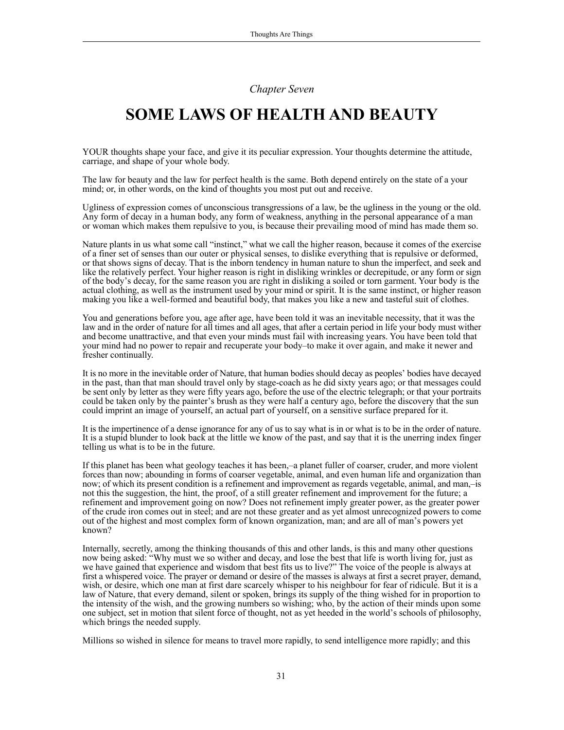*Chapter Seven*

# SOME LAWS OF HEALTH AND BEAUTY

YOUR thoughts shape your face, and give it its peculiar expression. Your thoughts determine the attitude, carriage, and shape of your whole body.

The law for beauty and the law for perfect health is the same. Both depend entirely on the state of a your mind; or, in other words, on the kind of thoughts you most put out and receive.

Ugliness of expression comes of unconscious transgressions of a law, be the ugliness in the young or the old. Any form of decay in a human body, any form of weakness, anything in the personal appearance of a man or woman which makes them repulsive to you, is because their prevailing mood of mind has made them so.

Nature plants in us what some call "instinct," what we call the higher reason, because it comes of the exercise of a finer set of senses than our outer or physical senses, to dislike everything that is repulsive or deformed, or that shows signs of decay. That is the inborn tendency in human nature to shun the imperfect, and seek and like the relatively perfect. Your higher reason is right in disliking wrinkles or decrepitude, or any form or sign of the body's decay, for the same reason you are right in disliking a soiled or torn garment. Your body is the actual clothing, as well as the instrument used by your mind or spirit. It is the same instinct, or higher reason making you like a well-formed and beautiful body, that makes you like a new and tasteful suit of clothes.

You and generations before you, age after age, have been told it was an inevitable necessity, that it was the law and in the order of nature for all times and all ages, that after a certain period in life your body must wither and become unattractive, and that even your minds must fail with increasing years. You have been told that your mind had no power to repair and recuperate your body–to make it over again, and make it newer and fresher continually.

It is no more in the inevitable order of Nature, that human bodies should decay as peoples' bodies have decayed in the past, than that man should travel only by stage-coach as he did sixty years ago; or that messages could be sent only by letter as they were fifty years ago, before the use of the electric telegraph; or that your portraits could be taken only by the painter's brush as they were half a century ago, before the discovery that the sun could imprint an image of yourself, an actual part of yourself, on a sensitive surface prepared for it.

It is the impertinence of a dense ignorance for any of us to say what is in or what is to be in the order of nature. It is a stupid blunder to look back at the little we know of the past, and say that it is the unerring index finger telling us what is to be in the future.

If this planet has been what geology teaches it has been,–a planet fuller of coarser, cruder, and more violent forces than now; abounding in forms of coarser vegetable, animal, and even human life and organization than now; of which its present condition is a refinement and improvement as regards vegetable, animal, and man,–is not this the suggestion, the hint, the proof, of a still greater refinement and improvement for the future; a refinement and improvement going on now? Does not refinement imply greater power, as the greater power of the crude iron comes out in steel; and are not these greater and as yet almost unrecognized powers to come out of the highest and most complex form of known organization, man; and are all of man's powers yet known?

Internally, secretly, among the thinking thousands of this and other lands, is this and many other questions now being asked: "Why must we so wither and decay, and lose the best that life is worth living for, just as we have gained that experience and wisdom that best fits us to live?" The voice of the people is always at first a whispered voice. The prayer or demand or desire of the masses is always at first a secret prayer, demand, wish, or desire, which one man at first dare scarcely whisper to his neighbour for fear of ridicule. But it is a law of Nature, that every demand, silent or spoken, brings its supply of the thing wished for in proportion to the intensity of the wish, and the growing numbers so wishing; who, by the action of their minds upon some one subject, set in motion that silent force of thought, not as yet heeded in the world's schools of philosophy, which brings the needed supply.

Millions so wished in silence for means to travel more rapidly, to send intelligence more rapidly; and this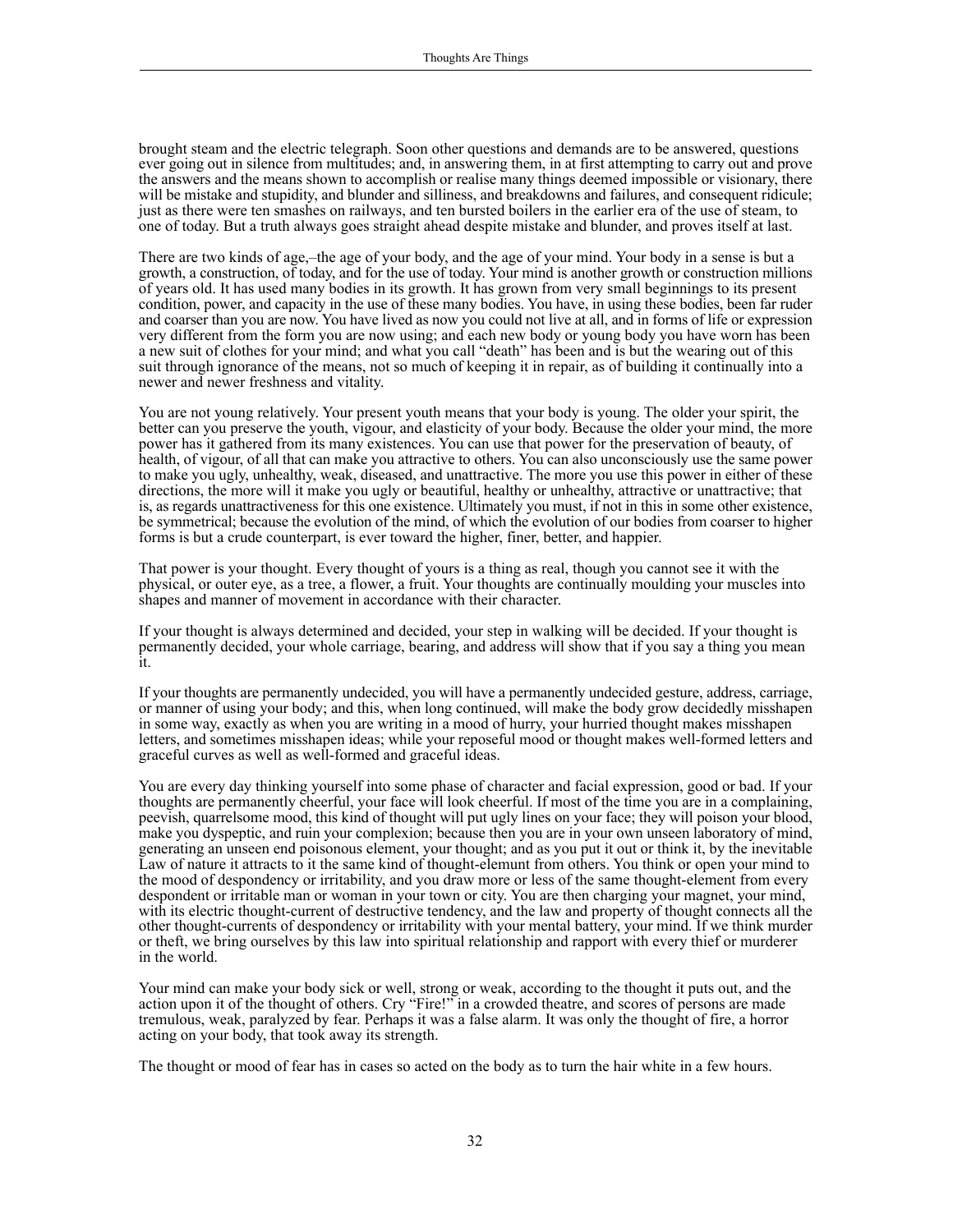brought steam and the electric telegraph. Soon other questions and demands are to be answered, questions ever going out in silence from multitudes; and, in answering them, in at first attempting to carry out and prove the answers and the means shown to accomplish or realise many things deemed impossible or visionary, there will be mistake and stupidity, and blunder and silliness, and breakdowns and failures, and consequent ridicule; just as there were ten smashes on railways, and ten bursted boilers in the earlier era of the use of steam, to one of today. But a truth always goes straight ahead despite mistake and blunder, and proves itself at last.

There are two kinds of age,–the age of your body, and the age of your mind. Your body in a sense is but a growth, a construction, of today, and for the use of today. Your mind is another growth or construction millions of years old. It has used many bodies in its growth. It has grown from very small beginnings to its present condition, power, and capacity in the use of these many bodies. You have, in using these bodies, been far ruder and coarser than you are now. You have lived as now you could not live at all, and in forms of life or expression very different from the form you are now using; and each new body or young body you have worn has been a new suit of clothes for your mind; and what you call "death" has been and is but the wearing out of this suit through ignorance of the means, not so much of keeping it in repair, as of building it continually into a newer and newer freshness and vitality.

You are not young relatively. Your present youth means that your body is young. The older your spirit, the better can you preserve the youth, vigour, and elasticity of your body. Because the older your mind, the more power has it gathered from its many existences. You can use that power for the preservation of beauty, of health, of vigour, of all that can make you attractive to others. You can also unconsciously use the same power to make you ugly, unhealthy, weak, diseased, and unattractive. The more you use this power in either of these directions, the more will it make you ugly or beautiful, healthy or unhealthy, attractive or unattractive; that is, as regards unattractiveness for this one existence. Ultimately you must, if not in this in some other existence, be symmetrical; because the evolution of the mind, of which the evolution of our bodies from coarser to higher forms is but a crude counterpart, is ever toward the higher, finer, better, and happier.

That power is your thought. Every thought of yours is a thing as real, though you cannot see it with the physical, or outer eye, as a tree, a flower, a fruit. Your thoughts are continually moulding your muscles into shapes and manner of movement in accordance with their character.

If your thought is always determined and decided, your step in walking will be decided. If your thought is permanently decided, your whole carriage, bearing, and address will show that if you say a thing you mean it.

If your thoughts are permanently undecided, you will have a permanently undecided gesture, address, carriage, or manner of using your body; and this, when long continued, will make the body grow decidedly misshapen in some way, exactly as when you are writing in a mood of hurry, your hurried thought makes misshapen letters, and sometimes misshapen ideas; while your reposeful mood or thought makes well-formed letters and graceful curves as well as well-formed and graceful ideas.

You are every day thinking yourself into some phase of character and facial expression, good or bad. If your thoughts are permanently cheerful, your face will look cheerful. If most of the time you are in a complaining, peevish, quarrelsome mood, this kind of thought will put ugly lines on your face; they will poison your blood, make you dyspeptic, and ruin your complexion; because then you are in your own unseen laboratory of mind, generating an unseen end poisonous element, your thought; and as you put it out or think it, by the inevitable Law of nature it attracts to it the same kind of thought-elemunt from others. You think or open your mind to the mood of despondency or irritability, and you draw more or less of the same thought-element from every despondent or irritable man or woman in your town or city. You are then charging your magnet, your mind, with its electric thought-current of destructive tendency, and the law and property of thought connects all the other thought-currents of despondency or irritability with your mental battery, your mind. If we think murder or theft, we bring ourselves by this law into spiritual relationship and rapport with every thief or murderer in the world.

Your mind can make your body sick or well, strong or weak, according to the thought it puts out, and the action upon it of the thought of others. Cry "Fire!" in a crowded theatre, and scores of persons are made tremulous, weak, paralyzed by fear. Perhaps it was a false alarm. It was only the thought of fire, a horror acting on your body, that took away its strength.

The thought or mood of fear has in cases so acted on the body as to turn the hair white in a few hours.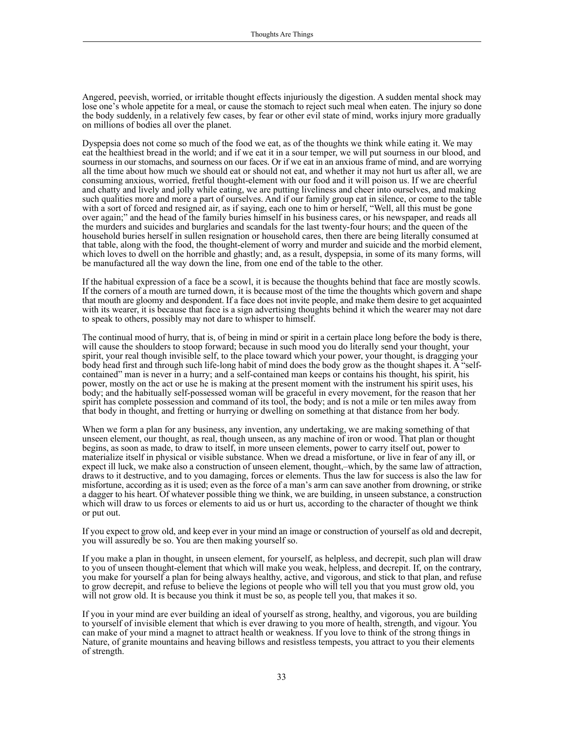Angered, peevish, worried, or irritable thought effects injuriously the digestion. A sudden mental shock may lose one's whole appetite for a meal, or cause the stomach to reject such meal when eaten. The injury so done the body suddenly, in a relatively few cases, by fear or other evil state of mind, works injury more gradually on millions of bodies all over the planet.

Dyspepsia does not come so much of the food we eat, as of the thoughts we think while eating it. We may eat the healthiest bread in the world; and if we eat it in a sour temper, we will put sourness in our blood, and sourness in our stomachs, and sourness on our faces. Or if we eat in an anxious frame of mind, and are worrying all the time about how much we should eat or should not eat, and whether it may not hurt us after all, we are consuming anxious, worried, fretful thought-element with our food and it will poison us. If we are cheerful and chatty and lively and jolly while eating, we are putting liveliness and cheer into ourselves, and making such qualities more and more a part of ourselves. And if our family group eat in silence, or come to the table with a sort of forced and resigned air, as if saying, each one to him or herself, "Well, all this must be gone over again;" and the head of the family buries himself in his business cares, or his newspaper, and reads all the murders and suicides and burglaries and scandals for the last twenty-four hours; and the queen of the household buries herself in sullen resignation or household cares, then there are being literally consumed at that table, along with the food, the thought-element of worry and murder and suicide and the morbid element, which loves to dwell on the horrible and ghastly; and, as a result, dyspepsia, in some of its many forms, will be manufactured all the way down the line, from one end of the table to the other.

If the habitual expression of a face be a scowl, it is because the thoughts behind that face are mostly scowls. If the corners of a mouth are turned down, it is because most of the time the thoughts which govern and shape that mouth are gloomy and despondent. If a face does not invite people, and make them desire to get acquainted with its wearer, it is because that face is a sign advertising thoughts behind it which the wearer may not dare to speak to others, possibly may not dare to whisper to himself.

The continual mood of hurry, that is, of being in mind or spirit in a certain place long before the body is there, will cause the shoulders to stoop forward; because in such mood you do literally send your thought, your spirit, your real though invisible self, to the place toward which your power, your thought, is dragging your body head first and through such life-long habit of mind does the body grow as the thought shapes it. A "self-contained" man is never in a hurry; and a self-contained man keeps or contains his thought, his spirit, his power, mostly on the act or use he is making at the present moment with the instrument his spirit uses, his body; and the habitually self-possessed woman will be graceful in every movement, for the reason that her spirit has complete possession and command of its tool, the body; and is not a mile or ten miles away from that body in thought, and fretting or hurrying or dwelling on something at that distance from her body.

When we form a plan for any business, any invention, any undertaking, we are making something of that unseen element, our thought, as real, though unseen, as any machine of iron or wood. That plan or thought begins, as soon as made, to draw to itself, in more unseen elements, power to carry itself out, power to materialize itself in physical or visible substance. When we dread a misfortune, or live in fear of any ill, or expect ill luck, we make also a construction of unseen element, thought,–which, by the same law of attraction, draws to it destructive, and to you damaging, forces or elements. Thus the law for success is also the law for misfortune, according as it is used; even as the force of a man's arm can save another from drowning, or strike a dagger to his heart. Of whatever possible thing we think, we are building, in unseen substance, a construction which will draw to us forces or elements to aid us or hurt us, according to the character of thought we think or put out.

If you expect to grow old, and keep ever in your mind an image or construction of yourself as old and decrepit, you will assuredly be so. You are then making yourself so.

If you make a plan in thought, in unseen element, for yourself, as helpless, and decrepit, such plan will draw to you of unseen thought-element that which will make you weak, helpless, and decrepit. If, on the contrary, you make for yourself a plan for being always healthy, active, and vigorous, and stick to that plan, and refuse to grow decrepit, and refuse to believe the legions ot people who will tell you that you must grow old, you will not grow old. It is because you think it must be so, as people tell you, that makes it so.

If you in your mind are ever building an ideal of yourself as strong, healthy, and vigorous, you are building to yourself of invisible element that which is ever drawing to you more of health, strength, and vigour. You can make of your mind a magnet to attract health or weakness. If you love to think of the strong things in Nature, of granite mountains and heaving billows and resistless tempests, you attract to you their elements of strength.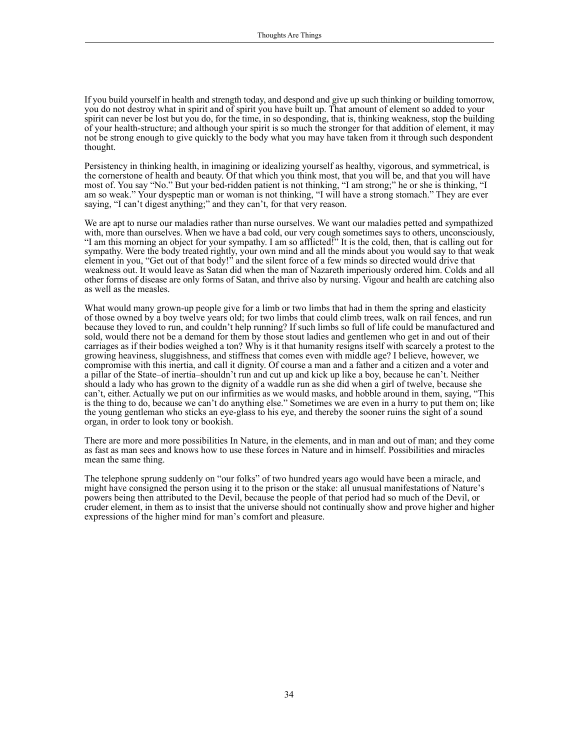If you build yourself in health and strength today, and despond and give up such thinking or building tomorrow, you do not destroy what in spirit and of spirit you have built up. That amount of element so added to your spirit can never be lost but you do, for the time, in so desponding, that is, thinking weakness, stop the building of your health-structure; and although your spirit is so much the stronger for that addition of element, it may not be strong enough to give quickly to the body what you may have taken from it through such despondent thought.

Persistency in thinking health, in imagining or idealizing yourself as healthy, vigorous, and symmetrical, is the cornerstone of health and beauty. Of that which you think most, that you will be, and that you will have most of. You say "No." But your bed-ridden patient is not thinking, "I am strong;" he or she is thinking, "I am so weak." Your dyspeptic man or woman is not thinking, "I will have a strong stomach." They are ever saying, "I can't digest anything;" and they can't, for that very reason.

We are apt to nurse our maladies rather than nurse ourselves. We want our maladies petted and sympathized with, more than ourselves. When we have a bad cold, our very cough sometimes says to others, unconsciously, "I am this morning an object for your sympathy. I am so afflicted!" It is the cold, then, that is calling out for sympathy. Were the body treated rightly, your own mind and all the minds about you would say to that weak element in you, "Get out of that body!" and the silent force of a few minds so directed would drive that weakness out. It would leave as Satan did when the man of Nazareth imperiously ordered him. Colds and all other forms of disease are only forms of Satan, and thrive also by nursing. Vigour and health are catching also as well as the measles.

What would many grown-up people give for a limb or two limbs that had in them the spring and elasticity of those owned by a boy twelve years old; for two limbs that could climb trees, walk on rail fences, and run because they loved to run, and couldn't help running? If such limbs so full of life could be manufactured and sold, would there not be a demand for them by those stout ladies and gentlemen who get in and out of their carriages as if their bodies weighed a ton? Why is it that humanity resigns itself with scarcely a protest to the growing heaviness, sluggishness, and stiffness that comes even with middle age? I believe, however, we compromise with this inertia, and call it dignity. Of course a man and a father and a citizen and a voter and a pillar of the State–of inertia–shouldn't run and cut up and kick up like a boy, because he can't. Neither should a lady who has grown to the dignity of a waddle run as she did when a girl of twelve, because she can't, either. Actually we put on our infirmities as we would masks, and hobble around in them, saying, "This is the thing to do, because we can't do anything else." Sometimes we are even in a hurry to put them on; like the young gentleman who sticks an eye-glass to his eye, and thereby the sooner ruins the sight of a sound organ, in order to look tony or bookish.

There are more and more possibilities In Nature, in the elements, and in man and out of man; and they come as fast as man sees and knows how to use these forces in Nature and in himself. Possibilities and miracles mean the same thing.

The telephone sprung suddenly on "our folks" of two hundred years ago would have been a miracle, and might have consigned the person using it to the prison or the stake: all unusual manifestations of Nature's powers being then attributed to the Devil, because the people of that period had so much of the Devil, or cruder element, in them as to insist that the universe should not continually show and prove higher and higher expressions of the higher mind for man's comfort and pleasure.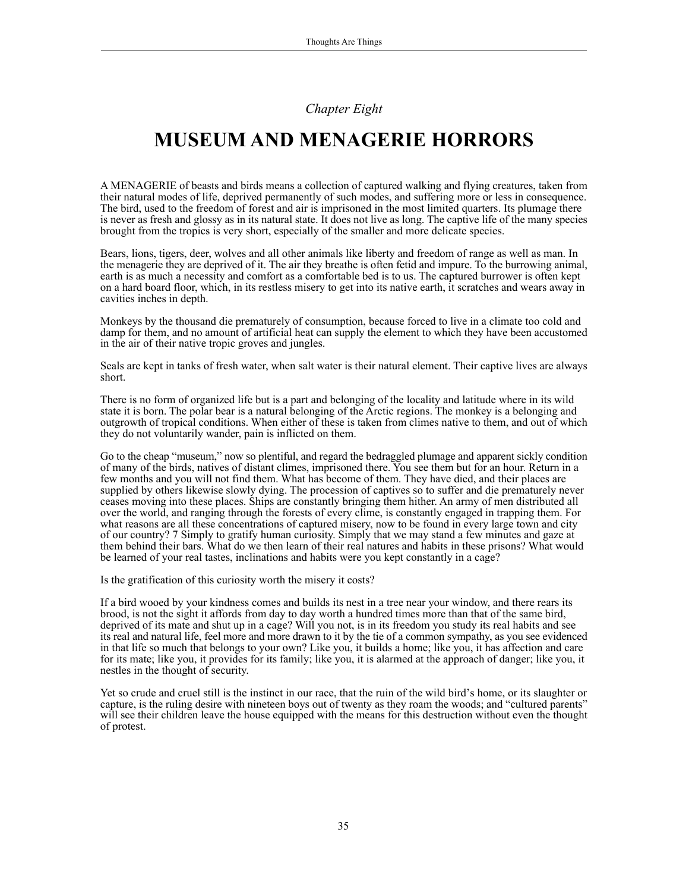*Chapter Eight*

# MUSEUM AND MENAGERIE HORRORS

A MENAGERIE of beasts and birds means a collection of captured walking and flying creatures, taken from their natural modes of life, deprived permanently of such modes, and suffering more or less in consequence. The bird, used to the freedom of forest and air is imprisoned in the most limited quarters. Its plumage there is never as fresh and glossy as in its natural state. It does not live as long. The captive life of the many species brought from the tropics is very short, especially of the smaller and more delicate species.

Bears, lions, tigers, deer, wolves and all other animals like liberty and freedom of range as well as man. In the menagerie they are deprived of it. The air they breathe is often fetid and impure. To the burrowing animal, earth is as much a necessity and comfort as a comfortable bed is to us. The captured burrower is often kept on a hard board floor, which, in its restless misery to get into its native earth, it scratches and wears away in cavities inches in depth.

Monkeys by the thousand die prematurely of consumption, because forced to live in a climate too cold and damp for them, and no amount of artificial heat can supply the element to which they have been accustomed in the air of their native tropic groves and jungles.

Seals are kept in tanks of fresh water, when salt water is their natural element. Their captive lives are always short.

There is no form of organized life but is a part and belonging of the locality and latitude where in its wild state it is born. The polar bear is a natural belonging of the Arctic regions. The monkey is a belonging and outgrowth of tropical conditions. When either of these is taken from climes native to them, and out of which they do not voluntarily wander, pain is inflicted on them.

Go to the cheap "museum," now so plentiful, and regard the bedraggled plumage and apparent sickly condition of many of the birds, natives of distant climes, imprisoned there. You see them but for an hour. Return in a few months and you will not find them. What has become of them. They have died, and their places are supplied by others likewise slowly dying. The procession of captives so to suffer and die prematurely never ceases moving into these places. Ships are constantly bringing them hither. An army of men distributed all over the world, and ranging through the forests of every clime, is constantly engaged in trapping them. For what reasons are all these concentrations of captured misery, now to be found in every large town and city of our country? 7 Simply to gratify human curiosity. Simply that we may stand a few minutes and gaze at them behind their bars. What do we then learn of their real natures and habits in these prisons? What would be learned of your real tastes, inclinations and habits were you kept constantly in a cage?

Is the gratification of this curiosity worth the misery it costs?

If a bird wooed by your kindness comes and builds its nest in a tree near your window, and there rears its brood, is not the sight it affords from day to day worth a hundred times more than that of the same bird, deprived of its mate and shut up in a cage? Will you not, is in its freedom you study its real habits and see its real and natural life, feel more and more drawn to it by the tie of a common sympathy, as you see evidenced in that life so much that belongs to your own? Like you, it builds a home; like you, it has affection and care for its mate; like you, it provides for its family; like you, it is alarmed at the approach of danger; like you, it nestles in the thought of security.

Yet so crude and cruel still is the instinct in our race, that the ruin of the wild bird's home, or its slaughter or capture, is the ruling desire with nineteen boys out of twenty as they roam the woods; and "cultured parents" will see their children leave the house equipped with the means for this destruction without even the thought of protest.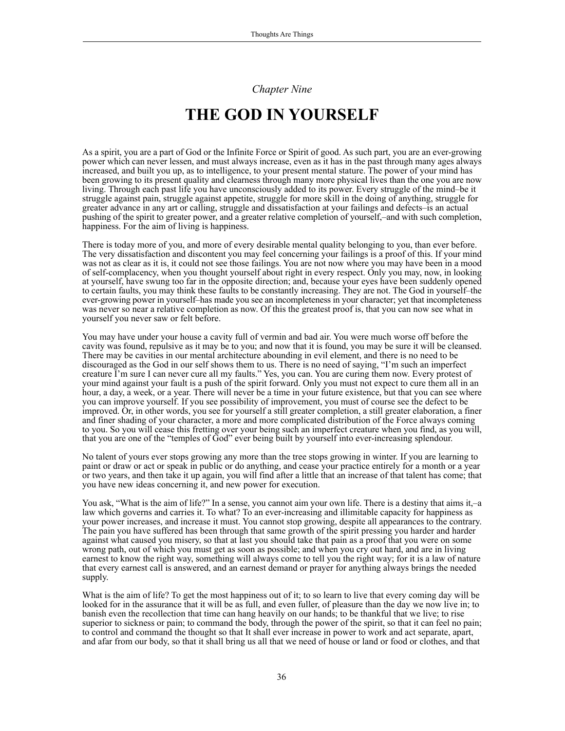*Chapter Nine*

# THE GOD IN YOURSELF

As a spirit, you are a part of God or the Infinite Force or Spirit of good. As such part, you are an ever-growing power which can never lessen, and must always increase, even as it has in the past through many ages always increased, and built you up, as to intelligence, to your present mental stature. The power of your mind has been growing to its present quality and clearness through many more physical lives than the one you are now living. Through each past life you have unconsciously added to its power. Every struggle of the mind–be it struggle against pain, struggle against appetite, struggle for more skill in the doing of anything, struggle for greater advance in any art or calling, struggle and dissatisfaction at your failings and defects–is an actual pushing of the spirit to greater power, and a greater relative completion of yourself,–and with such completion, happiness. For the aim of living is happiness.

There is today more of you, and more of every desirable mental quality belonging to you, than ever before. The very dissatisfaction and discontent you may feel concerning your failings is a proof of this. If your mind was not as clear as it is, it could not see those failings. You are not now where you may have been in a mood of self-complacency, when you thought yourself about right in every respect. Only you may, now, in looking at yourself, have swung too far in the opposite direction; and, because your eyes have been suddenly opened to certain faults, you may think these faults to be constantly increasing. They are not. The God in yourself–the ever-growing power in yourself–has made you see an incompleteness in your character; yet that incompleteness was never so near a relative completion as now. Of this the greatest proof is, that you can now see what in yourself you never saw or felt before.

You may have under your house a cavity full of vermin and bad air. You were much worse off before the cavity was found, repulsive as it may be to you; and now that it is found, you may be sure it will be cleansed. There may be cavities in our mental architecture abounding in evil element, and there is no need to be discouraged as the God in our self shows them to us. There is no need of saying, "I'm such an imperfect creature I'm sure I can never cure all my faults." Yes, you can. You are curing them now. Every protest of your mind against your fault is a push of the spirit forward. Only you must not expect to cure them all in an hour, a day, a week, or a year. There will never be a time in your future existence, but that you can see where you can improve yourself. If you see possibility of improvement, you must of course see the defect to be improved. Or, in other words, you see for yourself a still greater completion, a still greater elaboration, a finer and finer shading of your character, a more and more complicated distribution of the Force always coming to you. So you will cease this fretting over your being such an imperfect creature when you find, as you will, that you are one of the "temples of God" ever being built by yourself into ever-increasing splendour.

No talent of yours ever stops growing any more than the tree stops growing in winter. If you are learning to paint or draw or act or speak in public or do anything, and cease your practice entirely for a month or a year or two years, and then take it up again, you will find after a little that an increase of that talent has come; that you have new ideas concerning it, and new power for execution.

You ask, "What is the aim of life?" In a sense, you cannot aim your own life. There is a destiny that aims it,–a law which governs and carries it. To what? To an ever-increasing and illimitable capacity for happiness as your power increases, and increase it must. You cannot stop growing, despite all appearances to the contrary. The pain you have suffered has been through that same growth of the spirit pressing you harder and harder against what caused you misery, so that at last you should take that pain as a proof that you were on some wrong path, out of which you must get as soon as possible; and when you cry out hard, and are in living earnest to know the right way, something will always come to tell you the right way; for it is a law of nature that every earnest call is answered, and an earnest demand or prayer for anything always brings the needed supply.

What is the aim of life? To get the most happiness out of it; to so learn to live that every coming day will be looked for in the assurance that it will be as full, and even fuller, of pleasure than the day we now live in; to banish even the recollection that time can hang heavily on our hands; to be thankful that we live; to rise superior to sickness or pain; to command the body, through the power of the spirit, so that it can feel no pain; to control and command the thought so that It shall ever increase in power to work and act separate, apart, and afar from our body, so that it shall bring us all that we need of house or land or food or clothes, and that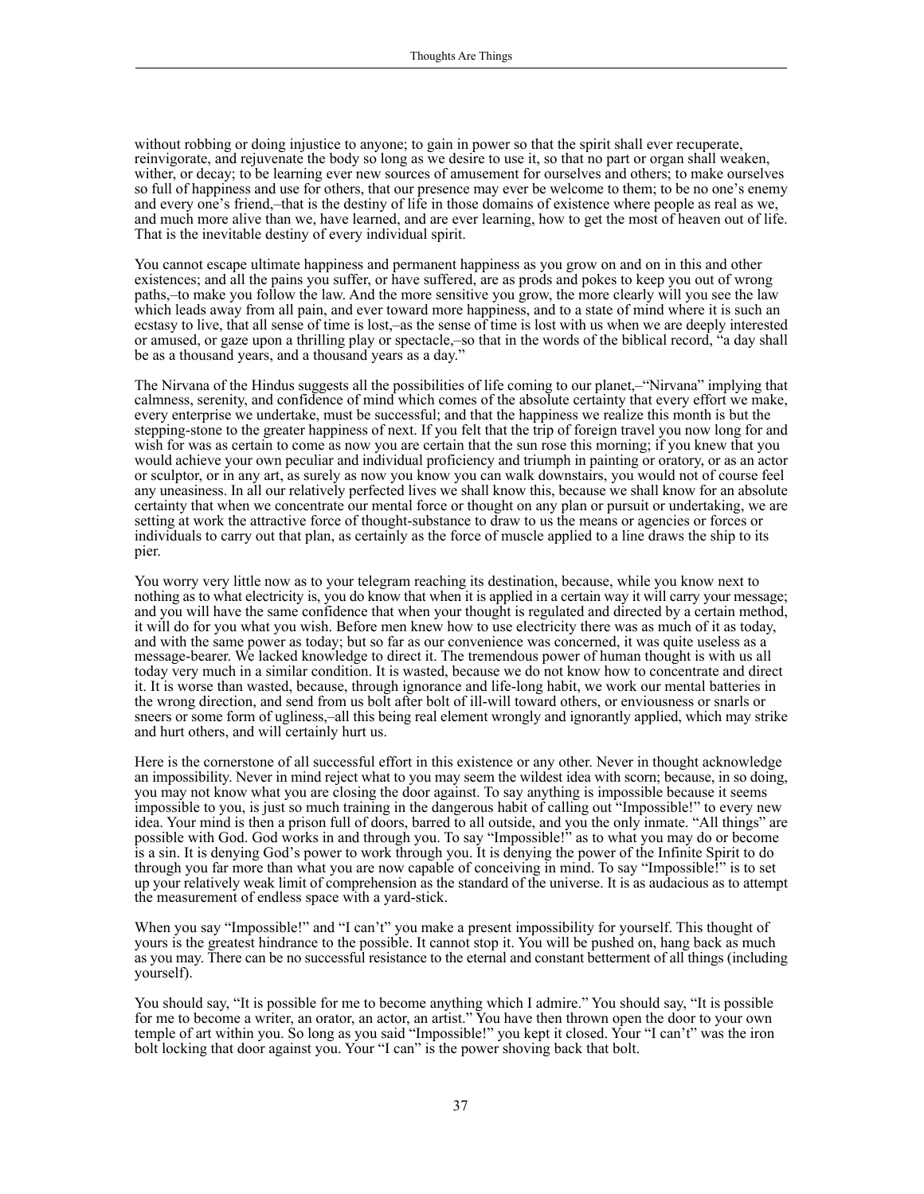without robbing or doing injustice to anyone; to gain in power so that the spirit shall ever recuperate, reinvigorate, and rejuvenate the body so long as we desire to use it, so that no part or organ shall weaken, wither, or decay; to be learning ever new sources of amusement for ourselves and others; to make ourselves so full of happiness and use for others, that our presence may ever be welcome to them; to be no one's enemy and every one's friend,–that is the destiny of life in those domains of existence where people as real as we, and much more alive than we, have learned, and are ever learning, how to get the most of heaven out of life. That is the inevitable destiny of every individual spirit.

You cannot escape ultimate happiness and permanent happiness as you grow on and on in this and other existences; and all the pains you suffer, or have suffered, are as prods and pokes to keep you out of wrong paths,–to make you follow the law. And the more sensitive you grow, the more clearly will you see the law which leads away from all pain, and ever toward more happiness, and to a state of mind where it is such an ecstasy to live, that all sense of time is lost,–as the sense of time is lost with us when we are deeply interested or amused, or gaze upon a thrilling play or spectacle,–so that in the words of the biblical record, "a day shall be as a thousand years, and a thousand years as a day."

The Nirvana of the Hindus suggests all the possibilities of life coming to our planet,–"Nirvana" implying that calmness, serenity, and confidence of mind which comes of the absolute certainty that every effort we make, every enterprise we undertake, must be successful; and that the happiness we realize this month is but the stepping-stone to the greater happiness of next. If you felt that the trip of foreign travel you now long for and wish for was as certain to come as now you are certain that the sun rose this morning; if you knew that you would achieve your own peculiar and individual proficiency and triumph in painting or oratory, or as an actor or sculptor, or in any art, as surely as now you know you can walk downstairs, you would not of course feel any uneasiness. In all our relatively perfected lives we shall know this, because we shall know for an absolute certainty that when we concentrate our mental force or thought on any plan or pursuit or undertaking, we are setting at work the attractive force of thought-substance to draw to us the means or agencies or forces or individuals to carry out that plan, as certainly as the force of muscle applied to a line draws the ship to its pier.

You worry very little now as to your telegram reaching its destination, because, while you know next to nothing as to what electricity is, you do know that when it is applied in a certain way it will carry your message; and you will have the same confidence that when your thought is regulated and directed by a certain method, it will do for you what you wish. Before men knew how to use electricity there was as much of it as today, and with the same power as today; but so far as our convenience was concerned, it was quite useless as a message-bearer. We lacked knowledge to direct it. The tremendous power of human thought is with us all today very much in a similar condition. It is wasted, because we do not know how to concentrate and direct it. It is worse than wasted, because, through ignorance and life-long habit, we work our mental batteries in the wrong direction, and send from us bolt after bolt of ill-will toward others, or enviousness or snarls or sneers or some form of ugliness,–all this being real element wrongly and ignorantly applied, which may strike and hurt others, and will certainly hurt us.

Here is the cornerstone of all successful effort in this existence or any other. Never in thought acknowledge an impossibility. Never in mind reject what to you may seem the wildest idea with scorn; because, in so doing, you may not know what you are closing the door against. To say anything is impossible because it seems impossible to you, is just so much training in the dangerous habit of calling out "Impossible!" to every new idea. Your mind is then a prison full of doors, barred to all outside, and you the only inmate. "All things" are possible with God. God works in and through you. To say "Impossible!" as to what you may do or become is a sin. It is denying God's power to work through you. It is denying the power of the Infinite Spirit to do through you far more than what you are now capable of conceiving in mind. To say "Impossible!" is to set up your relatively weak limit of comprehension as the standard of the universe. It is as audacious as to attempt the measurement of endless space with a yard-stick.

When you say "Impossible!" and "I can't" you make a present impossibility for yourself. This thought of yours is the greatest hindrance to the possible. It cannot stop it. You will be pushed on, hang back as much as you may. There can be no successful resistance to the eternal and constant betterment of all things (including yourself).

You should say, "It is possible for me to become anything which I admire." You should say, "It is possible for me to become a writer, an orator, an actor, an artist." You have then thrown open the door to your own temple of art within you. So long as you said "Impossible!" you kept it closed. Your "I can't" was the iron bolt locking that door against you. Your "I can" is the power shoving back that bolt.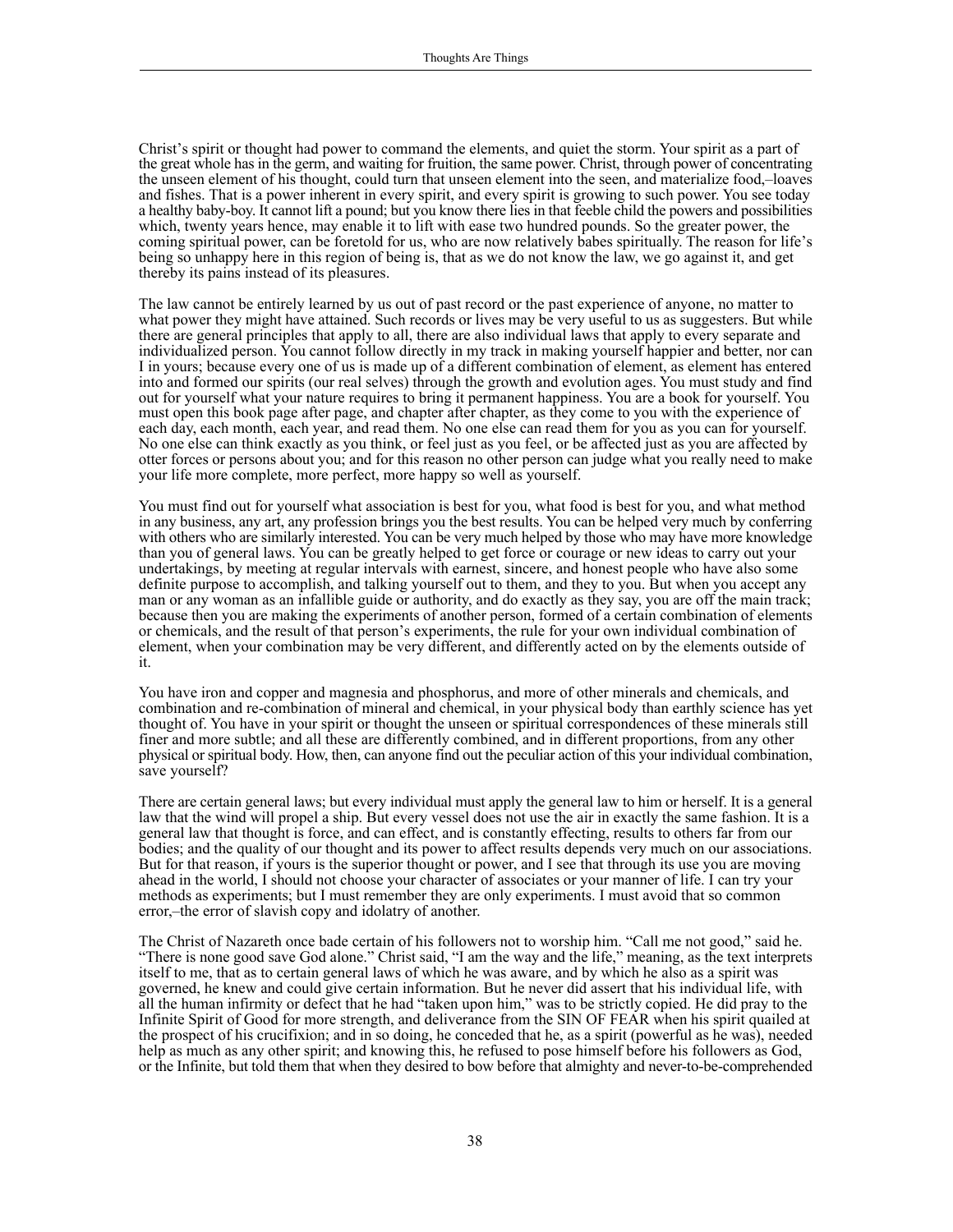Christ's spirit or thought had power to command the elements, and quiet the storm. Your spirit as a part of the great whole has in the germ, and waiting for fruition, the same power. Christ, through power of concentrating the unseen element of his thought, could turn that unseen element into the seen, and materialize food,–loaves and fishes. That is a power inherent in every spirit, and every spirit is growing to such power. You see today a healthy baby-boy. It cannot lift a pound; but you know there lies in that feeble child the powers and possibilities which, twenty years hence, may enable it to lift with ease two hundred pounds. So the greater power, the coming spiritual power, can be foretold for us, who are now relatively babes spiritually. The reason for life's being so unhappy here in this region of being is, that as we do not know the law, we go against it, and get thereby its pains instead of its pleasures.

The law cannot be entirely learned by us out of past record or the past experience of anyone, no matter to what power they might have attained. Such records or lives may be very useful to us as suggesters. But while there are general principles that apply to all, there are also individual laws that apply to every separate and individualized person. You cannot follow directly in my track in making yourself happier and better, nor can I in yours; because every one of us is made up of a different combination of element, as element has entered into and formed our spirits (our real selves) through the growth and evolution ages. You must study and find out for yourself what your nature requires to bring it permanent happiness. You are a book for yourself. You must open this book page after page, and chapter after chapter, as they come to you with the experience of each day, each month, each year, and read them. No one else can read them for you as you can for yourself. No one else can think exactly as you think, or feel just as you feel, or be affected just as you are affected by otter forces or persons about you; and for this reason no other person can judge what you really need to make your life more complete, more perfect, more happy so well as yourself.

You must find out for yourself what association is best for you, what food is best for you, and what method in any business, any art, any profession brings you the best results. You can be helped very much by conferring with others who are similarly interested. You can be very much helped by those who may have more knowledge than you of general laws. You can be greatly helped to get force or courage or new ideas to carry out your undertakings, by meeting at regular intervals with earnest, sincere, and honest people who have also some definite purpose to accomplish, and talking yourself out to them, and they to you. But when you accept any man or any woman as an infallible guide or authority, and do exactly as they say, you are off the main track; because then you are making the experiments of another person, formed of a certain combination of elements or chemicals, and the result of that person's experiments, the rule for your own individual combination of element, when your combination may be very different, and differently acted on by the elements outside of it.

You have iron and copper and magnesia and phosphorus, and more of other minerals and chemicals, and combination and re-combination of mineral and chemical, in your physical body than earthly science has yet thought of. You have in your spirit or thought the unseen or spiritual correspondences of these minerals still finer and more subtle; and all these are differently combined, and in different proportions, from any other physical or spiritual body. How, then, can anyone find out the peculiar action of this your individual combination, save yourself?

There are certain general laws; but every individual must apply the general law to him or herself. It is a general law that the wind will propel a ship. But every vessel does not use the air in exactly the same fashion. It is a general law that thought is force, and can effect, and is constantly effecting, results to others far from our bodies; and the quality of our thought and its power to affect results depends very much on our associations. But for that reason, if yours is the superior thought or power, and I see that through its use you are moving ahead in the world, I should not choose your character of associates or your manner of life. I can try your methods as experiments; but I must remember they are only experiments. I must avoid that so common error,–the error of slavish copy and idolatry of another.

The Christ of Nazareth once bade certain of his followers not to worship him. "Call me not good," said he. "There is none good save God alone." Christ said, "I am the way and the life," meaning, as the text interprets itself to me, that as to certain general laws of which he was aware, and by which he also as a spirit was governed, he knew and could give certain information. But he never did assert that his individual life, with all the human infirmity or defect that he had "taken upon him," was to be strictly copied. He did pray to the Infinite Spirit of Good for more strength, and deliverance from the SIN OF FEAR when his spirit quailed at the prospect of his crucifixion; and in so doing, he conceded that he, as a spirit (powerful as he was), needed help as much as any other spirit; and knowing this, he refused to pose himself before his followers as God, or the Infinite, but told them that when they desired to bow before that almighty and never-to-be-comprehended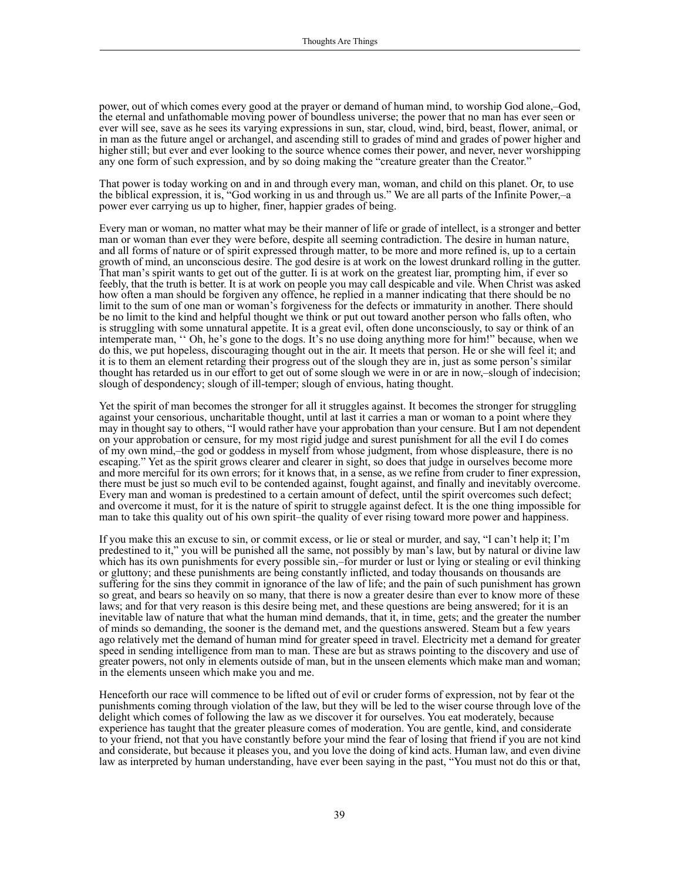power, out of which comes every good at the prayer or demand of human mind, to worship God alone,–God, the eternal and unfathomable moving power of boundless universe; the power that no man has ever seen or ever will see, save as he sees its varying expressions in sun, star, cloud, wind, bird, beast, flower, animal, or in man as the future angel or archangel, and ascending still to grades of mind and grades of power higher and higher still; but ever and ever looking to the source whence comes their power, and never, never worshipping any one form of such expression, and by so doing making the "creature greater than the Creator."

That power is today working on and in and through every man, woman, and child on this planet. Or, to use the biblical expression, it is, "God working in us and through us." We are all parts of the Infinite Power,–a power ever carrying us up to higher, finer, happier grades of being.

Every man or woman, no matter what may be their manner of life or grade of intellect, is a stronger and better man or woman than ever they were before, despite all seeming contradiction. The desire in human nature, and all forms of nature or of spirit expressed through matter, to be more and more refined is, up to a certain growth of mind, an unconscious desire. The god desire is at work on the lowest drunkard rolling in the gutter. That man's spirit wants to get out of the gutter. Ii is at work on the greatest liar, prompting him, if ever so feebly, that the truth is better. It is at work on people you may call despicable and vile. When Christ was asked how often a man should be forgiven any offence, he replied in a manner indicating that there should be no limit to the sum of one man or woman's forgiveness for the defects or immaturity in another. There should be no limit to the kind and helpful thought we think or put out toward another person who falls often, who is struggling with some unnatural appetite. It is a great evil, often done unconsciously, to say or think of an intemperate man, '' Oh, he's gone to the dogs. It's no use doing anything more for him!" because, when we do this, we put hopeless, discouraging thought out in the air. It meets that person. He or she will feel it; and it is to them an element retarding their progress out of the slough they are in, just as some person's similar thought has retarded us in our effort to get out of some slough we were in or are in now,–slough of indecision; slough of despondency; slough of ill-temper; slough of envious, hating thought.

Yet the spirit of man becomes the stronger for all it struggles against. It becomes the stronger for struggling against your censorious, uncharitable thought, until at last it carries a man or woman to a point where they may in thought say to others, "I would rather have your approbation than your censure. But I am not dependent on your approbation or censure, for my most rigid judge and surest punishment for all the evil I do comes of my own mind,–the god or goddess in myself from whose judgment, from whose displeasure, there is no escaping." Yet as the spirit grows clearer and clearer in sight, so does that judge in ourselves become more and more merciful for its own errors; for it knows that, in a sense, as we refine from cruder to finer expression, there must be just so much evil to be contended against, fought against, and finally and inevitably overcome. Every man and woman is predestined to a certain amount of defect, until the spirit overcomes such defect; and overcome it must, for it is the nature of spirit to struggle against defect. It is the one thing impossible for man to take this quality out of his own spirit–the quality of ever rising toward more power and happiness.

If you make this an excuse to sin, or commit excess, or lie or steal or murder, and say, "I can't help it; I'm predestined to it," you will be punished all the same, not possibly by man's law, but by natural or divine law which has its own punishments for every possible sin,–for murder or lust or lying or stealing or evil thinking or gluttony; and these punishments are being constantly inflicted, and today thousands on thousands are suffering for the sins they commit in ignorance of the law of life; and the pain of such punishment has grown so great, and bears so heavily on so many, that there is now a greater desire than ever to know more of these laws; and for that very reason is this desire being met, and these questions are being answered; for it is an inevitable law of nature that what the human mind demands, that it, in time, gets; and the greater the number of minds so demanding, the sooner is the demand met, and the questions answered. Steam but a few years ago relatively met the demand of human mind for greater speed in travel. Electricity met a demand for greater speed in sending intelligence from man to man. These are but as straws pointing to the discovery and use of greater powers, not only in elements outside of man, but in the unseen elements which make man and woman; in the elements unseen which make you and me.

Henceforth our race will commence to be lifted out of evil or cruder forms of expression, not by fear ot the punishments coming through violation of the law, but they will be led to the wiser course through love of the delight which comes of following the law as we discover it for ourselves. You eat moderately, because experience has taught that the greater pleasure comes of moderation. You are gentle, kind, and considerate to your friend, not that you have constantly before your mind the fear of losing that friend if you are not kind and considerate, but because it pleases you, and you love the doing of kind acts. Human law, and even divine law as interpreted by human understanding, have ever been saying in the past, "You must not do this or that,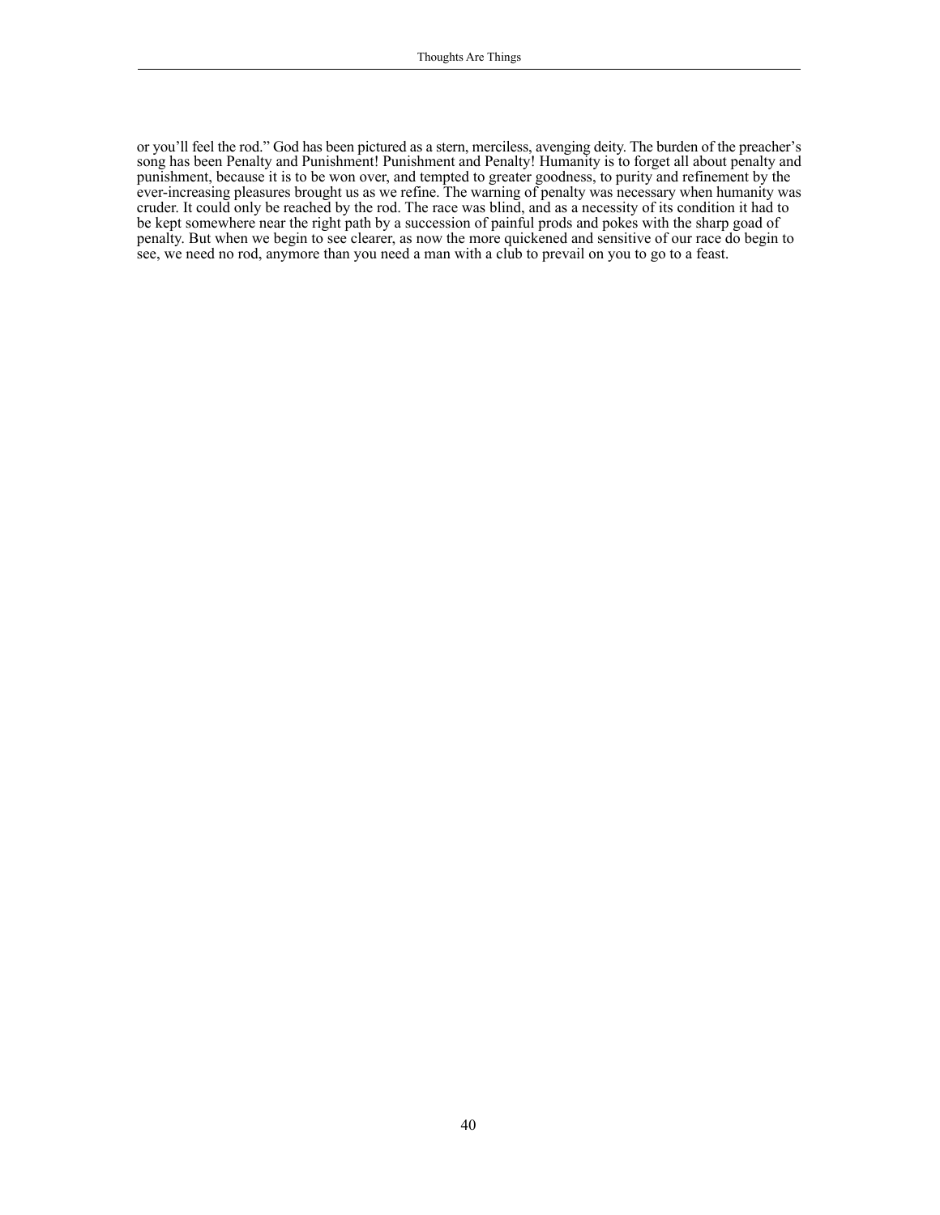or you'll feel the rod." God has been pictured as a stern, merciless, avenging deity. The burden of the preacher's song has been Penalty and Punishment! Punishment and Penalty! Humanity is to forget all about penalty and punishment, because it is to be won over, and tempted to greater goodness, to purity and refinement by the ever-increasing pleasures brought us as we refine. The warning of penalty was necessary when humanity was cruder. It could only be reached by the rod. The race was blind, and as a necessity of its condition it had to be kept somewhere near the right path by a succession of painful prods and pokes with the sharp goad of penalty. But when we begin to see clearer, as now the more quickened and sensitive of our race do begin to see, we need no rod, anymore than you need a man with a club to prevail on you to go to a feast.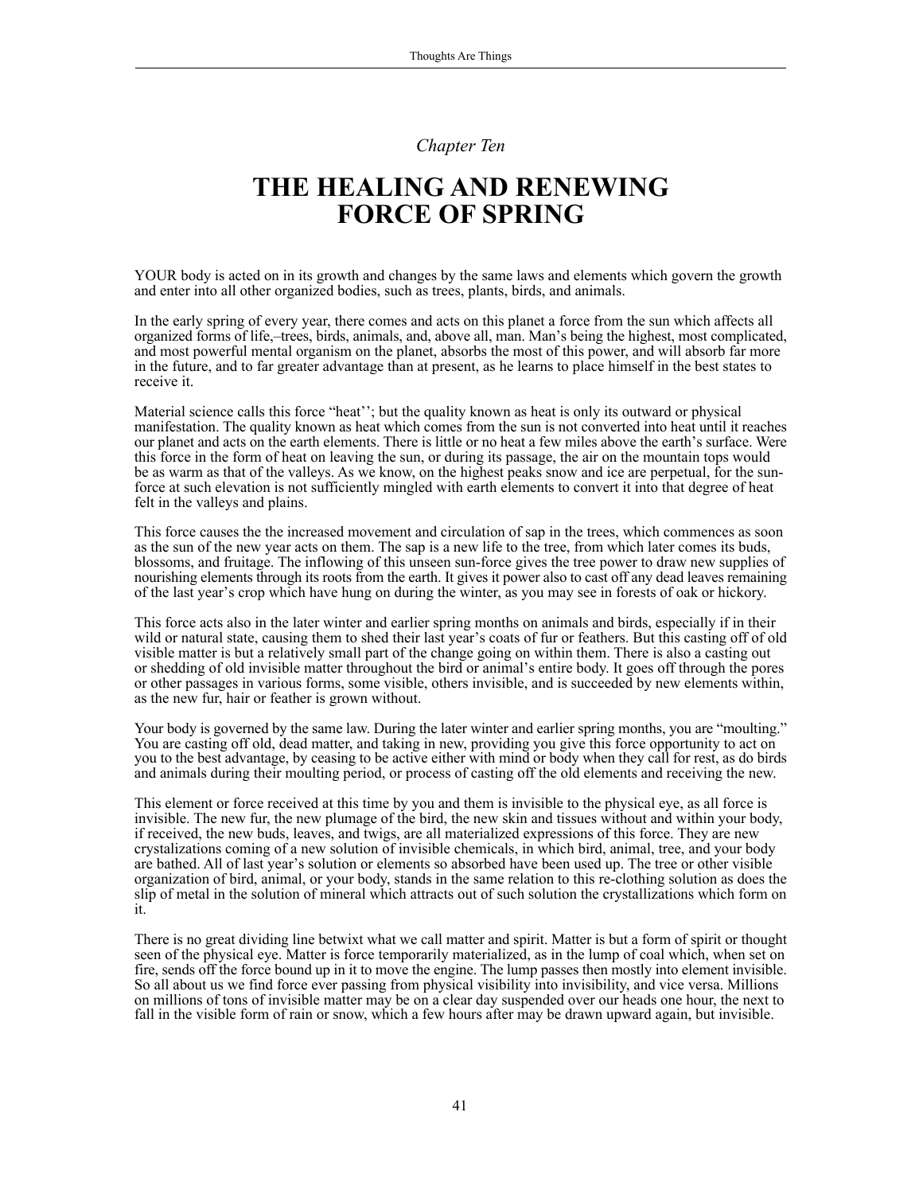*Chapter Ten*

# THE HEALING AND RENEWING FORCE OF SPRING

YOUR body is acted on in its growth and changes by the same laws and elements which govern the growth and enter into all other organized bodies, such as trees, plants, birds, and animals.

In the early spring of every year, there comes and acts on this planet a force from the sun which affects all organized forms of life,–trees, birds, animals, and, above all, man. Man's being the highest, most complicated, and most powerful mental organism on the planet, absorbs the most of this power, and will absorb far more in the future, and to far greater advantage than at present, as he learns to place himself in the best states to receive it.

Material science calls this force "heat''; but the quality known as heat is only its outward or physical manifestation. The quality known as heat which comes from the sun is not converted into heat until it reaches our planet and acts on the earth elements. There is little or no heat a few miles above the earth's surface. Were this force in the form of heat on leaving the sun, or during its passage, the air on the mountain tops would be as warm as that of the valleys. As we know, on the highest peaks snow and ice are perpetual, for the sun-force at such elevation is not sufficiently mingled with earth elements to convert it into that degree of heat felt in the valleys and plains.

This force causes the the increased movement and circulation of sap in the trees, which commences as soon as the sun of the new year acts on them. The sap is a new life to the tree, from which later comes its buds, blossoms, and fruitage. The inflowing of this unseen sun-force gives the tree power to draw new supplies of nourishing elements through its roots from the earth. It gives it power also to cast off any dead leaves remaining of the last year's crop which have hung on during the winter, as you may see in forests of oak or hickory.

This force acts also in the later winter and earlier spring months on animals and birds, especially if in their wild or natural state, causing them to shed their last year's coats of fur or feathers. But this casting off of old visible matter is but a relatively small part of the change going on within them. There is also a casting out or shedding of old invisible matter throughout the bird or animal's entire body. It goes off through the pores or other passages in various forms, some visible, others invisible, and is succeeded by new elements within, as the new fur, hair or feather is grown without.

Your body is governed by the same law. During the later winter and earlier spring months, you are "moulting." You are casting off old, dead matter, and taking in new, providing you give this force opportunity to act on you to the best advantage, by ceasing to be active either with mind or body when they call for rest, as do birds and animals during their moulting period, or process of casting off the old elements and receiving the new.

This element or force received at this time by you and them is invisible to the physical eye, as all force is invisible. The new fur, the new plumage of the bird, the new skin and tissues without and within your body, if received, the new buds, leaves, and twigs, are all materialized expressions of this force. They are new crystalizations coming of a new solution of invisible chemicals, in which bird, animal, tree, and your body are bathed. All of last year's solution or elements so absorbed have been used up. The tree or other visible organization of bird, animal, or your body, stands in the same relation to this re-clothing solution as does the slip of metal in the solution of mineral which attracts out of such solution the crystallizations which form on it.

There is no great dividing line betwixt what we call matter and spirit. Matter is but a form of spirit or thought seen of the physical eye. Matter is force temporarily materialized, as in the lump of coal which, when set on fire, sends off the force bound up in it to move the engine. The lump passes then mostly into element invisible. So all about us we find force ever passing from physical visibility into invisibility, and vice versa. Millions on millions of tons of invisible matter may be on a clear day suspended over our heads one hour, the next to fall in the visible form of rain or snow, which a few hours after may be drawn upward again, but invisible.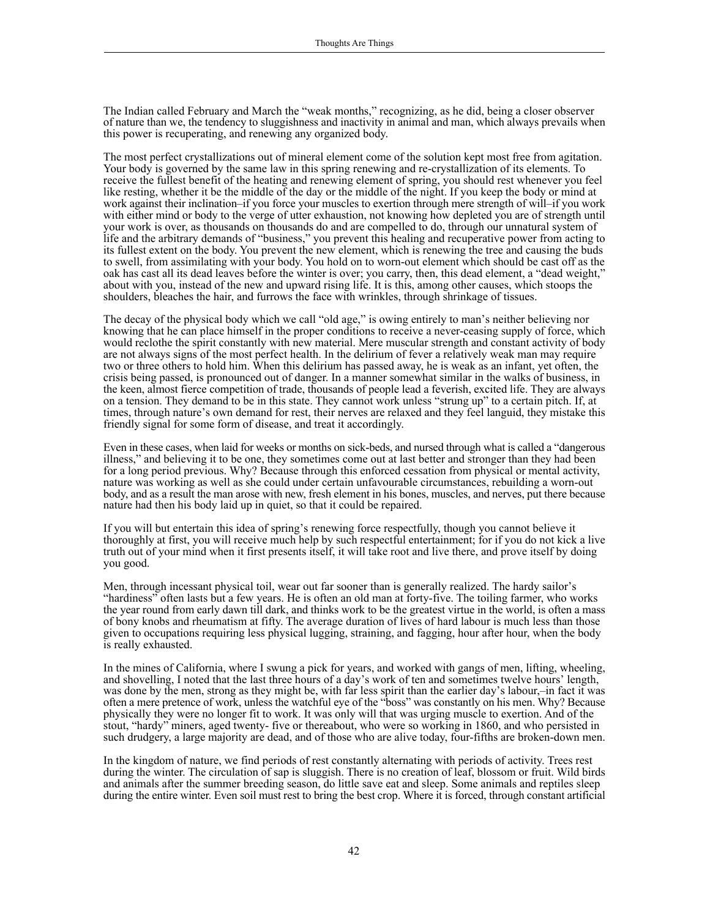The Indian called February and March the "weak months," recognizing, as he did, being a closer observer of nature than we, the tendency to sluggishness and inactivity in animal and man, which always prevails when this power is recuperating, and renewing any organized body.

The most perfect crystallizations out of mineral element come of the solution kept most free from agitation. Your body is governed by the same law in this spring renewing and re-crystallization of its elements. To receive the fullest benefit of the heating and renewing element of spring, you should rest whenever you feel like resting, whether it be the middle of the day or the middle of the night. If you keep the body or mind at work against their inclination–if you force your muscles to exertion through mere strength of will–if you work with either mind or body to the verge of utter exhaustion, not knowing how depleted you are of strength until your work is over, as thousands on thousands do and are compelled to do, through our unnatural system of life and the arbitrary demands of "business," you prevent this healing and recuperative power from acting to its fullest extent on the body. You prevent the new element, which is renewing the tree and causing the buds to swell, from assimilating with your body. You hold on to worn-out element which should be cast off as the oak has cast all its dead leaves before the winter is over; you carry, then, this dead element, a "dead weight," about with you, instead of the new and upward rising life. It is this, among other causes, which stoops the shoulders, bleaches the hair, and furrows the face with wrinkles, through shrinkage of tissues.

The decay of the physical body which we call "old age," is owing entirely to man's neither believing nor knowing that he can place himself in the proper conditions to receive a never-ceasing supply of force, which would reclothe the spirit constantly with new material. Mere muscular strength and constant activity of body are not always signs of the most perfect health. In the delirium of fever a relatively weak man may require two or three others to hold him. When this delirium has passed away, he is weak as an infant, yet often, the crisis being passed, is pronounced out of danger. In a manner somewhat similar in the walks of business, in the keen, almost fierce competition of trade, thousands of people lead a feverish, excited life. They are always on a tension. They demand to be in this state. They cannot work unless "strung up" to a certain pitch. If, at times, through nature's own demand for rest, their nerves are relaxed and they feel languid, they mistake this friendly signal for some form of disease, and treat it accordingly.

Even in these cases, when laid for weeks or months on sick-beds, and nursed through what is called a "dangerous illness," and believing it to be one, they sometimes come out at last better and stronger than they had been for a long period previous. Why? Because through this enforced cessation from physical or mental activity, nature was working as well as she could under certain unfavourable circumstances, rebuilding a worn-out body, and as a result the man arose with new, fresh element in his bones, muscles, and nerves, put there because nature had then his body laid up in quiet, so that it could be repaired.

If you will but entertain this idea of spring's renewing force respectfully, though you cannot believe it thoroughly at first, you will receive much help by such respectful entertainment; for if you do not kick a live truth out of your mind when it first presents itself, it will take root and live there, and prove itself by doing you good.

Men, through incessant physical toil, wear out far sooner than is generally realized. The hardy sailor's "hardiness" often lasts but a few years. He is often an old man at forty-five. The toiling farmer, who works the year round from early dawn till dark, and thinks work to be the greatest virtue in the world, is often a mass of bony knobs and rheumatism at fifty. The average duration of lives of hard labour is much less than those given to occupations requiring less physical lugging, straining, and fagging, hour after hour, when the body is really exhausted.

In the mines of California, where I swung a pick for years, and worked with gangs of men, lifting, wheeling, and shovelling, I noted that the last three hours of a day's work of ten and sometimes twelve hours' length, was done by the men, strong as they might be, with far less spirit than the earlier day's labour,–in fact it was often a mere pretence of work, unless the watchful eye of the "boss" was constantly on his men. Why? Because physically they were no longer fit to work. It was only will that was urging muscle to exertion. And of the stout, "hardy" miners, aged twenty- five or thereabout, who were so working in 1860, and who persisted in such drudgery, a large majority are dead, and of those who are alive today, four-fifths are broken-down men.

In the kingdom of nature, we find periods of rest constantly alternating with periods of activity. Trees rest during the winter. The circulation of sap is sluggish. There is no creation of leaf, blossom or fruit. Wild birds and animals after the summer breeding season, do little save eat and sleep. Some animals and reptiles sleep during the entire winter. Even soil must rest to bring the best crop. Where it is forced, through constant artificial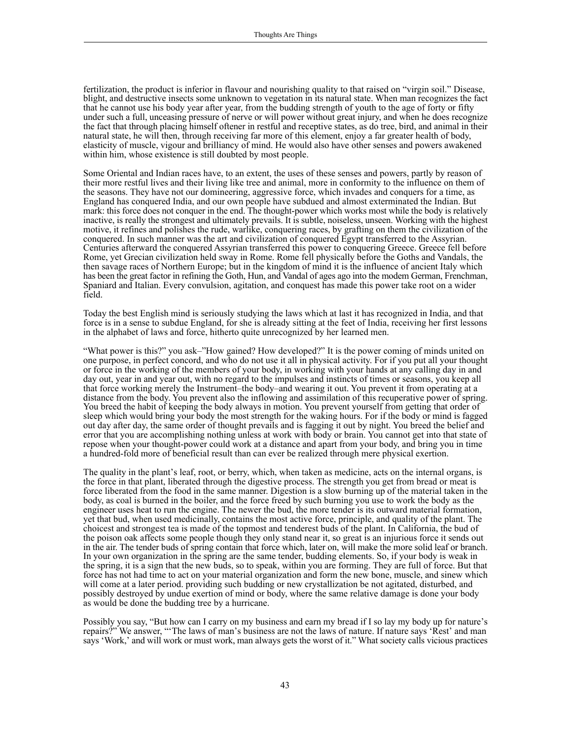fertilization, the product is inferior in flavour and nourishing quality to that raised on "virgin soil." Disease, blight, and destructive insects some unknown to vegetation in its natural state. When man recognizes the fact that he cannot use his body year after year, from the budding strength of youth to the age of forty or fifty under such a full, unceasing pressure of nerve or will power without great injury, and when he does recognize the fact that through placing himself oftener in restful and receptive states, as do tree, bird, and animal in their natural state, he will then, through receiving far more of this element, enjoy a far greater health of body, elasticity of muscle, vigour and brilliancy of mind. He would also have other senses and powers awakened within him, whose existence is still doubted by most people.

Some Oriental and Indian races have, to an extent, the uses of these senses and powers, partly by reason of their more restful lives and their living like tree and animal, more in conformity to the influence on them of the seasons. They have not our domineering, aggressive force, which invades and conquers for a time, as England has conquered India, and our own people have subdued and almost exterminated the Indian. But mark: this force does not conquer in the end. The thought-power which works most while the body is relatively inactive, is really the strongest and ultimately prevails. It is subtle, noiseless, unseen. Working with the highest motive, it refines and polishes the rude, warlike, conquering races, by grafting on them the civilization of the conquered. In such manner was the art and civilization of conquered Egypt transferred to the Assyrian. Centuries afterward the conquered Assyrian transferred this power to conquering Greece. Greece fell before Rome, yet Grecian civilization held sway in Rome. Rome fell physically before the Goths and Vandals, the then savage races of Northern Europe; but in the kingdom of mind it is the influence of ancient Italy which has been the great factor in refining the Goth, Hun, and Vandal of ages ago into the modem German, Frenchman, Spaniard and Italian. Every convulsion, agitation, and conquest has made this power take root on a wider field.

Today the best English mind is seriously studying the laws which at last it has recognized in India, and that force is in a sense to subdue England, for she is already sitting at the feet of India, receiving her first lessons in the alphabet of laws and force, hitherto quite unrecognized by her learned men.

"What power is this?" you ask–"How gained? How developed?" It is the power coming of minds united on one purpose, in perfect concord, and who do not use it all in physical activity. For if you put all your thought or force in the working of the members of your body, in working with your hands at any calling day in and day out, year in and year out, with no regard to the impulses and instincts of times or seasons, you keep all that force working merely the Instrument–the body–and wearing it out. You prevent it from operating at a distance from the body. You prevent also the inflowing and assimilation of this recuperative power of spring. You breed the habit of keeping the body always in motion. You prevent yourself from getting that order of sleep which would bring your body the most strength for the waking hours. For if the body or mind is fagged out day after day, the same order of thought prevails and is fagging it out by night. You breed the belief and error that you are accomplishing nothing unless at work with body or brain. You cannot get into that state of repose when your thought-power could work at a distance and apart from your body, and bring you in time a hundred-fold more of beneficial result than can ever be realized through mere physical exertion.

The quality in the plant's leaf, root, or berry, which, when taken as medicine, acts on the internal organs, is the force in that plant, liberated through the digestive process. The strength you get from bread or meat is force liberated from the food in the same manner. Digestion is a slow burning up of the material taken in the body, as coal is burned in the boiler, and the force freed by such burning you use to work the body as the engineer uses heat to run the engine. The newer the bud, the more tender is its outward material formation, yet that bud, when used medicinally, contains the most active force, principle, and quality of the plant. The choicest and strongest tea is made of the topmost and tenderest buds of the plant. In California, the bud of the poison oak affects some people though they only stand near it, so great is an injurious force it sends out in the air. The tender buds of spring contain that force which, later on, will make the more solid leaf or branch. In your own organization in the spring are the same tender, budding elements. So, if your body is weak in the spring, it is a sign that the new buds, so to speak, within you are forming. They are full of force. But that force has not had time to act on your material organization and form the new bone, muscle, and sinew which will come at a later period. providing such budding or new crystallization be not agitated, disturbed, and possibly destroyed by undue exertion of mind or body, where the same relative damage is done your body as would be done the budding tree by a hurricane.

Possibly you say, "But how can I carry on my business and earn my bread if I so lay my body up for nature's repairs?" We answer, "'The laws of man's business are not the laws of nature. If nature says 'Rest' and man says 'Work,' and will work or must work, man always gets the worst of it." What society calls vicious practices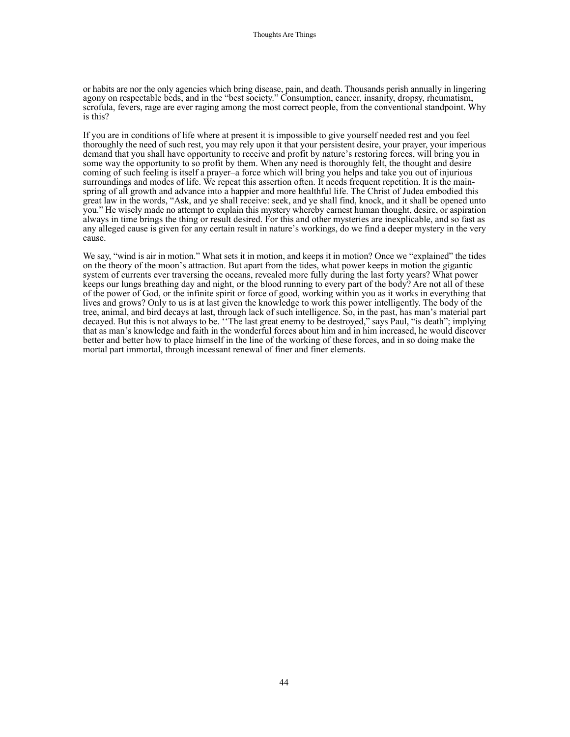or habits are nor the only agencies which bring disease, pain, and death. Thousands perish annually in lingering agony on respectable beds, and in the "best society." Consumption, cancer, insanity, dropsy, rheumatism, scrofula, fevers, rage are ever raging among the most correct people, from the conventional standpoint. Why is this?

If you are in conditions of life where at present it is impossible to give yourself needed rest and you feel thoroughly the need of such rest, you may rely upon it that your persistent desire, your prayer, your imperious demand that you shall have opportunity to receive and profit by nature's restoring forces, will bring you in some way the opportunity to so profit by them. When any need is thoroughly felt, the thought and desire coming of such feeling is itself a prayer–a force which will bring you helps and take you out of injurious surroundings and modes of life. We repeat this assertion often. It needs frequent repetition. It is the main-spring of all growth and advance into a happier and more healthful life. The Christ of Judea embodied this great law in the words, "Ask, and ye shall receive: seek, and ye shall find, knock, and it shall be opened unto you." He wisely made no attempt to explain this mystery whereby earnest human thought, desire, or aspiration always in time brings the thing or result desired. For this and other mysteries are inexplicable, and so fast as any alleged cause is given for any certain result in nature's workings, do we find a deeper mystery in the very cause.

We say, "wind is air in motion." What sets it in motion, and keeps it in motion? Once we "explained" the tides on the theory of the moon's attraction. But apart from the tides, what power keeps in motion the gigantic system of currents ever traversing the oceans, revealed more fully during the last forty years? What power keeps our lungs breathing day and night, or the blood running to every part of the body? Are not all of these of the power of God, or the infinite spirit or force of good, working within you as it works in everything that lives and grows? Only to us is at last given the knowledge to work this power intelligently. The body of the tree, animal, and bird decays at last, through lack of such intelligence. So, in the past, has man's material part decayed. But this is not always to be. ''The last great enemy to be destroyed," says Paul, "is death"; implying that as man's knowledge and faith in the wonderful forces about him and in him increased, he would discover better and better how to place himself in the line of the working of these forces, and in so doing make the mortal part immortal, through incessant renewal of finer and finer elements.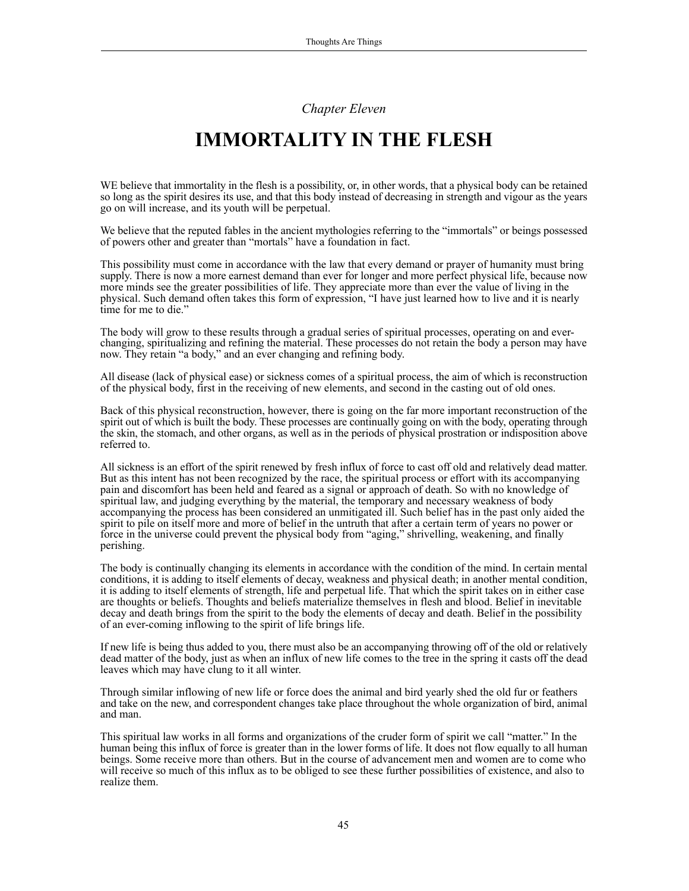*Chapter Eleven*

# IMMORTALITY IN THE FLESH

WE believe that immortality in the flesh is a possibility, or, in other words, that a physical body can be retained so long as the spirit desires its use, and that this body instead of decreasing in strength and vigour as the years go on will increase, and its youth will be perpetual.

We believe that the reputed fables in the ancient mythologies referring to the "immortals" or beings possessed of powers other and greater than "mortals" have a foundation in fact.

This possibility must come in accordance with the law that every demand or prayer of humanity must bring supply. There is now a more earnest demand than ever for longer and more perfect physical life, because now more minds see the greater possibilities of life. They appreciate more than ever the value of living in the physical. Such demand often takes this form of expression, "I have just learned how to live and it is nearly time for me to die."

The body will grow to these results through a gradual series of spiritual processes, operating on and ever-changing, spiritualizing and refining the material. These processes do not retain the body a person may have now. They retain "a body," and an ever changing and refining body.

All disease (lack of physical ease) or sickness comes of a spiritual process, the aim of which is reconstruction of the physical body, first in the receiving of new elements, and second in the casting out of old ones.

Back of this physical reconstruction, however, there is going on the far more important reconstruction of the spirit out of which is built the body. These processes are continually going on with the body, operating through the skin, the stomach, and other organs, as well as in the periods of physical prostration or indisposition above referred to.

All sickness is an effort of the spirit renewed by fresh influx of force to cast off old and relatively dead matter. But as this intent has not been recognized by the race, the spiritual process or effort with its accompanying pain and discomfort has been held and feared as a signal or approach of death. So with no knowledge of spiritual law, and judging everything by the material, the temporary and necessary weakness of body accompanying the process has been considered an unmitigated ill. Such belief has in the past only aided the spirit to pile on itself more and more of belief in the untruth that after a certain term of years no power or force in the universe could prevent the physical body from "aging," shrivelling, weakening, and finally perishing.

The body is continually changing its elements in accordance with the condition of the mind. In certain mental conditions, it is adding to itself elements of decay, weakness and physical death; in another mental condition, it is adding to itself elements of strength, life and perpetual life. That which the spirit takes on in either case are thoughts or beliefs. Thoughts and beliefs materialize themselves in flesh and blood. Belief in inevitable decay and death brings from the spirit to the body the elements of decay and death. Belief in the possibility of an ever-coming inflowing to the spirit of life brings life.

If new life is being thus added to you, there must also be an accompanying throwing off of the old or relatively dead matter of the body, just as when an influx of new life comes to the tree in the spring it casts off the dead leaves which may have clung to it all winter.

Through similar inflowing of new life or force does the animal and bird yearly shed the old fur or feathers and take on the new, and correspondent changes take place throughout the whole organization of bird, animal and man.

This spiritual law works in all forms and organizations of the cruder form of spirit we call "matter." In the human being this influx of force is greater than in the lower forms of life. It does not flow equally to all human beings. Some receive more than others. But in the course of advancement men and women are to come who will receive so much of this influx as to be obliged to see these further possibilities of existence, and also to realize them.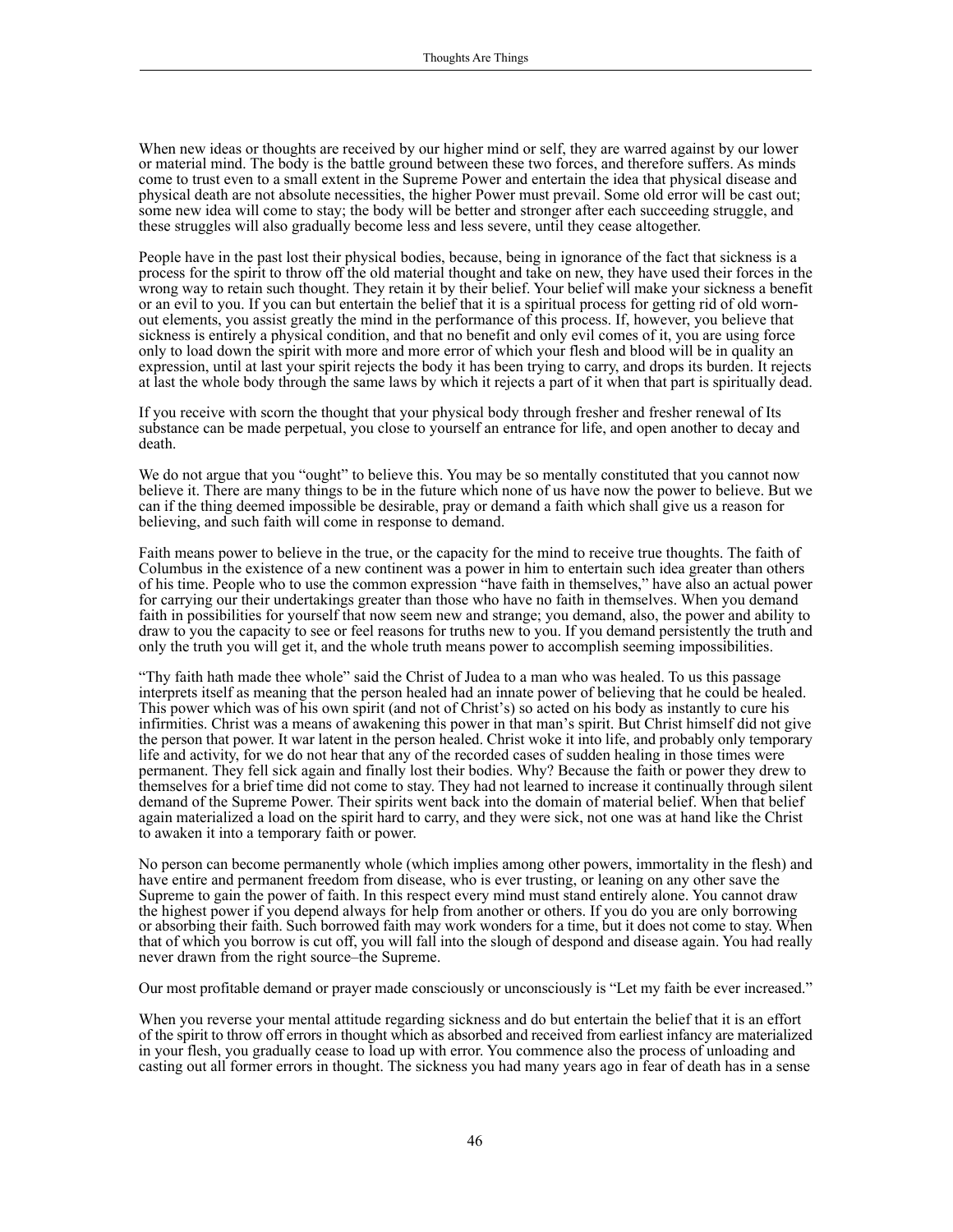When new ideas or thoughts are received by our higher mind or self, they are warred against by our lower or material mind. The body is the battle ground between these two forces, and therefore suffers. As minds come to trust even to a small extent in the Supreme Power and entertain the idea that physical disease and physical death are not absolute necessities, the higher Power must prevail. Some old error will be cast out; some new idea will come to stay; the body will be better and stronger after each succeeding struggle, and these struggles will also gradually become less and less severe, until they cease altogether.

People have in the past lost their physical bodies, because, being in ignorance of the fact that sickness is a process for the spirit to throw off the old material thought and take on new, they have used their forces in the wrong way to retain such thought. They retain it by their belief. Your belief will make your sickness a benefit or an evil to you. If you can but entertain the belief that it is a spiritual process for getting rid of old worn-out elements, you assist greatly the mind in the performance of this process. If, however, you believe that sickness is entirely a physical condition, and that no benefit and only evil comes of it, you are using force only to load down the spirit with more and more error of which your flesh and blood will be in quality an expression, until at last your spirit rejects the body it has been trying to carry, and drops its burden. It rejects at last the whole body through the same laws by which it rejects a part of it when that part is spiritually dead.

If you receive with scorn the thought that your physical body through fresher and fresher renewal of Its substance can be made perpetual, you close to yourself an entrance for life, and open another to decay and death.

We do not argue that you "ought" to believe this. You may be so mentally constituted that you cannot now believe it. There are many things to be in the future which none of us have now the power to believe. But we can if the thing deemed impossible be desirable, pray or demand a faith which shall give us a reason for believing, and such faith will come in response to demand.

Faith means power to believe in the true, or the capacity for the mind to receive true thoughts. The faith of Columbus in the existence of a new continent was a power in him to entertain such idea greater than others of his time. People who to use the common expression "have faith in themselves," have also an actual power for carrying our their undertakings greater than those who have no faith in themselves. When you demand faith in possibilities for yourself that now seem new and strange; you demand, also, the power and ability to draw to you the capacity to see or feel reasons for truths new to you. If you demand persistently the truth and only the truth you will get it, and the whole truth means power to accomplish seeming impossibilities.

"Thy faith hath made thee whole" said the Christ of Judea to a man who was healed. To us this passage interprets itself as meaning that the person healed had an innate power of believing that he could be healed. This power which was of his own spirit (and not of Christ's) so acted on his body as instantly to cure his infirmities. Christ was a means of awakening this power in that man's spirit. But Christ himself did not give the person that power. It war latent in the person healed. Christ woke it into life, and probably only temporary life and activity, for we do not hear that any of the recorded cases of sudden healing in those times were permanent. They fell sick again and finally lost their bodies. Why? Because the faith or power they drew to themselves for a brief time did not come to stay. They had not learned to increase it continually through silent demand of the Supreme Power. Their spirits went back into the domain of material belief. When that belief again materialized a load on the spirit hard to carry, and they were sick, not one was at hand like the Christ to awaken it into a temporary faith or power.

No person can become permanently whole (which implies among other powers, immortality in the flesh) and have entire and permanent freedom from disease, who is ever trusting, or leaning on any other save the Supreme to gain the power of faith. In this respect every mind must stand entirely alone. You cannot draw the highest power if you depend always for help from another or others. If you do you are only borrowing or absorbing their faith. Such borrowed faith may work wonders for a time, but it does not come to stay. When that of which you borrow is cut off, you will fall into the slough of despond and disease again. You had really never drawn from the right source–the Supreme.

Our most profitable demand or prayer made consciously or unconsciously is "Let my faith be ever increased."

When you reverse your mental attitude regarding sickness and do but entertain the belief that it is an effort of the spirit to throw off errors in thought which as absorbed and received from earliest infancy are materialized in your flesh, you gradually cease to load up with error. You commence also the process of unloading and casting out all former errors in thought. The sickness you had many years ago in fear of death has in a sense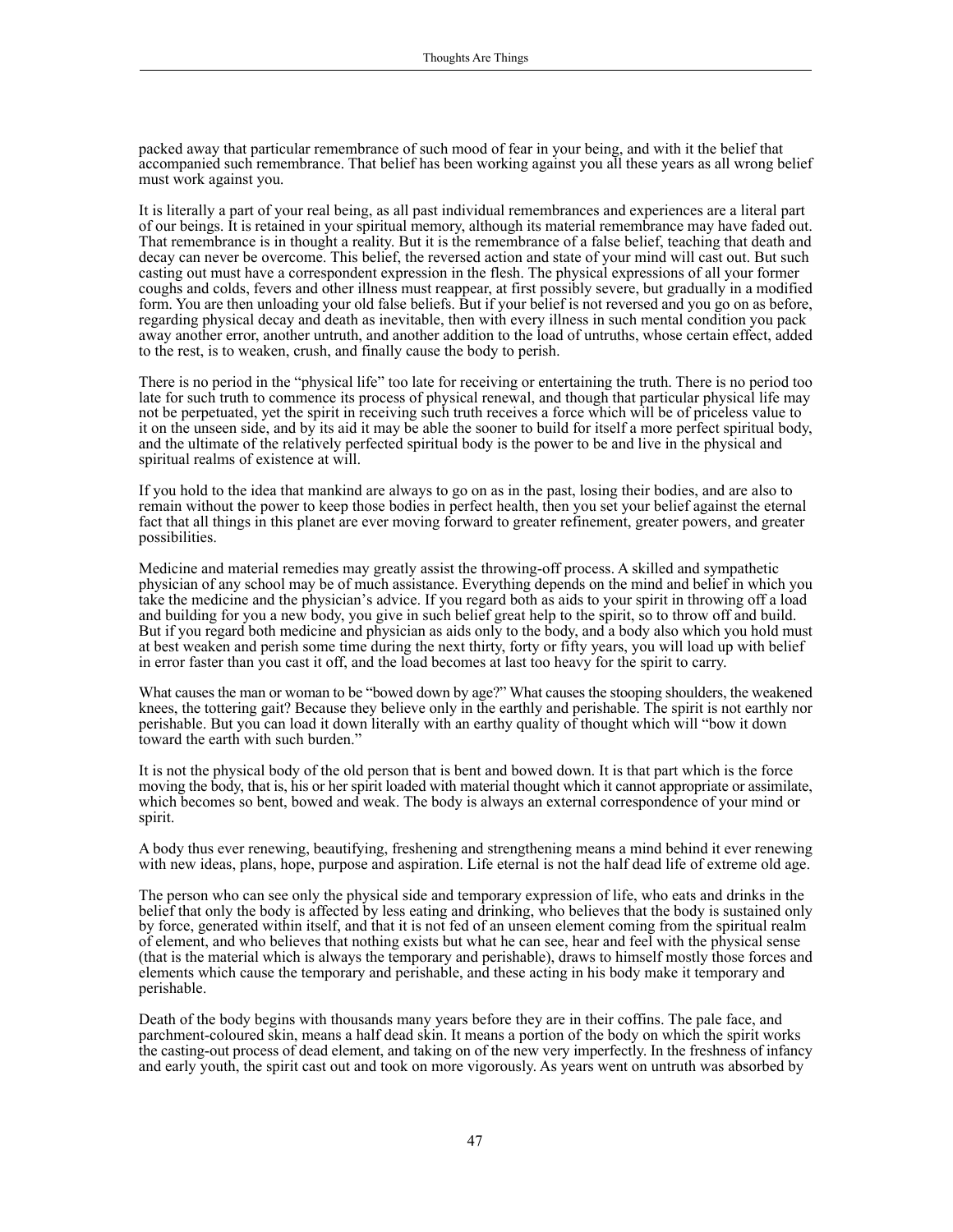packed away that particular remembrance of such mood of fear in your being, and with it the belief that accompanied such remembrance. That belief has been working against you all these years as all wrong belief must work against you.

It is literally a part of your real being, as all past individual remembrances and experiences are a literal part of our beings. It is retained in your spiritual memory, although its material remembrance may have faded out. That remembrance is in thought a reality. But it is the remembrance of a false belief, teaching that death and decay can never be overcome. This belief, the reversed action and state of your mind will cast out. But such casting out must have a correspondent expression in the flesh. The physical expressions of all your former coughs and colds, fevers and other illness must reappear, at first possibly severe, but gradually in a modified form. You are then unloading your old false beliefs. But if your belief is not reversed and you go on as before, regarding physical decay and death as inevitable, then with every illness in such mental condition you pack away another error, another untruth, and another addition to the load of untruths, whose certain effect, added to the rest, is to weaken, crush, and finally cause the body to perish.

There is no period in the "physical life" too late for receiving or entertaining the truth. There is no period too late for such truth to commence its process of physical renewal, and though that particular physical life may not be perpetuated, yet the spirit in receiving such truth receives a force which will be of priceless value to it on the unseen side, and by its aid it may be able the sooner to build for itself a more perfect spiritual body, and the ultimate of the relatively perfected spiritual body is the power to be and live in the physical and spiritual realms of existence at will.

If you hold to the idea that mankind are always to go on as in the past, losing their bodies, and are also to remain without the power to keep those bodies in perfect health, then you set your belief against the eternal fact that all things in this planet are ever moving forward to greater refinement, greater powers, and greater possibilities.

Medicine and material remedies may greatly assist the throwing-off process. A skilled and sympathetic physician of any school may be of much assistance. Everything depends on the mind and belief in which you take the medicine and the physician's advice. If you regard both as aids to your spirit in throwing off a load and building for you a new body, you give in such belief great help to the spirit, so to throw off and build. But if you regard both medicine and physician as aids only to the body, and a body also which you hold must at best weaken and perish some time during the next thirty, forty or fifty years, you will load up with belief in error faster than you cast it off, and the load becomes at last too heavy for the spirit to carry.

What causes the man or woman to be "bowed down by age?" What causes the stooping shoulders, the weakened knees, the tottering gait? Because they believe only in the earthly and perishable. The spirit is not earthly nor perishable. But you can load it down literally with an earthy quality of thought which will "bow it down toward the earth with such burden."

It is not the physical body of the old person that is bent and bowed down. It is that part which is the force moving the body, that is, his or her spirit loaded with material thought which it cannot appropriate or assimilate, which becomes so bent, bowed and weak. The body is always an external correspondence of your mind or spirit.

A body thus ever renewing, beautifying, freshening and strengthening means a mind behind it ever renewing with new ideas, plans, hope, purpose and aspiration. Life eternal is not the half dead life of extreme old age.

The person who can see only the physical side and temporary expression of life, who eats and drinks in the belief that only the body is affected by less eating and drinking, who believes that the body is sustained only by force, generated within itself, and that it is not fed of an unseen element coming from the spiritual realm of element, and who believes that nothing exists but what he can see, hear and feel with the physical sense (that is the material which is always the temporary and perishable), draws to himself mostly those forces and elements which cause the temporary and perishable, and these acting in his body make it temporary and perishable.

Death of the body begins with thousands many years before they are in their coffins. The pale face, and parchment-coloured skin, means a half dead skin. It means a portion of the body on which the spirit works the casting-out process of dead element, and taking on of the new very imperfectly. In the freshness of infancy and early youth, the spirit cast out and took on more vigorously. As years went on untruth was absorbed by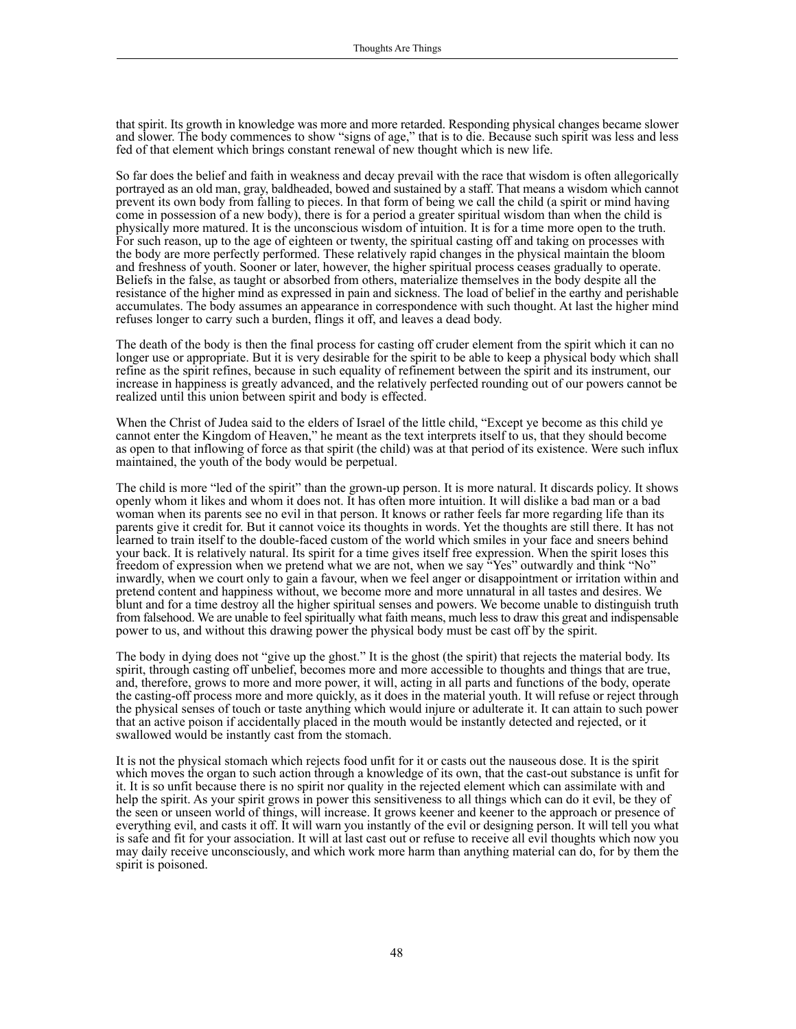that spirit. Its growth in knowledge was more and more retarded. Responding physical changes became slower and slower. The body commences to show "signs of age," that is to die. Because such spirit was less and less fed of that element which brings constant renewal of new thought which is new life.

So far does the belief and faith in weakness and decay prevail with the race that wisdom is often allegorically portrayed as an old man, gray, baldheaded, bowed and sustained by a staff. That means a wisdom which cannot prevent its own body from falling to pieces. In that form of being we call the child (a spirit or mind having come in possession of a new body), there is for a period a greater spiritual wisdom than when the child is physically more matured. It is the unconscious wisdom of intuition. It is for a time more open to the truth. For such reason, up to the age of eighteen or twenty, the spiritual casting off and taking on processes with the body are more perfectly performed. These relatively rapid changes in the physical maintain the bloom and freshness of youth. Sooner or later, however, the higher spiritual process ceases gradually to operate. Beliefs in the false, as taught or absorbed from others, materialize themselves in the body despite all the resistance of the higher mind as expressed in pain and sickness. The load of belief in the earthy and perishable accumulates. The body assumes an appearance in correspondence with such thought. At last the higher mind refuses longer to carry such a burden, flings it off, and leaves a dead body.

The death of the body is then the final process for casting off cruder element from the spirit which it can no longer use or appropriate. But it is very desirable for the spirit to be able to keep a physical body which shall refine as the spirit refines, because in such equality of refinement between the spirit and its instrument, our increase in happiness is greatly advanced, and the relatively perfected rounding out of our powers cannot be realized until this union between spirit and body is effected.

When the Christ of Judea said to the elders of Israel of the little child, "Except ye become as this child ye cannot enter the Kingdom of Heaven," he meant as the text interprets itself to us, that they should become as open to that inflowing of force as that spirit (the child) was at that period of its existence. Were such influx maintained, the youth of the body would be perpetual.

The child is more "led of the spirit" than the grown-up person. It is more natural. It discards policy. It shows openly whom it likes and whom it does not. It has often more intuition. It will dislike a bad man or a bad woman when its parents see no evil in that person. It knows or rather feels far more regarding life than its parents give it credit for. But it cannot voice its thoughts in words. Yet the thoughts are still there. It has not learned to train itself to the double-faced custom of the world which smiles in your face and sneers behind your back. It is relatively natural. Its spirit for a time gives itself free expression. When the spirit loses this freedom of expression when we pretend what we are not, when we say "Yes" outwardly and think "No" inwardly, when we court only to gain a favour, when we feel anger or disappointment or irritation within and pretend content and happiness without, we become more and more unnatural in all tastes and desires. We blunt and for a time destroy all the higher spiritual senses and powers. We become unable to distinguish truth from falsehood. We are unable to feel spiritually what faith means, much less to draw this great and indispensable power to us, and without this drawing power the physical body must be cast off by the spirit.

The body in dying does not "give up the ghost." It is the ghost (the spirit) that rejects the material body. Its spirit, through casting off unbelief, becomes more and more accessible to thoughts and things that are true, and, therefore, grows to more and more power, it will, acting in all parts and functions of the body, operate the casting-off process more and more quickly, as it does in the material youth. It will refuse or reject through the physical senses of touch or taste anything which would injure or adulterate it. It can attain to such power that an active poison if accidentally placed in the mouth would be instantly detected and rejected, or it swallowed would be instantly cast from the stomach.

It is not the physical stomach which rejects food unfit for it or casts out the nauseous dose. It is the spirit which moves the organ to such action through a knowledge of its own, that the cast-out substance is unfit for it. It is so unfit because there is no spirit nor quality in the rejected element which can assimilate with and help the spirit. As your spirit grows in power this sensitiveness to all things which can do it evil, be they of the seen or unseen world of things, will increase. It grows keener and keener to the approach or presence of everything evil, and casts it off. It will warn you instantly of the evil or designing person. It will tell you what is safe and fit for your association. It will at last cast out or refuse to receive all evil thoughts which now you may daily receive unconsciously, and which work more harm than anything material can do, for by them the spirit is poisoned.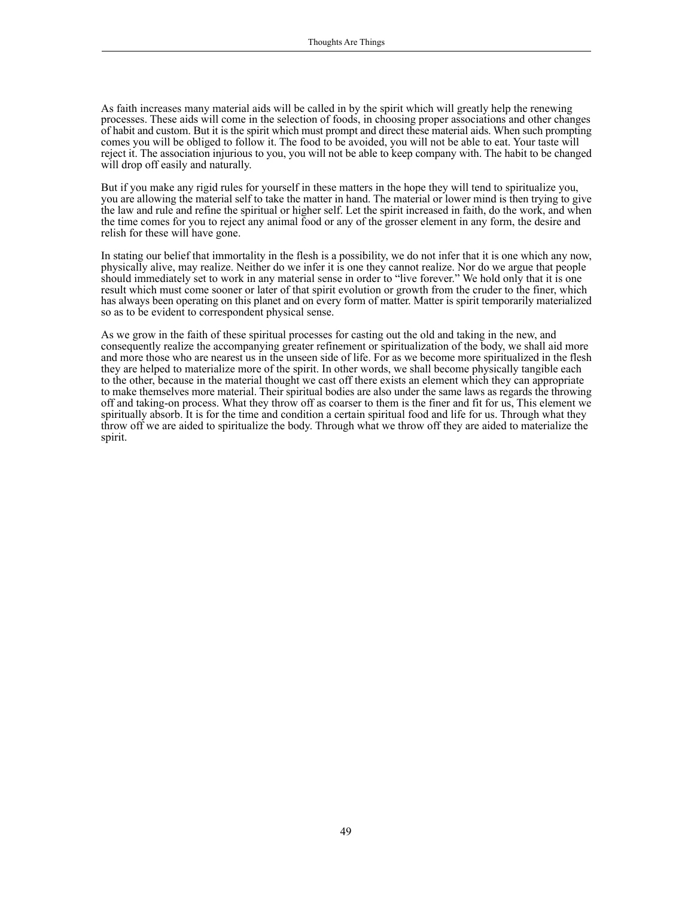As faith increases many material aids will be called in by the spirit which will greatly help the renewing processes. These aids will come in the selection of foods, in choosing proper associations and other changes of habit and custom. But it is the spirit which must prompt and direct these material aids. When such prompting comes you will be obliged to follow it. The food to be avoided, you will not be able to eat. Your taste will reject it. The association injurious to you, you will not be able to keep company with. The habit to be changed will drop off easily and naturally.

But if you make any rigid rules for yourself in these matters in the hope they will tend to spiritualize you, you are allowing the material self to take the matter in hand. The material or lower mind is then trying to give the law and rule and refine the spiritual or higher self. Let the spirit increased in faith, do the work, and when the time comes for you to reject any animal food or any of the grosser element in any form, the desire and relish for these will have gone.

In stating our belief that immortality in the flesh is a possibility, we do not infer that it is one which any now, physically alive, may realize. Neither do we infer it is one they cannot realize. Nor do we argue that people should immediately set to work in any material sense in order to "live forever." We hold only that it is one result which must come sooner or later of that spirit evolution or growth from the cruder to the finer, which has always been operating on this planet and on every form of matter. Matter is spirit temporarily materialized so as to be evident to correspondent physical sense.

As we grow in the faith of these spiritual processes for casting out the old and taking in the new, and consequently realize the accompanying greater refinement or spiritualization of the body, we shall aid more and more those who are nearest us in the unseen side of life. For as we become more spiritualized in the flesh they are helped to materialize more of the spirit. In other words, we shall become physically tangible each to the other, because in the material thought we cast off there exists an element which they can appropriate to make themselves more material. Their spiritual bodies are also under the same laws as regards the throwing off and taking-on process. What they throw off as coarser to them is the finer and fit for us, This element we spiritually absorb. It is for the time and condition a certain spiritual food and life for us. Through what they throw off we are aided to spiritualize the body. Through what we throw off they are aided to materialize the spirit.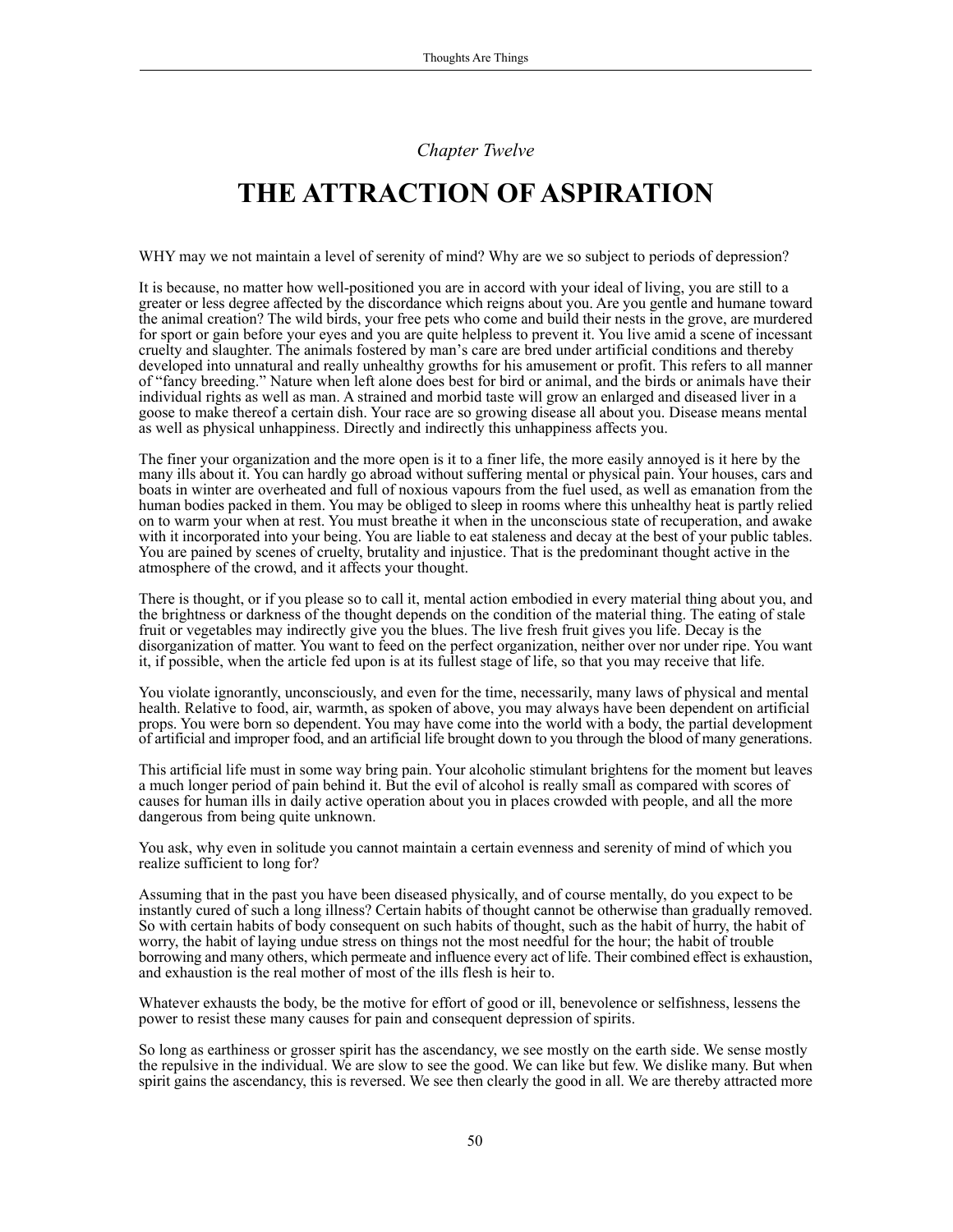*Chapter Twelve*

# THE ATTRACTION OF ASPIRATION

WHY may we not maintain a level of serenity of mind? Why are we so subject to periods of depression?

It is because, no matter how well-positioned you are in accord with your ideal of living, you are still to a greater or less degree affected by the discordance which reigns about you. Are you gentle and humane toward the animal creation? The wild birds, your free pets who come and build their nests in the grove, are murdered for sport or gain before your eyes and you are quite helpless to prevent it. You live amid a scene of incessant cruelty and slaughter. The animals fostered by man's care are bred under artificial conditions and thereby developed into unnatural and really unhealthy growths for his amusement or profit. This refers to all manner of "fancy breeding." Nature when left alone does best for bird or animal, and the birds or animals have their individual rights as well as man. A strained and morbid taste will grow an enlarged and diseased liver in a goose to make thereof a certain dish. Your race are so growing disease all about you. Disease means mental as well as physical unhappiness. Directly and indirectly this unhappiness affects you.

The finer your organization and the more open is it to a finer life, the more easily annoyed is it here by the many ills about it. You can hardly go abroad without suffering mental or physical pain. Your houses, cars and boats in winter are overheated and full of noxious vapours from the fuel used, as well as emanation from the human bodies packed in them. You may be obliged to sleep in rooms where this unhealthy heat is partly relied on to warm your when at rest. You must breathe it when in the unconscious state of recuperation, and awake with it incorporated into your being. You are liable to eat staleness and decay at the best of your public tables. You are pained by scenes of cruelty, brutality and injustice. That is the predominant thought active in the atmosphere of the crowd, and it affects your thought.

There is thought, or if you please so to call it, mental action embodied in every material thing about you, and the brightness or darkness of the thought depends on the condition of the material thing. The eating of stale fruit or vegetables may indirectly give you the blues. The live fresh fruit gives you life. Decay is the disorganization of matter. You want to feed on the perfect organization, neither over nor under ripe. You want it, if possible, when the article fed upon is at its fullest stage of life, so that you may receive that life.

You violate ignorantly, unconsciously, and even for the time, necessarily, many laws of physical and mental health. Relative to food, air, warmth, as spoken of above, you may always have been dependent on artificial props. You were born so dependent. You may have come into the world with a body, the partial development of artificial and improper food, and an artificial life brought down to you through the blood of many generations.

This artificial life must in some way bring pain. Your alcoholic stimulant brightens for the moment but leaves a much longer period of pain behind it. But the evil of alcohol is really small as compared with scores of causes for human ills in daily active operation about you in places crowded with people, and all the more dangerous from being quite unknown.

You ask, why even in solitude you cannot maintain a certain evenness and serenity of mind of which you realize sufficient to long for?

Assuming that in the past you have been diseased physically, and of course mentally, do you expect to be instantly cured of such a long illness? Certain habits of thought cannot be otherwise than gradually removed. So with certain habits of body consequent on such habits of thought, such as the habit of hurry, the habit of worry, the habit of laying undue stress on things not the most needful for the hour; the habit of trouble borrowing and many others, which permeate and influence every act of life. Their combined effect is exhaustion, and exhaustion is the real mother of most of the ills flesh is heir to.

Whatever exhausts the body, be the motive for effort of good or ill, benevolence or selfishness, lessens the power to resist these many causes for pain and consequent depression of spirits.

So long as earthiness or grosser spirit has the ascendancy, we see mostly on the earth side. We sense mostly the repulsive in the individual. We are slow to see the good. We can like but few. We dislike many. But when spirit gains the ascendancy, this is reversed. We see then clearly the good in all. We are thereby attracted more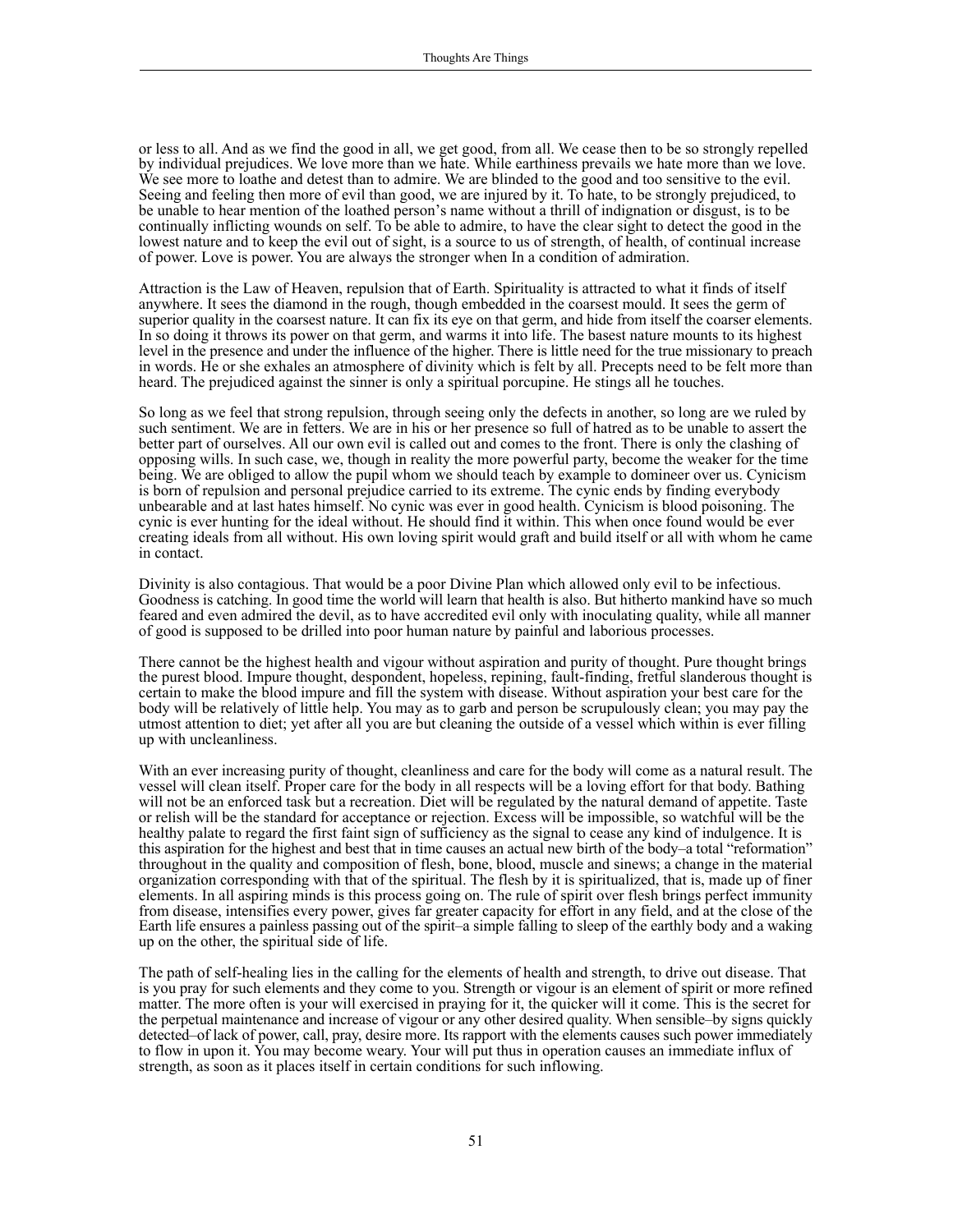or less to all. And as we find the good in all, we get good, from all. We cease then to be so strongly repelled by individual prejudices. We love more than we hate. While earthiness prevails we hate more than we love. We see more to loathe and detest than to admire. We are blinded to the good and too sensitive to the evil. Seeing and feeling then more of evil than good, we are injured by it. To hate, to be strongly prejudiced, to be unable to hear mention of the loathed person's name without a thrill of indignation or disgust, is to be continually inflicting wounds on self. To be able to admire, to have the clear sight to detect the good in the lowest nature and to keep the evil out of sight, is a source to us of strength, of health, of continual increase of power. Love is power. You are always the stronger when In a condition of admiration.

Attraction is the Law of Heaven, repulsion that of Earth. Spirituality is attracted to what it finds of itself anywhere. It sees the diamond in the rough, though embedded in the coarsest mould. It sees the germ of superior quality in the coarsest nature. It can fix its eye on that germ, and hide from itself the coarser elements. In so doing it throws its power on that germ, and warms it into life. The basest nature mounts to its highest level in the presence and under the influence of the higher. There is little need for the true missionary to preach in words. He or she exhales an atmosphere of divinity which is felt by all. Precepts need to be felt more than heard. The prejudiced against the sinner is only a spiritual porcupine. He stings all he touches.

So long as we feel that strong repulsion, through seeing only the defects in another, so long are we ruled by such sentiment. We are in fetters. We are in his or her presence so full of hatred as to be unable to assert the better part of ourselves. All our own evil is called out and comes to the front. There is only the clashing of opposing wills. In such case, we, though in reality the more powerful party, become the weaker for the time being. We are obliged to allow the pupil whom we should teach by example to domineer over us. Cynicism is born of repulsion and personal prejudice carried to its extreme. The cynic ends by finding everybody unbearable and at last hates himself. No cynic was ever in good health. Cynicism is blood poisoning. The cynic is ever hunting for the ideal without. He should find it within. This when once found would be ever creating ideals from all without. His own loving spirit would graft and build itself or all with whom he came in contact.

Divinity is also contagious. That would be a poor Divine Plan which allowed only evil to be infectious. Goodness is catching. In good time the world will learn that health is also. But hitherto mankind have so much feared and even admired the devil, as to have accredited evil only with inoculating quality, while all manner of good is supposed to be drilled into poor human nature by painful and laborious processes.

There cannot be the highest health and vigour without aspiration and purity of thought. Pure thought brings the purest blood. Impure thought, despondent, hopeless, repining, fault-finding, fretful slanderous thought is certain to make the blood impure and fill the system with disease. Without aspiration your best care for the body will be relatively of little help. You may as to garb and person be scrupulously clean; you may pay the utmost attention to diet; yet after all you are but cleaning the outside of a vessel which within is ever filling up with uncleanliness.

With an ever increasing purity of thought, cleanliness and care for the body will come as a natural result. The vessel will clean itself. Proper care for the body in all respects will be a loving effort for that body. Bathing will not be an enforced task but a recreation. Diet will be regulated by the natural demand of appetite. Taste or relish will be the standard for acceptance or rejection. Excess will be impossible, so watchful will be the healthy palate to regard the first faint sign of sufficiency as the signal to cease any kind of indulgence. It is this aspiration for the highest and best that in time causes an actual new birth of the body–a total "reformation" throughout in the quality and composition of flesh, bone, blood, muscle and sinews; a change in the material organization corresponding with that of the spiritual. The flesh by it is spiritualized, that is, made up of finer elements. In all aspiring minds is this process going on. The rule of spirit over flesh brings perfect immunity from disease, intensifies every power, gives far greater capacity for effort in any field, and at the close of the Earth life ensures a painless passing out of the spirit–a simple falling to sleep of the earthly body and a waking up on the other, the spiritual side of life.

The path of self-healing lies in the calling for the elements of health and strength, to drive out disease. That is you pray for such elements and they come to you. Strength or vigour is an element of spirit or more refined matter. The more often is your will exercised in praying for it, the quicker will it come. This is the secret for the perpetual maintenance and increase of vigour or any other desired quality. When sensible–by signs quickly detected–of lack of power, call, pray, desire more. Its rapport with the elements causes such power immediately to flow in upon it. You may become weary. Your will put thus in operation causes an immediate influx of strength, as soon as it places itself in certain conditions for such inflowing.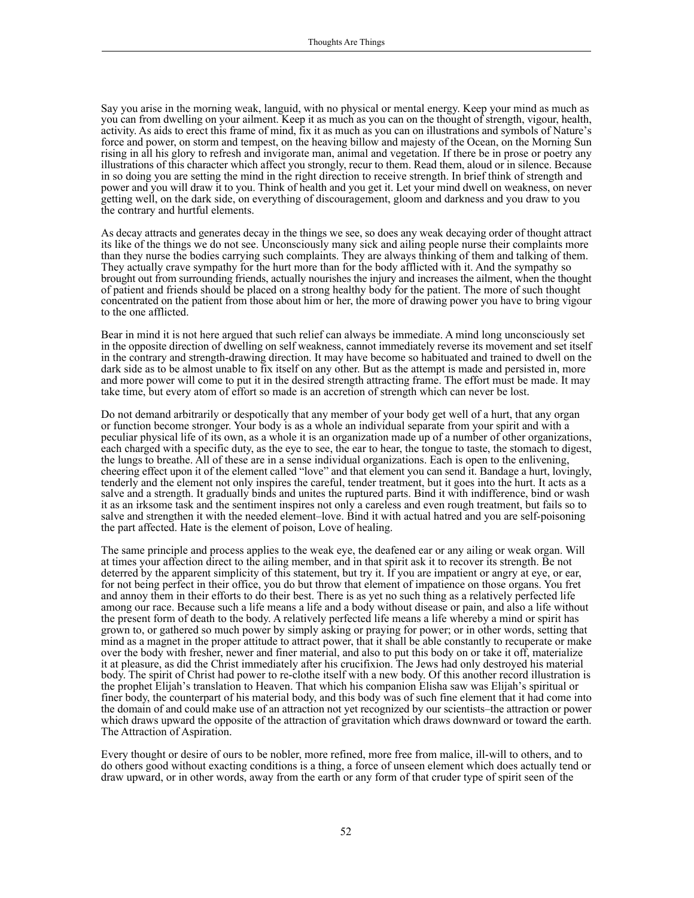Say you arise in the morning weak, languid, with no physical or mental energy. Keep your mind as much as you can from dwelling on your ailment. Keep it as much as you can on the thought of strength, vigour, health, activity. As aids to erect this frame of mind, fix it as much as you can on illustrations and symbols of Nature's force and power, on storm and tempest, on the heaving billow and majesty of the Ocean, on the Morning Sun rising in all his glory to refresh and invigorate man, animal and vegetation. If there be in prose or poetry any illustrations of this character which affect you strongly, recur to them. Read them, aloud or in silence. Because in so doing you are setting the mind in the right direction to receive strength. In brief think of strength and power and you will draw it to you. Think of health and you get it. Let your mind dwell on weakness, on never getting well, on the dark side, on everything of discouragement, gloom and darkness and you draw to you the contrary and hurtful elements.

As decay attracts and generates decay in the things we see, so does any weak decaying order of thought attract its like of the things we do not see. Unconsciously many sick and ailing people nurse their complaints more than they nurse the bodies carrying such complaints. They are always thinking of them and talking of them. They actually crave sympathy for the hurt more than for the body afflicted with it. And the sympathy so brought out from surrounding friends, actually nourishes the injury and increases the ailment, when the thought of patient and friends should be placed on a strong healthy body for the patient. The more of such thought concentrated on the patient from those about him or her, the more of drawing power you have to bring vigour to the one afflicted.

Bear in mind it is not here argued that such relief can always be immediate. A mind long unconsciously set in the opposite direction of dwelling on self weakness, cannot immediately reverse its movement and set itself in the contrary and strength-drawing direction. It may have become so habituated and trained to dwell on the dark side as to be almost unable to fix itself on any other. But as the attempt is made and persisted in, more and more power will come to put it in the desired strength attracting frame. The effort must be made. It may take time, but every atom of effort so made is an accretion of strength which can never be lost.

Do not demand arbitrarily or despotically that any member of your body get well of a hurt, that any organ or function become stronger. Your body is as a whole an individual separate from your spirit and with a peculiar physical life of its own, as a whole it is an organization made up of a number of other organizations, each charged with a specific duty, as the eye to see, the ear to hear, the tongue to taste, the stomach to digest, the lungs to breathe. All of these are in a sense individual organizations. Each is open to the enlivening, cheering effect upon it of the element called "love" and that element you can send it. Bandage a hurt, lovingly, tenderly and the element not only inspires the careful, tender treatment, but it goes into the hurt. It acts as a salve and a strength. It gradually binds and unites the ruptured parts. Bind it with indifference, bind or wash it as an irksome task and the sentiment inspires not only a careless and even rough treatment, but fails so to salve and strengthen it with the needed element–love. Bind it with actual hatred and you are self-poisoning the part affected. Hate is the element of poison, Love of healing.

The same principle and process applies to the weak eye, the deafened ear or any ailing or weak organ. Will at times your affection direct to the ailing member, and in that spirit ask it to recover its strength. Be not deterred by the apparent simplicity of this statement, but try it. If you are impatient or angry at eye, or ear, for not being perfect in their office, you do but throw that element of impatience on those organs. You fret and annoy them in their efforts to do their best. There is as yet no such thing as a relatively perfected life among our race. Because such a life means a life and a body without disease or pain, and also a life without the present form of death to the body. A relatively perfected life means a life whereby a mind or spirit has grown to, or gathered so much power by simply asking or praying for power; or in other words, setting that mind as a magnet in the proper attitude to attract power, that it shall be able constantly to recuperate or make over the body with fresher, newer and finer material, and also to put this body on or take it off, materialize it at pleasure, as did the Christ immediately after his crucifixion. The Jews had only destroyed his material body. The spirit of Christ had power to re-clothe itself with a new body. Of this another record illustration is the prophet Elijah's translation to Heaven. That which his companion Elisha saw was Elijah's spiritual or finer body, the counterpart of his material body, and this body was of such fine element that it had come into the domain of and could make use of an attraction not yet recognized by our scientists–the attraction or power which draws upward the opposite of the attraction of gravitation which draws downward or toward the earth. The Attraction of Aspiration.

Every thought or desire of ours to be nobler, more refined, more free from malice, ill-will to others, and to do others good without exacting conditions is a thing, a force of unseen element which does actually tend or draw upward, or in other words, away from the earth or any form of that cruder type of spirit seen of the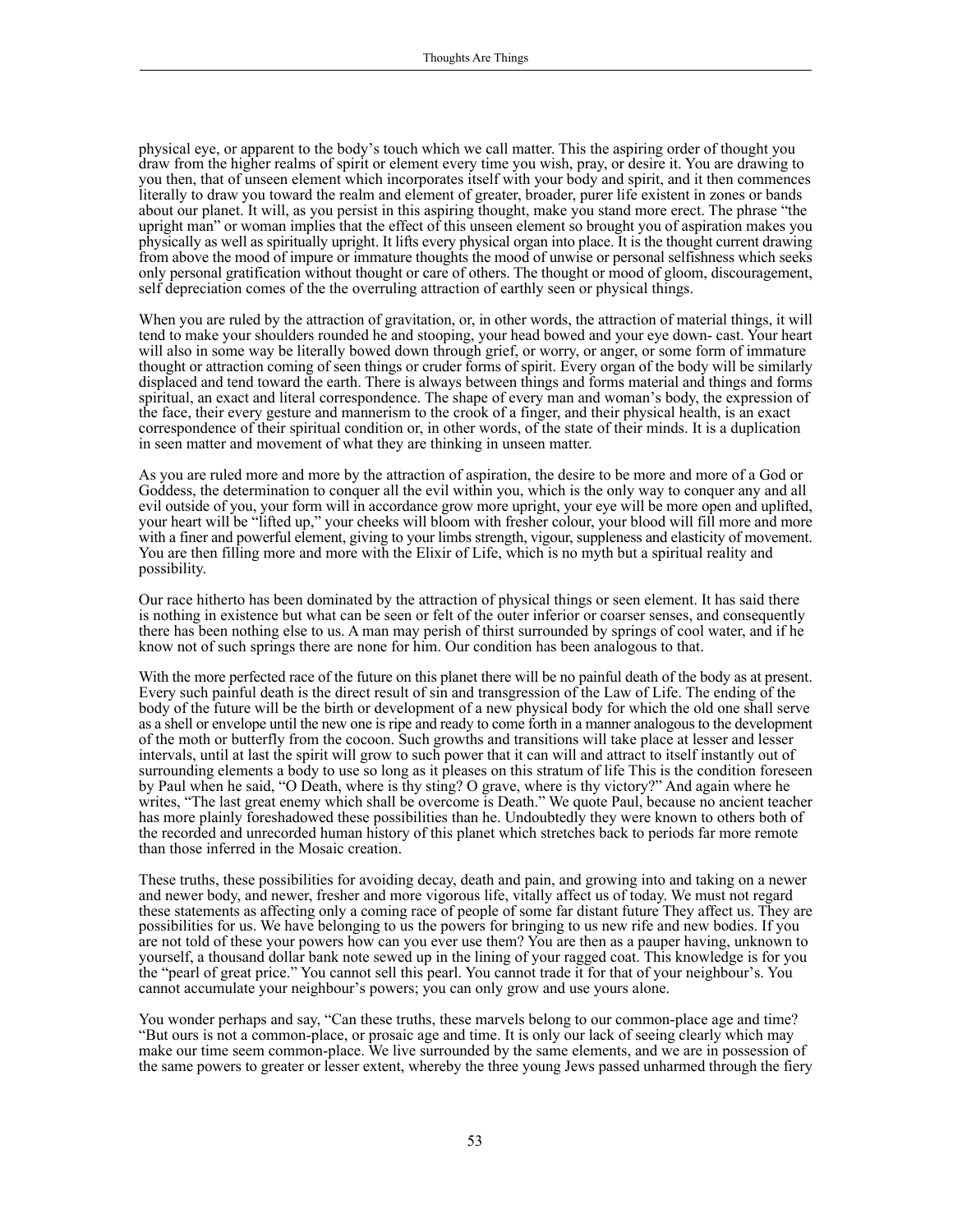physical eye, or apparent to the body's touch which we call matter. This the aspiring order of thought you draw from the higher realms of spirit or element every time you wish, pray, or desire it. You are drawing to you then, that of unseen element which incorporates itself with your body and spirit, and it then commences literally to draw you toward the realm and element of greater, broader, purer life existent in zones or bands about our planet. It will, as you persist in this aspiring thought, make you stand more erect. The phrase "the upright man" or woman implies that the effect of this unseen element so brought you of aspiration makes you physically as well as spiritually upright. It lifts every physical organ into place. It is the thought current drawing from above the mood of impure or immature thoughts the mood of unwise or personal selfishness which seeks only personal gratification without thought or care of others. The thought or mood of gloom, discouragement, self depreciation comes of the the overruling attraction of earthly seen or physical things.

When you are ruled by the attraction of gravitation, or, in other words, the attraction of material things, it will tend to make your shoulders rounded he and stooping, your head bowed and your eye down- cast. Your heart will also in some way be literally bowed down through grief, or worry, or anger, or some form of immature thought or attraction coming of seen things or cruder forms of spirit. Every organ of the body will be similarly displaced and tend toward the earth. There is always between things and forms material and things and forms spiritual, an exact and literal correspondence. The shape of every man and woman's body, the expression of the face, their every gesture and mannerism to the crook of a finger, and their physical health, is an exact correspondence of their spiritual condition or, in other words, of the state of their minds. It is a duplication in seen matter and movement of what they are thinking in unseen matter.

As you are ruled more and more by the attraction of aspiration, the desire to be more and more of a God or Goddess, the determination to conquer all the evil within you, which is the only way to conquer any and all evil outside of you, your form will in accordance grow more upright, your eye will be more open and uplifted, your heart will be "lifted up," your cheeks will bloom with fresher colour, your blood will fill more and more with a finer and powerful element, giving to your limbs strength, vigour, suppleness and elasticity of movement. You are then filling more and more with the Elixir of Life, which is no myth but a spiritual reality and possibility.

Our race hitherto has been dominated by the attraction of physical things or seen element. It has said there is nothing in existence but what can be seen or felt of the outer inferior or coarser senses, and consequently there has been nothing else to us. A man may perish of thirst surrounded by springs of cool water, and if he know not of such springs there are none for him. Our condition has been analogous to that.

With the more perfected race of the future on this planet there will be no painful death of the body as at present. Every such painful death is the direct result of sin and transgression of the Law of Life. The ending of the body of the future will be the birth or development of a new physical body for which the old one shall serve as a shell or envelope until the new one is ripe and ready to come forth in a manner analogous to the development of the moth or butterfly from the cocoon. Such growths and transitions will take place at lesser and lesser intervals, until at last the spirit will grow to such power that it can will and attract to itself instantly out of surrounding elements a body to use so long as it pleases on this stratum of life This is the condition foreseen by Paul when he said, "O Death, where is thy sting? O grave, where is thy victory?" And again where he writes, "The last great enemy which shall be overcome is Death." We quote Paul, because no ancient teacher has more plainly foreshadowed these possibilities than he. Undoubtedly they were known to others both of the recorded and unrecorded human history of this planet which stretches back to periods far more remote than those inferred in the Mosaic creation.

These truths, these possibilities for avoiding decay, death and pain, and growing into and taking on a newer and newer body, and newer, fresher and more vigorous life, vitally affect us of today. We must not regard these statements as affecting only a coming race of people of some far distant future They affect us. They are possibilities for us. We have belonging to us the powers for bringing to us new rife and new bodies. If you are not told of these your powers how can you ever use them? You are then as a pauper having, unknown to yourself, a thousand dollar bank note sewed up in the lining of your ragged coat. This knowledge is for you the "pearl of great price." You cannot sell this pearl. You cannot trade it for that of your neighbour's. You cannot accumulate your neighbour's powers; you can only grow and use yours alone.

You wonder perhaps and say, "Can these truths, these marvels belong to our common-place age and time? "But ours is not a common-place, or prosaic age and time. It is only our lack of seeing clearly which may make our time seem common-place. We live surrounded by the same elements, and we are in possession of the same powers to greater or lesser extent, whereby the three young Jews passed unharmed through the fiery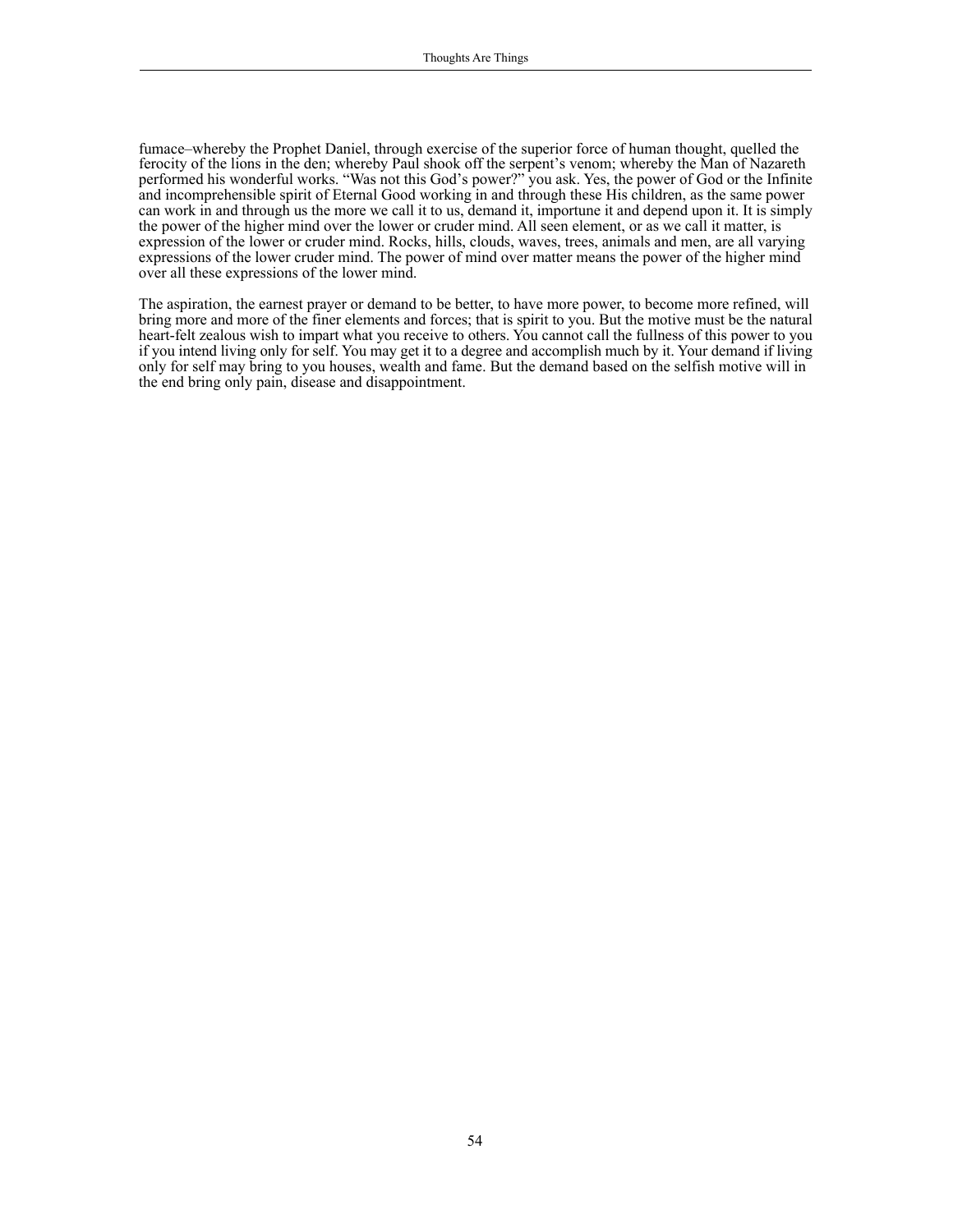fumace–whereby the Prophet Daniel, through exercise of the superior force of human thought, quelled the ferocity of the lions in the den; whereby Paul shook off the serpent's venom; whereby the Man of Nazareth performed his wonderful works. "Was not this God's power?" you ask. Yes, the power of God or the Infinite and incomprehensible spirit of Eternal Good working in and through these His children, as the same power can work in and through us the more we call it to us, demand it, importune it and depend upon it. It is simply the power of the higher mind over the lower or cruder mind. All seen element, or as we call it matter, is expression of the lower or cruder mind. Rocks, hills, clouds, waves, trees, animals and men, are all varying expressions of the lower cruder mind. The power of mind over matter means the power of the higher mind over all these expressions of the lower mind.

The aspiration, the earnest prayer or demand to be better, to have more power, to become more refined, will bring more and more of the finer elements and forces; that is spirit to you. But the motive must be the natural heart-felt zealous wish to impart what you receive to others. You cannot call the fullness of this power to you if you intend living only for self. You may get it to a degree and accomplish much by it. Your demand if living only for self may bring to you houses, wealth and fame. But the demand based on the selfish motive will in the end bring only pain, disease and disappointment.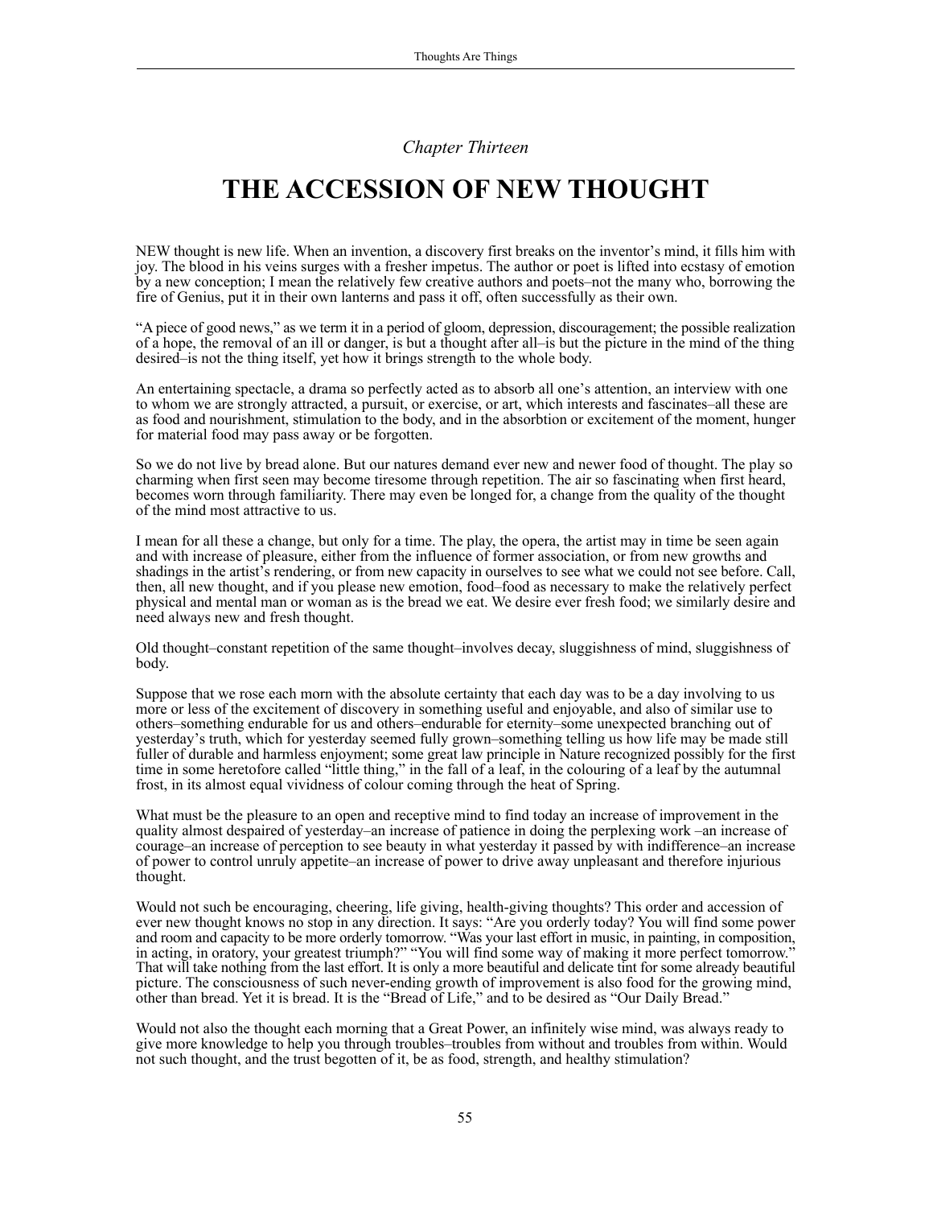*Chapter Thirteen*

# THE ACCESSION OF NEW THOUGHT

NEW thought is new life. When an invention, a discovery first breaks on the inventor's mind, it fills him with joy. The blood in his veins surges with a fresher impetus. The author or poet is lifted into ecstasy of emotion by a new conception; I mean the relatively few creative authors and poets–not the many who, borrowing the fire of Genius, put it in their own lanterns and pass it off, often successfully as their own.

"A piece of good news," as we term it in a period of gloom, depression, discouragement; the possible realization of a hope, the removal of an ill or danger, is but a thought after all–is but the picture in the mind of the thing desired–is not the thing itself, yet how it brings strength to the whole body.

An entertaining spectacle, a drama so perfectly acted as to absorb all one's attention, an interview with one to whom we are strongly attracted, a pursuit, or exercise, or art, which interests and fascinates–all these are as food and nourishment, stimulation to the body, and in the absorbtion or excitement of the moment, hunger for material food may pass away or be forgotten.

So we do not live by bread alone. But our natures demand ever new and newer food of thought. The play so charming when first seen may become tiresome through repetition. The air so fascinating when first heard, becomes worn through familiarity. There may even be longed for, a change from the quality of the thought of the mind most attractive to us.

I mean for all these a change, but only for a time. The play, the opera, the artist may in time be seen again and with increase of pleasure, either from the influence of former association, or from new growths and shadings in the artist's rendering, or from new capacity in ourselves to see what we could not see before. Call, then, all new thought, and if you please new emotion, food–food as necessary to make the relatively perfect physical and mental man or woman as is the bread we eat. We desire ever fresh food; we similarly desire and need always new and fresh thought.

Old thought–constant repetition of the same thought–involves decay, sluggishness of mind, sluggishness of body.

Suppose that we rose each morn with the absolute certainty that each day was to be a day involving to us more or less of the excitement of discovery in something useful and enjoyable, and also of similar use to others–something endurable for us and others–endurable for eternity–some unexpected branching out of yesterday's truth, which for yesterday seemed fully grown–something telling us how life may be made still fuller of durable and harmless enjoyment; some great law principle in Nature recognized possibly for the first time in some heretofore called "little thing," in the fall of a leaf, in the colouring of a leaf by the autumnal frost, in its almost equal vividness of colour coming through the heat of Spring.

What must be the pleasure to an open and receptive mind to find today an increase of improvement in the quality almost despaired of yesterday–an increase of patience in doing the perplexing work –an increase of courage–an increase of perception to see beauty in what yesterday it passed by with indifference–an increase of power to control unruly appetite–an increase of power to drive away unpleasant and therefore injurious thought.

Would not such be encouraging, cheering, life giving, health-giving thoughts? This order and accession of ever new thought knows no stop in any direction. It says: "Are you orderly today? You will find some power and room and capacity to be more orderly tomorrow. "Was your last effort in music, in painting, in composition, in acting, in oratory, your greatest triumph?" "You will find some way of making it more perfect tomorrow." That will take nothing from the last effort. It is only a more beautiful and delicate tint for some already beautiful picture. The consciousness of such never-ending growth of improvement is also food for the growing mind, other than bread. Yet it is bread. It is the "Bread of Life," and to be desired as "Our Daily Bread."

Would not also the thought each morning that a Great Power, an infinitely wise mind, was always ready to give more knowledge to help you through troubles–troubles from without and troubles from within. Would not such thought, and the trust begotten of it, be as food, strength, and healthy stimulation?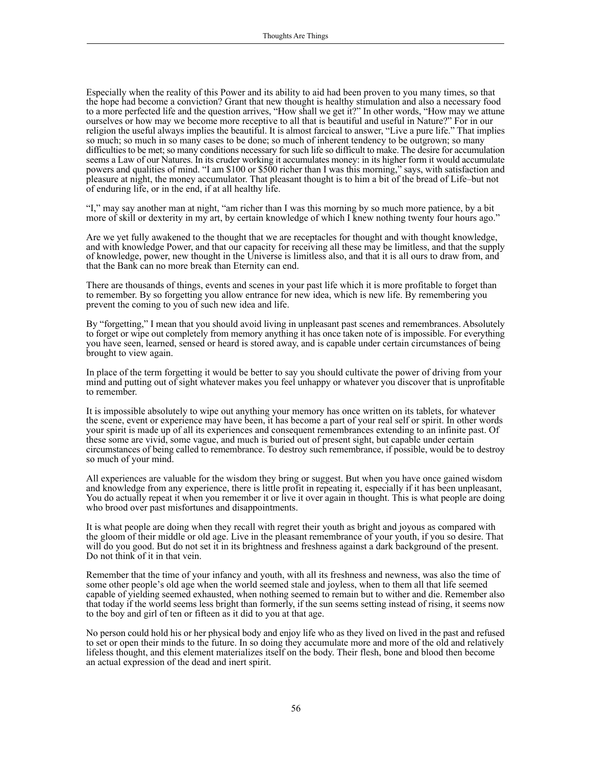Especially when the reality of this Power and its ability to aid had been proven to you many times, so that the hope had become a conviction? Grant that new thought is healthy stimulation and also a necessary food to a more perfected life and the question arrives, "How shall we get it?" In other words, "How may we attune ourselves or how may we become more receptive to all that is beautiful and useful in Nature?" For in our religion the useful always implies the beautiful. It is almost farcical to answer, "Live a pure life." That implies so much; so much in so many cases to be done; so much of inherent tendency to be outgrown; so many difficulties to be met; so many conditions necessary for such life so difficult to make. The desire for accumulation seems a Law of our Natures. In its cruder working it accumulates money: in its higher form it would accumulate powers and qualities of mind. "I am $100 or $500 richer than I was this morning," says, with satisfaction and pleasure at night, the money accumulator. That pleasant thought is to him a bit of the bread of Life–but not of enduring life, or in the end, if at all healthy life.

"I," may say another man at night, "am richer than I was this morning by so much more patience, by a bit more of skill or dexterity in my art, by certain knowledge of which I knew nothing twenty four hours ago."

Are we yet fully awakened to the thought that we are receptacles for thought and with thought knowledge, and with knowledge Power, and that our capacity for receiving all these may be limitless, and that the supply of knowledge, power, new thought in the Universe is limitless also, and that it is all ours to draw from, and that the Bank can no more break than Eternity can end.

There are thousands of things, events and scenes in your past life which it is more profitable to forget than to remember. By so forgetting you allow entrance for new idea, which is new life. By remembering you prevent the coming to you of such new idea and life.

By "forgetting," I mean that you should avoid living in unpleasant past scenes and remembrances. Absolutely to forget or wipe out completely from memory anything it has once taken note of is impossible. For everything you have seen, learned, sensed or heard is stored away, and is capable under certain circumstances of being brought to view again.

In place of the term forgetting it would be better to say you should cultivate the power of driving from your mind and putting out of sight whatever makes you feel unhappy or whatever you discover that is unprofitable to remember.

It is impossible absolutely to wipe out anything your memory has once written on its tablets, for whatever the scene, event or experience may have been, it has become a part of your real self or spirit. In other words your spirit is made up of all its experiences and consequent remembrances extending to an infinite past. Of these some are vivid, some vague, and much is buried out of present sight, but capable under certain circumstances of being called to remembrance. To destroy such remembrance, if possible, would be to destroy so much of your mind.

All experiences are valuable for the wisdom they bring or suggest. But when you have once gained wisdom and knowledge from any experience, there is little profit in repeating it, especially if it has been unpleasant, You do actually repeat it when you remember it or live it over again in thought. This is what people are doing who brood over past misfortunes and disappointments.

It is what people are doing when they recall with regret their youth as bright and joyous as compared with the gloom of their middle or old age. Live in the pleasant remembrance of your youth, if you so desire. That will do you good. But do not set it in its brightness and freshness against a dark background of the present. Do not think of it in that vein.

Remember that the time of your infancy and youth, with all its freshness and newness, was also the time of some other people's old age when the world seemed stale and joyless, when to them all that life seemed capable of yielding seemed exhausted, when nothing seemed to remain but to wither and die. Remember also that today if the world seems less bright than formerly, if the sun seems setting instead of rising, it seems now to the boy and girl of ten or fifteen as it did to you at that age.

No person could hold his or her physical body and enjoy life who as they lived on lived in the past and refused to set or open their minds to the future. In so doing they accumulate more and more of the old and relatively lifeless thought, and this element materializes itself on the body. Their flesh, bone and blood then become an actual expression of the dead and inert spirit.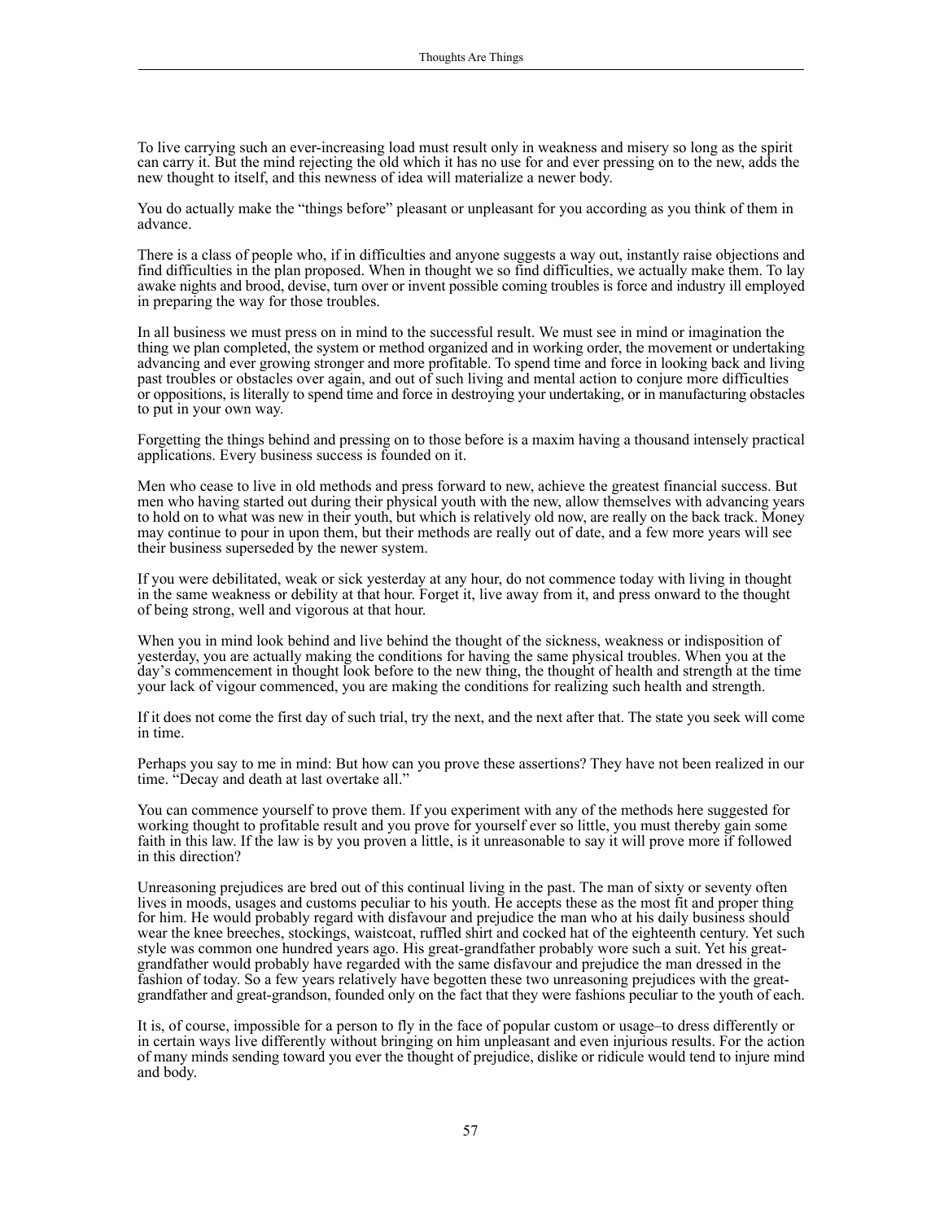To live carrying such an ever-increasing load must result only in weakness and misery so long as the spirit can carry it. But the mind rejecting the old which it has no use for and ever pressing on to the new, adds the new thought to itself, and this newness of idea will materialize a newer body.

You do actually make the "things before" pleasant or unpleasant for you according as you think of them in advance.

There is a class of people who, if in difficulties and anyone suggests a way out, instantly raise objections and find difficulties in the plan proposed. When in thought we so find difficulties, we actually make them. To lay awake nights and brood, devise, turn over or invent possible coming troubles is force and industry ill employed in preparing the way for those troubles.

In all business we must press on in mind to the successful result. We must see in mind or imagination the thing we plan completed, the system or method organized and in working order, the movement or undertaking advancing and ever growing stronger and more profitable. To spend time and force in looking back and living past troubles or obstacles over again, and out of such living and mental action to conjure more difficulties or oppositions, is literally to spend time and force in destroying your undertaking, or in manufacturing obstacles to put in your own way.

Forgetting the things behind and pressing on to those before is a maxim having a thousand intensely practical applications. Every business success is founded on it.

Men who cease to live in old methods and press forward to new, achieve the greatest financial success. But men who having started out during their physical youth with the new, allow themselves with advancing years to hold on to what was new in their youth, but which is relatively old now, are really on the back track. Money may continue to pour in upon them, but their methods are really out of date, and a few more years will see their business superseded by the newer system.

If you were debilitated, weak or sick yesterday at any hour, do not commence today with living in thought in the same weakness or debility at that hour. Forget it, live away from it, and press onward to the thought of being strong, well and vigorous at that hour.

When you in mind look behind and live behind the thought of the sickness, weakness or indisposition of yesterday, you are actually making the conditions for having the same physical troubles. When you at the day's commencement in thought look before to the new thing, the thought of health and strength at the time your lack of vigour commenced, you are making the conditions for realizing such health and strength.

If it does not come the first day of such trial, try the next, and the next after that. The state you seek will come in time.

Perhaps you say to me in mind: But how can you prove these assertions? They have not been realized in our time. "Decay and death at last overtake all."

You can commence yourself to prove them. If you experiment with any of the methods here suggested for working thought to profitable result and you prove for yourself ever so little, you must thereby gain some faith in this law. If the law is by you proven a little, is it unreasonable to say it will prove more if followed in this direction?

Unreasoning prejudices are bred out of this continual living in the past. The man of sixty or seventy often lives in moods, usages and customs peculiar to his youth. He accepts these as the most fit and proper thing for him. He would probably regard with disfavour and prejudice the man who at his daily business should wear the knee breeches, stockings, waistcoat, ruffled shirt and cocked hat of the eighteenth century. Yet such style was common one hundred years ago. His great-grandfather probably wore such a suit. Yet his great-grandfather would probably have regarded with the same disfavour and prejudice the man dressed in the fashion of today. So a few years relatively have begotten these two unreasoning prejudices with the great-grandfather and great-grandson, founded only on the fact that they were fashions peculiar to the youth of each.

It is, of course, impossible for a person to fly in the face of popular custom or usage–to dress differently or in certain ways live differently without bringing on him unpleasant and even injurious results. For the action of many minds sending toward you ever the thought of prejudice, dislike or ridicule would tend to injure mind and body.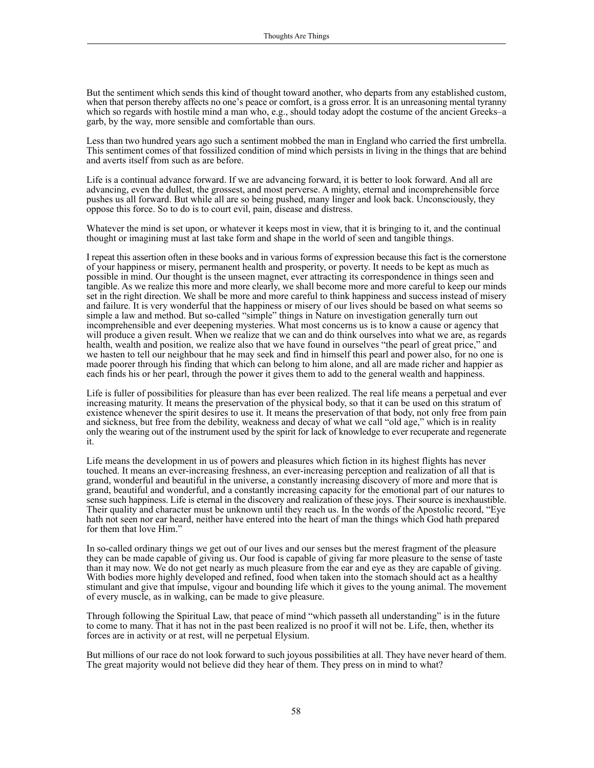But the sentiment which sends this kind of thought toward another, who departs from any established custom, when that person thereby affects no one's peace or comfort, is a gross error. It is an unreasoning mental tyranny which so regards with hostile mind a man who, e.g., should today adopt the costume of the ancient Greeks–a garb, by the way, more sensible and comfortable than ours.

Less than two hundred years ago such a sentiment mobbed the man in England who carried the first umbrella. This sentiment comes of that fossilized condition of mind which persists in living in the things that are behind and averts itself from such as are before.

Life is a continual advance forward. If we are advancing forward, it is better to look forward. And all are advancing, even the dullest, the grossest, and most perverse. A mighty, eternal and incomprehensible force pushes us all forward. But while all are so being pushed, many linger and look back. Unconsciously, they oppose this force. So to do is to court evil, pain, disease and distress.

Whatever the mind is set upon, or whatever it keeps most in view, that it is bringing to it, and the continual thought or imagining must at last take form and shape in the world of seen and tangible things.

I repeat this assertion often in these books and in various forms of expression because this fact is the cornerstone of your happiness or misery, permanent health and prosperity, or poverty. It needs to be kept as much as possible in mind. Our thought is the unseen magnet, ever attracting its correspondence in things seen and tangible. As we realize this more and more clearly, we shall become more and more careful to keep our minds set in the right direction. We shall be more and more careful to think happiness and success instead of misery and failure. It is very wonderful that the happiness or misery of our lives should be based on what seems so simple a law and method. But so-called "simple" things in Nature on investigation generally turn out incomprehensible and ever deepening mysteries. What most concerns us is to know a cause or agency that will produce a given result. When we realize that we can and do think ourselves into what we are, as regards health, wealth and position, we realize also that we have found in ourselves "the pearl of great price," and we hasten to tell our neighbour that he may seek and find in himself this pearl and power also, for no one is made poorer through his finding that which can belong to him alone, and all are made richer and happier as each finds his or her pearl, through the power it gives them to add to the general wealth and happiness.

Life is fuller of possibilities for pleasure than has ever been realized. The real life means a perpetual and ever increasing maturity. It means the preservation of the physical body, so that it can be used on this stratum of existence whenever the spirit desires to use it. It means the preservation of that body, not only free from pain and sickness, but free from the debility, weakness and decay of what we call "old age," which is in reality only the wearing out of the instrument used by the spirit for lack of knowledge to ever recuperate and regenerate it.

Life means the development in us of powers and pleasures which fiction in its highest flights has never touched. It means an ever-increasing freshness, an ever-increasing perception and realization of all that is grand, wonderful and beautiful in the universe, a constantly increasing discovery of more and more that is grand, beautiful and wonderful, and a constantly increasing capacity for the emotional part of our natures to sense such happiness. Life is eternal in the discovery and realization of these joys. Their source is inexhaustible. Their quality and character must be unknown until they reach us. In the words of the Apostolic record, "Eye hath not seen nor ear heard, neither have entered into the heart of man the things which God hath prepared for them that love Him."

In so-called ordinary things we get out of our lives and our senses but the merest fragment of the pleasure they can be made capable of giving us. Our food is capable of giving far more pleasure to the sense of taste than it may now. We do not get nearly as much pleasure from the ear and eye as they are capable of giving. With bodies more highly developed and refined, food when taken into the stomach should act as a healthy stimulant and give that impulse, vigour and bounding life which it gives to the young animal. The movement of every muscle, as in walking, can be made to give pleasure.

Through following the Spiritual Law, that peace of mind "which passeth all understanding" is in the future to come to many. That it has not in the past been realized is no proof it will not be. Life, then, whether its forces are in activity or at rest, will ne perpetual Elysium.

But millions of our race do not look forward to such joyous possibilities at all. They have never heard of them. The great majority would not believe did they hear of them. They press on in mind to what?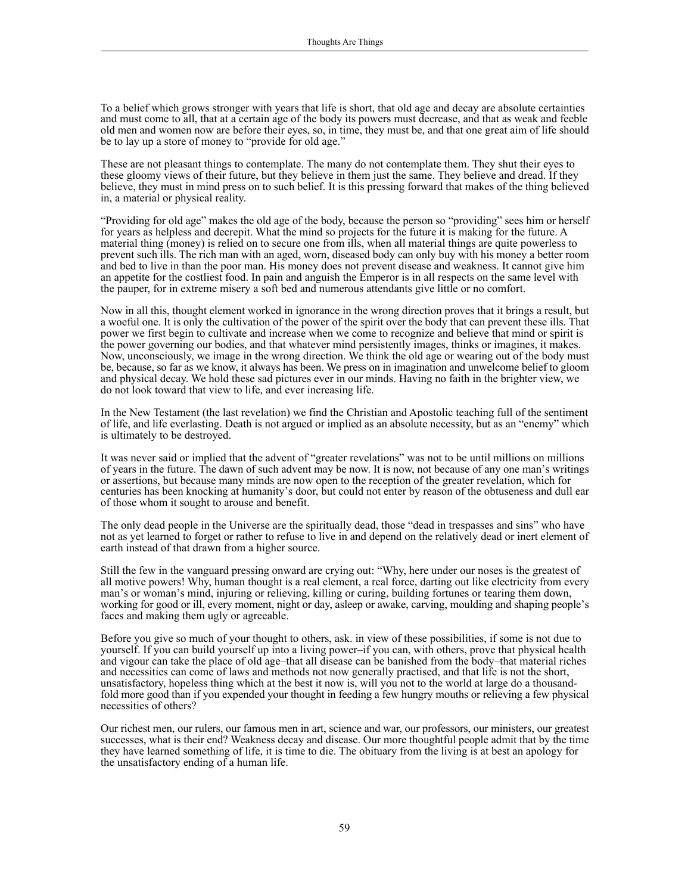To a belief which grows stronger with years that life is short, that old age and decay are absolute certainties and must come to all, that at a certain age of the body its powers must decrease, and that as weak and feeble old men and women now are before their eyes, so, in time, they must be, and that one great aim of life should be to lay up a store of money to "provide for old age."

These are not pleasant things to contemplate. The many do not contemplate them. They shut their eyes to these gloomy views of their future, but they believe in them just the same. They believe and dread. If they believe, they must in mind press on to such belief. It is this pressing forward that makes of the thing believed in, a material or physical reality.

"Providing for old age" makes the old age of the body, because the person so "providing" sees him or herself for years as helpless and decrepit. What the mind so projects for the future it is making for the future. A material thing (money) is relied on to secure one from ills, when all material things are quite powerless to prevent such ills. The rich man with an aged, worn, diseased body can only buy with his money a better room and bed to live in than the poor man. His money does not prevent disease and weakness. It cannot give him an appetite for the costliest food. In pain and anguish the Emperor is in all respects on the same level with the pauper, for in extreme misery a soft bed and numerous attendants give little or no comfort.

Now in all this, thought element worked in ignorance in the wrong direction proves that it brings a result, but a woeful one. It is only the cultivation of the power of the spirit over the body that can prevent these ills. That power we first begin to cultivate and increase when we come to recognize and believe that mind or spirit is the power governing our bodies, and that whatever mind persistently images, thinks or imagines, it makes. Now, unconsciously, we image in the wrong direction. We think the old age or wearing out of the body must be, because, so far as we know, it always has been. We press on in imagination and unwelcome belief to gloom and physical decay. We hold these sad pictures ever in our minds. Having no faith in the brighter view, we do not look toward that view to life, and ever increasing life.

In the New Testament (the last revelation) we find the Christian and Apostolic teaching full of the sentiment of life, and life everlasting. Death is not argued or implied as an absolute necessity, but as an "enemy" which is ultimately to be destroyed.

It was never said or implied that the advent of "greater revelations" was not to be until millions on millions of years in the future. The dawn of such advent may be now. It is now, not because of any one man's writings or assertions, but because many minds are now open to the reception of the greater revelation, which for centuries has been knocking at humanity's door, but could not enter by reason of the obtuseness and dull ear of those whom it sought to arouse and benefit.

The only dead people in the Universe are the spiritually dead, those "dead in trespasses and sins" who have not as yet learned to forget or rather to refuse to live in and depend on the relatively dead or inert element of earth instead of that drawn from a higher source.

Still the few in the vanguard pressing onward are crying out: "Why, here under our noses is the greatest of all motive powers! Why, human thought is a real element, a real force, darting out like electricity from every man's or woman's mind, injuring or relieving, killing or curing, building fortunes or tearing them down, working for good or ill, every moment, night or day, asleep or awake, carving, moulding and shaping people's faces and making them ugly or agreeable.

Before you give so much of your thought to others, ask. in view of these possibilities, if some is not due to yourself. If you can build yourself up into a living power–if you can, with others, prove that physical health and vigour can take the place of old age–that all disease can be banished from the body–that material riches and necessities can come of laws and methods not now generally practised, and that life is not the short, unsatisfactory, hopeless thing which at the best it now is, will you not to the world at large do a thousand-fold more good than if you expended your thought in feeding a few hungry mouths or relieving a few physical necessities of others?

Our richest men, our rulers, our famous men in art, science and war, our professors, our ministers, our greatest successes, what is their end? Weakness decay and disease. Our more thoughtful people admit that by the time they have learned something of life, it is time to die. The obituary from the living is at best an apology for the unsatisfactory ending of a human life.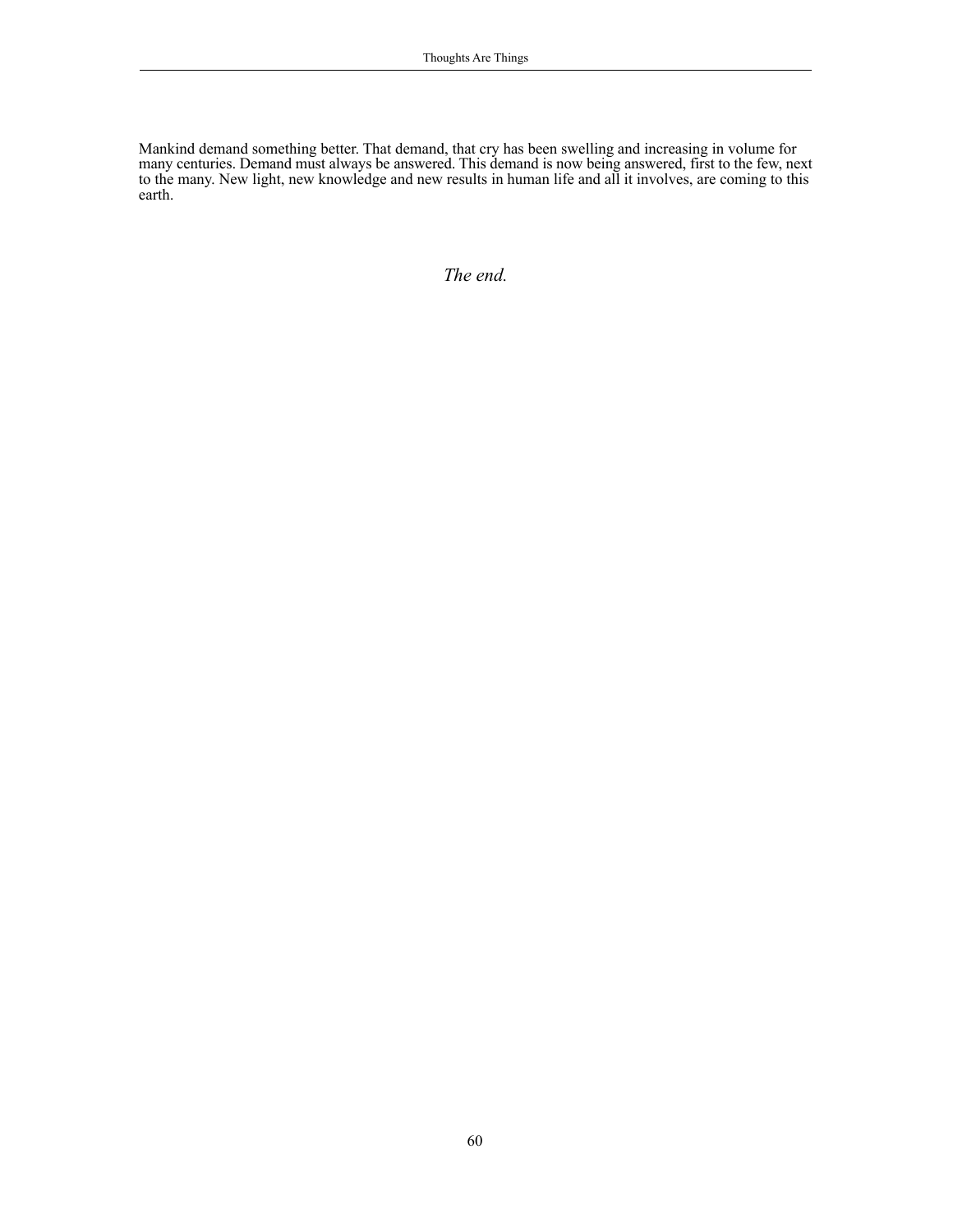Mankind demand something better. That demand, that cry has been swelling and increasing in volume for many centuries. Demand must always be answered. This demand is now being answered, first to the few, next to the many. New light, new knowledge and new results in human life and all it involves, are coming to this earth.

*The end.*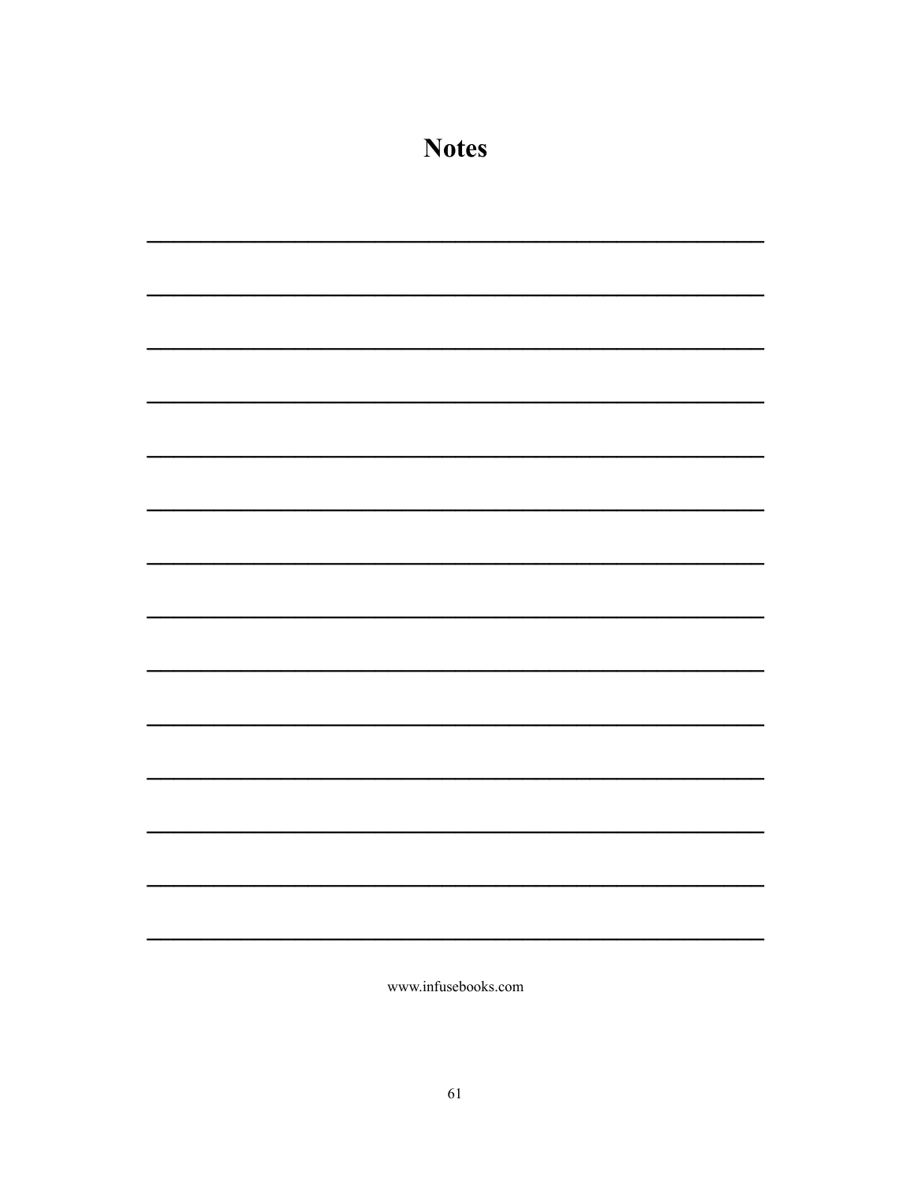# Notes

\_\_\_\_\_\_\_\_\_\_\_\_\_\_\_\_\_\_\_\_\_\_\_\_\_\_\_\_\_\_\_\_\_\_\_\_\_\_\_\_\_\_\_\_

\_\_\_\_\_\_\_\_\_\_\_\_\_\_\_\_\_\_\_\_\_\_\_\_\_\_\_\_\_\_\_\_\_\_\_\_\_\_\_\_\_\_\_\_

\_\_\_\_\_\_\_\_\_\_\_\_\_\_\_\_\_\_\_\_\_\_\_\_\_\_\_\_\_\_\_\_\_\_\_\_\_\_\_\_\_\_\_\_

\_\_\_\_\_\_\_\_\_\_\_\_\_\_\_\_\_\_\_\_\_\_\_\_\_\_\_\_\_\_\_\_\_\_\_\_\_\_\_\_\_\_\_\_

\_\_\_\_\_\_\_\_\_\_\_\_\_\_\_\_\_\_\_\_\_\_\_\_\_\_\_\_\_\_\_\_\_\_\_\_\_\_\_\_\_\_\_\_

\_\_\_\_\_\_\_\_\_\_\_\_\_\_\_\_\_\_\_\_\_\_\_\_\_\_\_\_\_\_\_\_\_\_\_\_\_\_\_\_\_\_\_\_

\_\_\_\_\_\_\_\_\_\_\_\_\_\_\_\_\_\_\_\_\_\_\_\_\_\_\_\_\_\_\_\_\_\_\_\_\_\_\_\_\_\_\_\_

\_\_\_\_\_\_\_\_\_\_\_\_\_\_\_\_\_\_\_\_\_\_\_\_\_\_\_\_\_\_\_\_\_\_\_\_\_\_\_\_\_\_\_\_

\_\_\_\_\_\_\_\_\_\_\_\_\_\_\_\_\_\_\_\_\_\_\_\_\_\_\_\_\_\_\_\_\_\_\_\_\_\_\_\_\_\_\_\_

\_\_\_\_\_\_\_\_\_\_\_\_\_\_\_\_\_\_\_\_\_\_\_\_\_\_\_\_\_\_\_\_\_\_\_\_\_\_\_\_\_\_\_\_

\_\_\_\_\_\_\_\_\_\_\_\_\_\_\_\_\_\_\_\_\_\_\_\_\_\_\_\_\_\_\_\_\_\_\_\_\_\_\_\_\_\_\_\_

\_\_\_\_\_\_\_\_\_\_\_\_\_\_\_\_\_\_\_\_\_\_\_\_\_\_\_\_\_\_\_\_\_\_\_\_\_\_\_\_\_\_\_\_

\_\_\_\_\_\_\_\_\_\_\_\_\_\_\_\_\_\_\_\_\_\_\_\_\_\_\_\_\_\_\_\_\_\_\_\_\_\_\_\_\_\_\_\_

\_\_\_\_\_\_\_\_\_\_\_\_\_\_\_\_\_\_\_\_\_\_\_\_\_\_\_\_\_\_\_\_\_\_\_\_\_\_\_\_\_\_\_\_

www.infusebooks.com